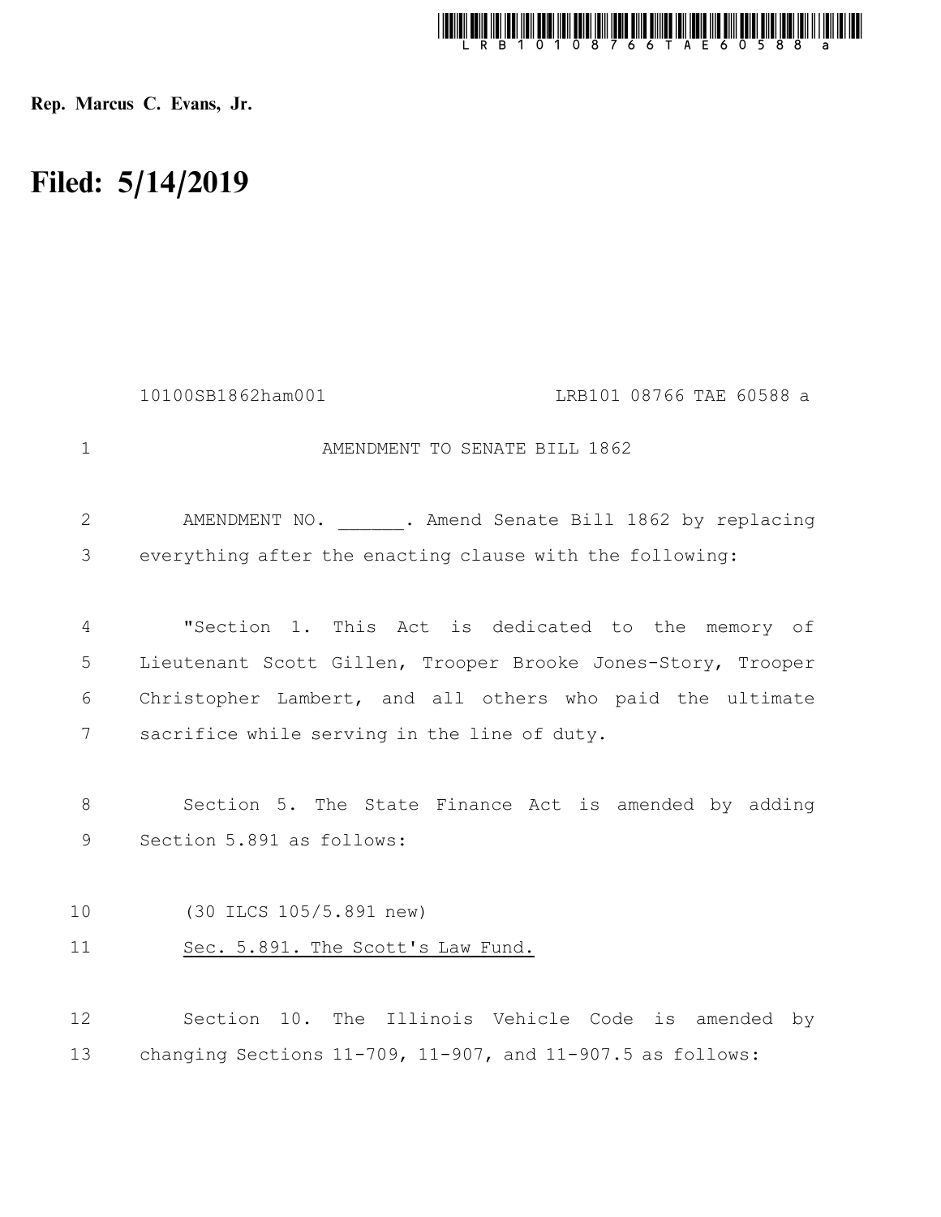Rep. Marcus C. Evans, Jr.

# Filed: 5/14/2019

10100SB1862ham001 LRB101 08766 TAE 60588 a

AMENDMENT TO SENATE BILL 1862

AMENDMENT NO. ______. Amend Senate Bill 1862 by replacing everything after the enacting clause with the following:

"Section 1. This Act is dedicated to the memory of Lieutenant Scott Gillen, Trooper Brooke Jones-Story, Trooper Christopher Lambert, and all others who paid the ultimate sacrifice while serving in the line of duty.

Section 5. The State Finance Act is amended by adding Section 5.891 as follows:

(30 ILCS 105/5.891 new)

<u>Sec. 5.891. The Scott's Law Fund.</u>

Section 10. The Illinois Vehicle Code is amended by changing Sections 11-709, 11-907, and 11-907.5 as follows: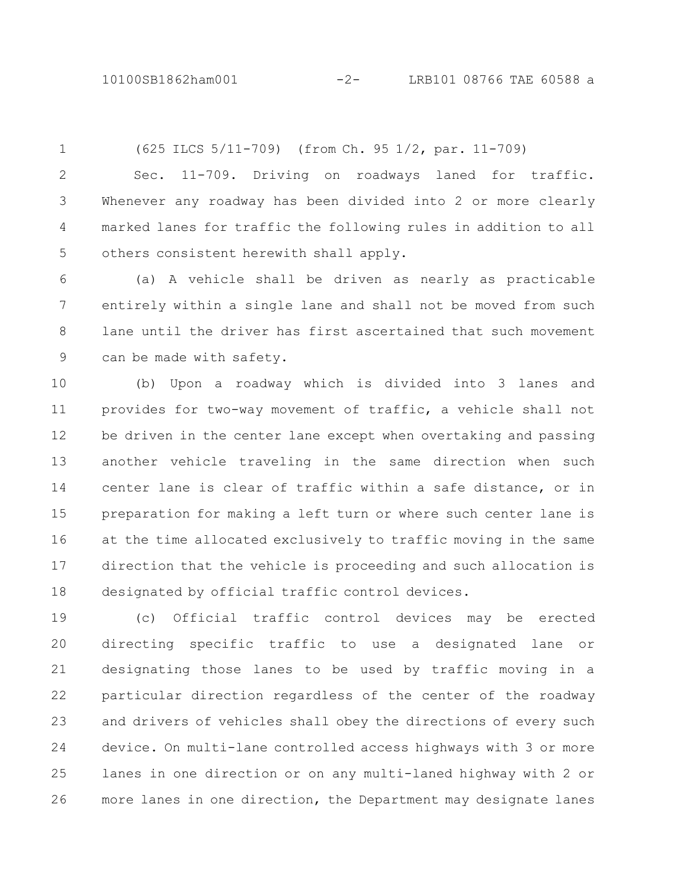(625 ILCS 5/11-709) (from Ch. 95 1/2, par. 11-709)

Sec. 11-709. Driving on roadways laned for traffic. Whenever any roadway has been divided into 2 or more clearly marked lanes for traffic the following rules in addition to all others consistent herewith shall apply.

(a) A vehicle shall be driven as nearly as practicable entirely within a single lane and shall not be moved from such lane until the driver has first ascertained that such movement can be made with safety.

(b) Upon a roadway which is divided into 3 lanes and provides for two-way movement of traffic, a vehicle shall not be driven in the center lane except when overtaking and passing another vehicle traveling in the same direction when such center lane is clear of traffic within a safe distance, or in preparation for making a left turn or where such center lane is at the time allocated exclusively to traffic moving in the same direction that the vehicle is proceeding and such allocation is designated by official traffic control devices.

(c) Official traffic control devices may be erected directing specific traffic to use a designated lane or designating those lanes to be used by traffic moving in a particular direction regardless of the center of the roadway and drivers of vehicles shall obey the directions of every such device. On multi-lane controlled access highways with 3 or more lanes in one direction or on any multi-laned highway with 2 or more lanes in one direction, the Department may designate lanes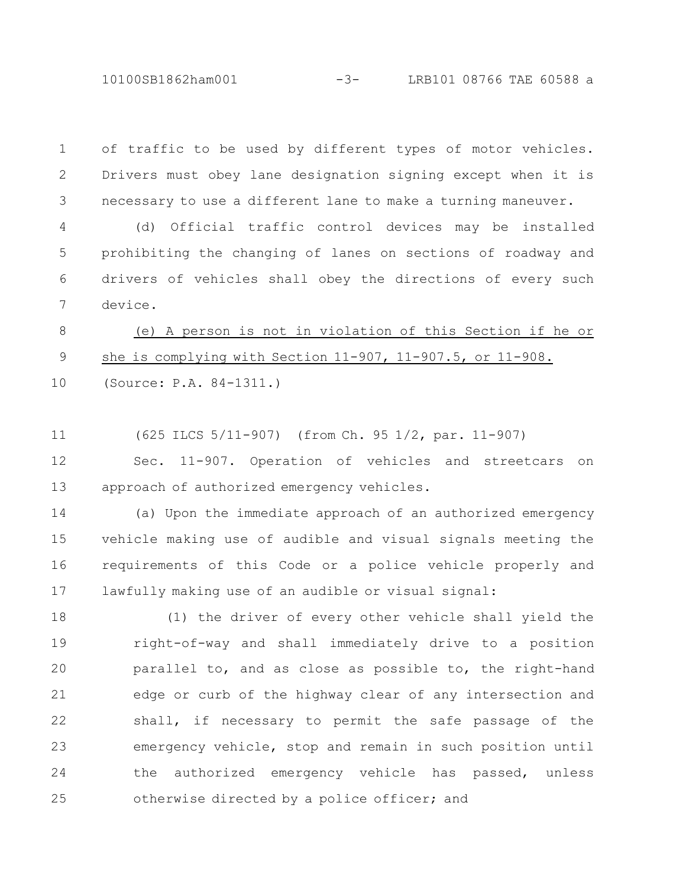of traffic to be used by different types of motor vehicles. Drivers must obey lane designation signing except when it is necessary to use a different lane to make a turning maneuver.

(d) Official traffic control devices may be installed prohibiting the changing of lanes on sections of roadway and drivers of vehicles shall obey the directions of every such device.

<u>(e) A person is not in violation of this Section if he or she is complying with Section 11-907, 11-907.5, or 11-908.</u>

(Source: P.A. 84-1311.)

(625 ILCS 5/11-907) (from Ch. 95 1/2, par. 11-907)

Sec. 11-907. Operation of vehicles and streetcars on approach of authorized emergency vehicles.

(a) Upon the immediate approach of an authorized emergency vehicle making use of audible and visual signals meeting the requirements of this Code or a police vehicle properly and lawfully making use of an audible or visual signal:

(1) the driver of every other vehicle shall yield the right-of-way and shall immediately drive to a position parallel to, and as close as possible to, the right-hand edge or curb of the highway clear of any intersection and shall, if necessary to permit the safe passage of the emergency vehicle, stop and remain in such position until the authorized emergency vehicle has passed, unless otherwise directed by a police officer; and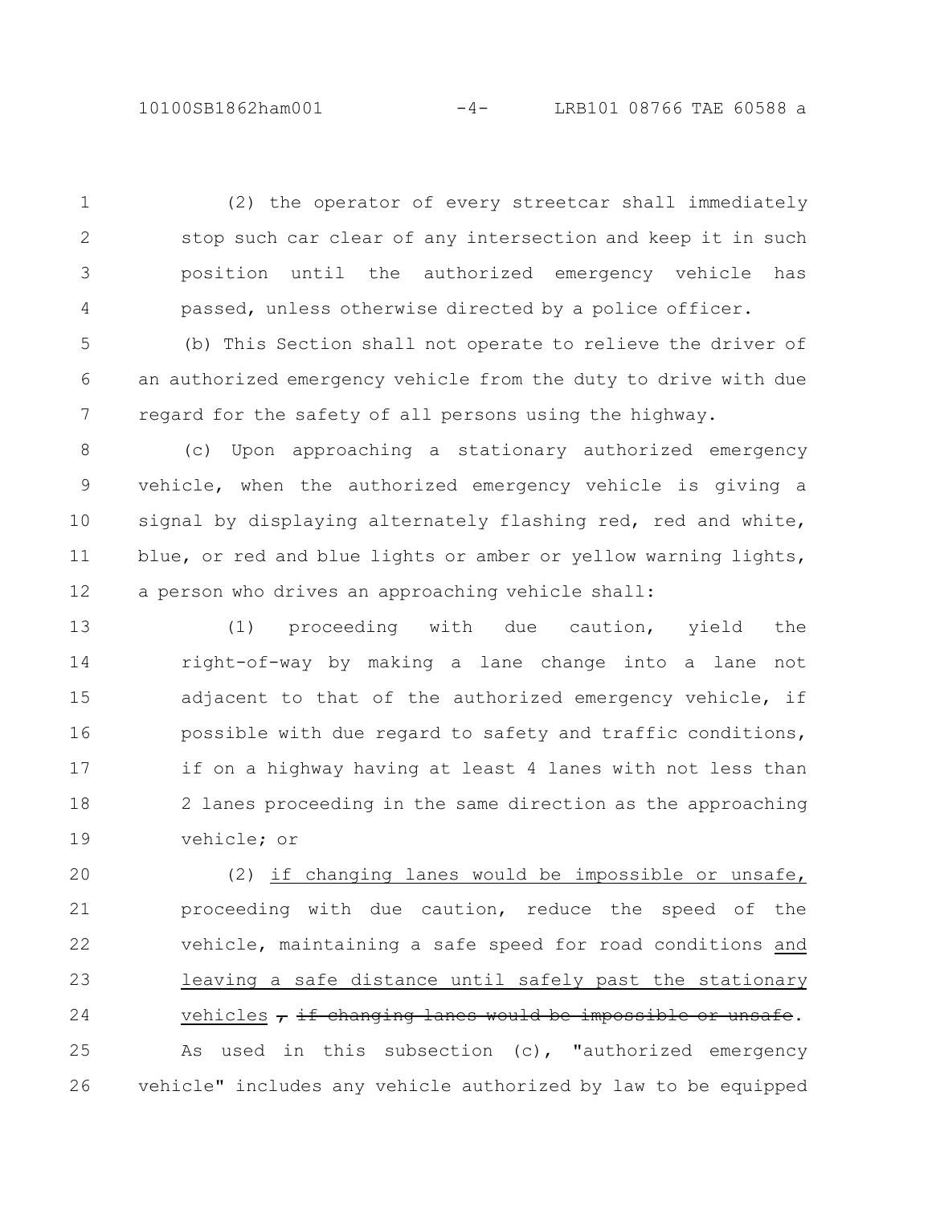(2) the operator of every streetcar shall immediately stop such car clear of any intersection and keep it in such position until the authorized emergency vehicle has passed, unless otherwise directed by a police officer.

(b) This Section shall not operate to relieve the driver of an authorized emergency vehicle from the duty to drive with due regard for the safety of all persons using the highway.

(c) Upon approaching a stationary authorized emergency vehicle, when the authorized emergency vehicle is giving a signal by displaying alternately flashing red, red and white, blue, or red and blue lights or amber or yellow warning lights, a person who drives an approaching vehicle shall:

(1) proceeding with due caution, yield the right-of-way by making a lane change into a lane not adjacent to that of the authorized emergency vehicle, if possible with due regard to safety and traffic conditions, if on a highway having at least 4 lanes with not less than 2 lanes proceeding in the same direction as the approaching vehicle; or

(2) <u>if changing lanes would be impossible or unsafe,</u> proceeding with due caution, reduce the speed of the vehicle, maintaining a safe speed for road conditions <u>and leaving a safe distance until safely past the stationary vehicles</u> ~~, if changing lanes would be impossible or unsafe~~.

As used in this subsection (c), "authorized emergency vehicle" includes any vehicle authorized by law to be equipped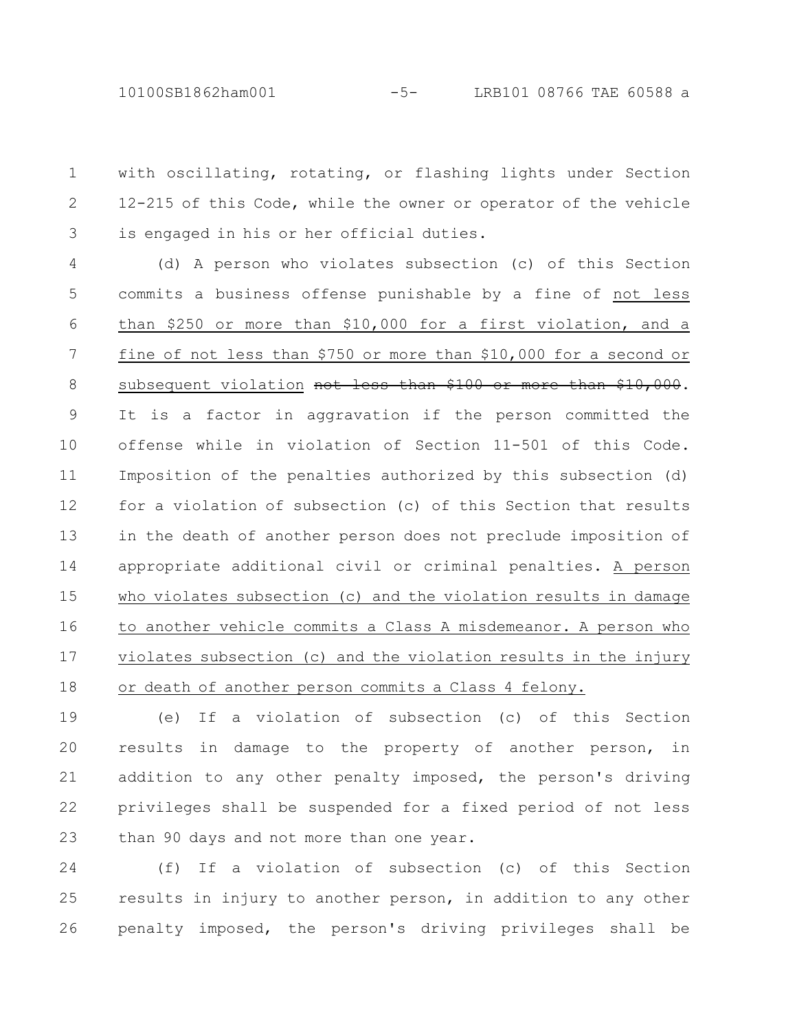with oscillating, rotating, or flashing lights under Section 12-215 of this Code, while the owner or operator of the vehicle is engaged in his or her official duties.

(d) A person who violates subsection (c) of this Section commits a business offense punishable by a fine of <u>not less than $250 or more than $10,000 for a first violation, and a fine of not less than $750 or more than $10,000 for a second or subsequent violation</u> ~~not less than $100 or more than $10,000~~. It is a factor in aggravation if the person committed the offense while in violation of Section 11-501 of this Code. Imposition of the penalties authorized by this subsection (d) for a violation of subsection (c) of this Section that results in the death of another person does not preclude imposition of appropriate additional civil or criminal penalties. <u>A person who violates subsection (c) and the violation results in damage to another vehicle commits a Class A misdemeanor. A person who violates subsection (c) and the violation results in the injury or death of another person commits a Class 4 felony.</u>

(e) If a violation of subsection (c) of this Section results in damage to the property of another person, in addition to any other penalty imposed, the person's driving privileges shall be suspended for a fixed period of not less than 90 days and not more than one year.

(f) If a violation of subsection (c) of this Section results in injury to another person, in addition to any other penalty imposed, the person's driving privileges shall be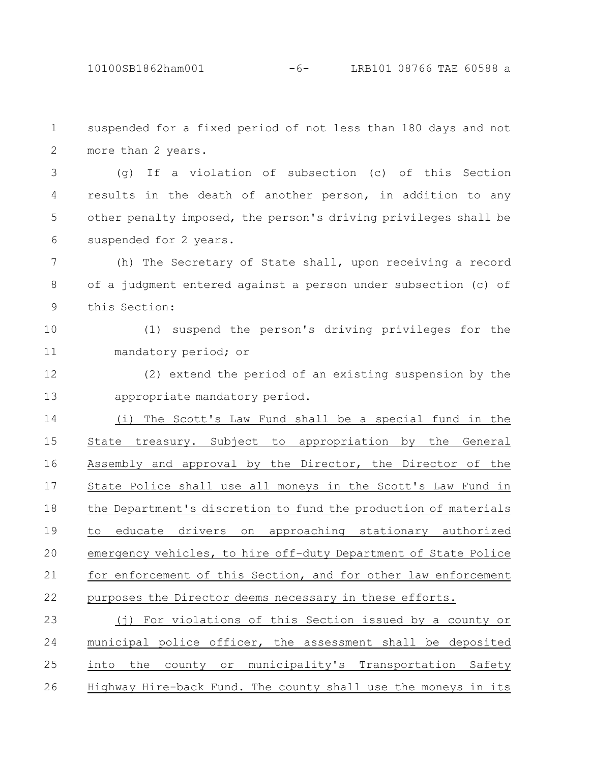suspended for a fixed period of not less than 180 days and not more than 2 years.

(g) If a violation of subsection (c) of this Section results in the death of another person, in addition to any other penalty imposed, the person's driving privileges shall be suspended for 2 years.

(h) The Secretary of State shall, upon receiving a record of a judgment entered against a person under subsection (c) of this Section:

(1) suspend the person's driving privileges for the mandatory period; or

(2) extend the period of an existing suspension by the appropriate mandatory period.

(i) The Scott's Law Fund shall be a special fund in the State treasury. Subject to appropriation by the General Assembly and approval by the Director, the Director of the State Police shall use all moneys in the Scott's Law Fund in the Department's discretion to fund the production of materials to educate drivers on approaching stationary authorized emergency vehicles, to hire off-duty Department of State Police for enforcement of this Section, and for other law enforcement purposes the Director deems necessary in these efforts.

(j) For violations of this Section issued by a county or municipal police officer, the assessment shall be deposited into the county or municipality's Transportation Safety Highway Hire-back Fund. The county shall use the moneys in its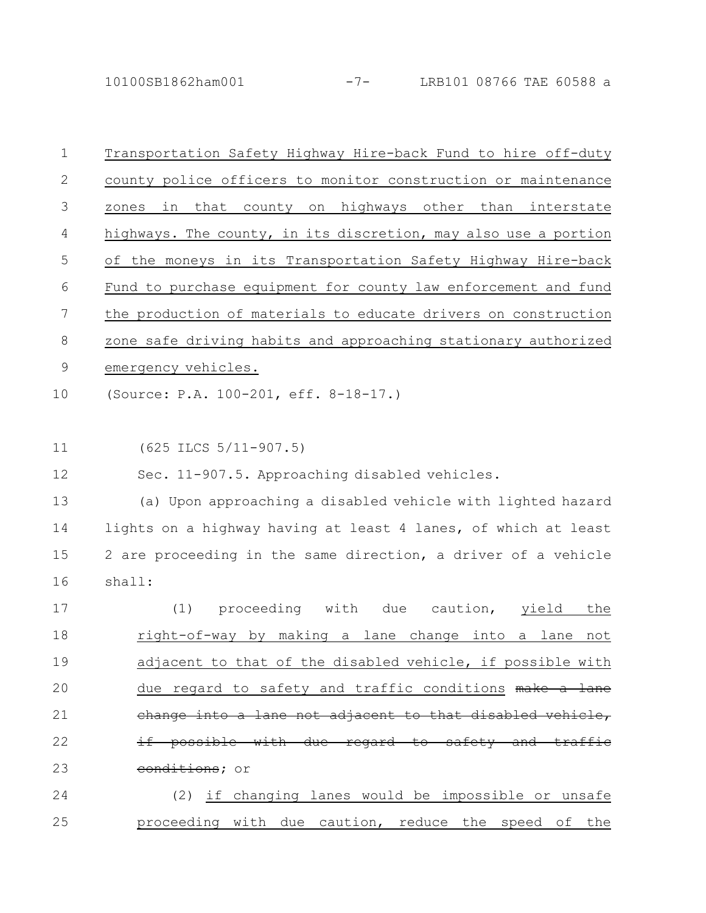Transportation Safety Highway Hire-back Fund to hire off-duty county police officers to monitor construction or maintenance zones in that county on highways other than interstate highways. The county, in its discretion, may also use a portion of the moneys in its Transportation Safety Highway Hire-back Fund to purchase equipment for county law enforcement and fund the production of materials to educate drivers on construction zone safe driving habits and approaching stationary authorized emergency vehicles.

(Source: P.A. 100-201, eff. 8-18-17.)

(625 ILCS 5/11-907.5)

Sec. 11-907.5. Approaching disabled vehicles.

(a) Upon approaching a disabled vehicle with lighted hazard lights on a highway having at least 4 lanes, of which at least 2 are proceeding in the same direction, a driver of a vehicle shall:

(1) proceeding with due caution, yield the right-of-way by making a lane change into a lane not adjacent to that of the disabled vehicle, if possible with due regard to safety and traffic conditions ~~make a lane change into a lane not adjacent to that disabled vehicle, if possible with due regard to safety and traffic conditions~~; or

(2) if changing lanes would be impossible or unsafe proceeding with due caution, reduce the speed of the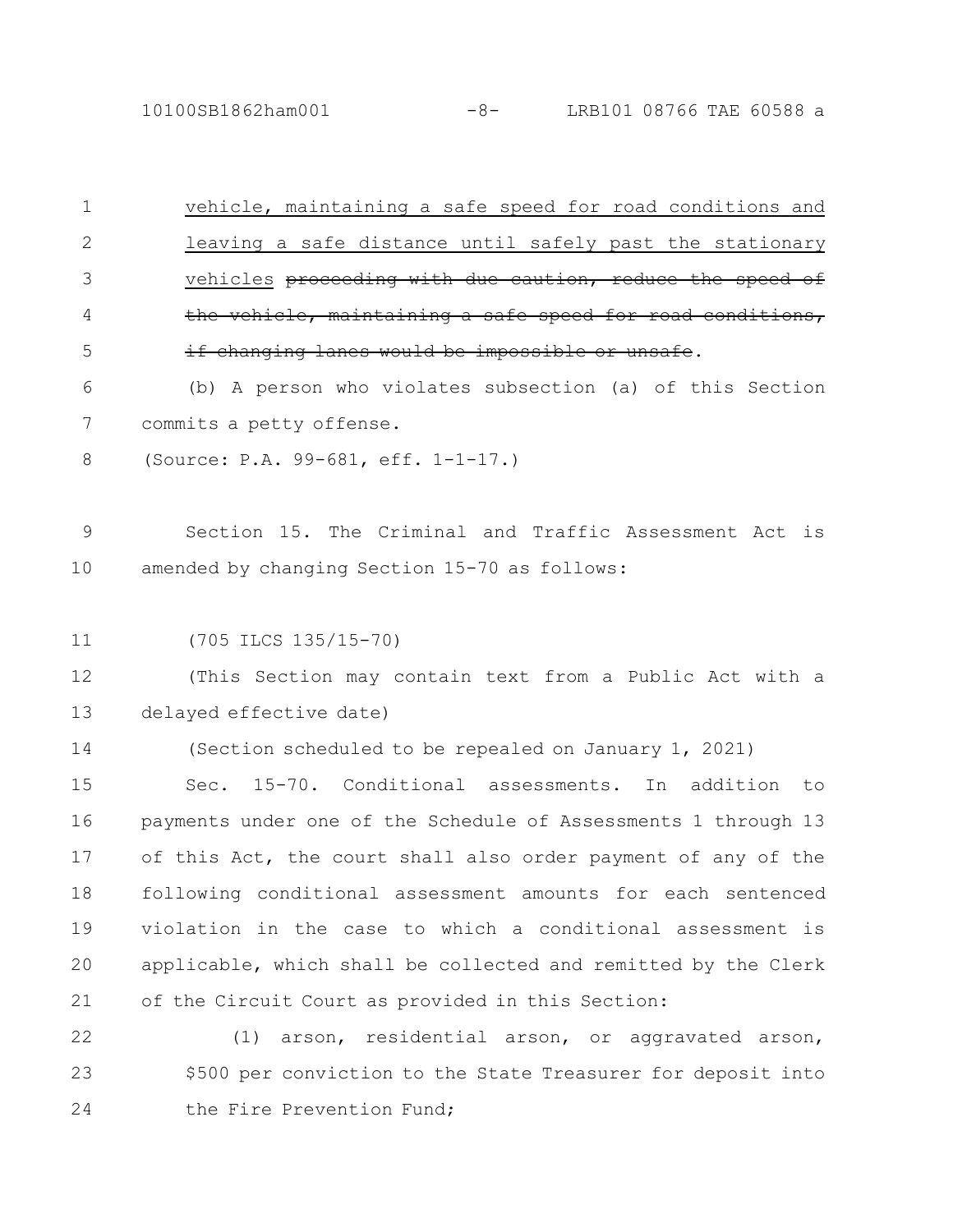vehicle, maintaining a safe speed for road conditions and leaving a safe distance until safely past the stationary vehicles ~~proceeding with due caution, reduce the speed of the vehicle, maintaining a safe speed for road conditions, if changing lanes would be impossible or unsafe~~.

(b) A person who violates subsection (a) of this Section commits a petty offense.

(Source: P.A. 99-681, eff. 1-1-17.)

Section 15. The Criminal and Traffic Assessment Act is amended by changing Section 15-70 as follows:

(705 ILCS 135/15-70)

(This Section may contain text from a Public Act with a delayed effective date)

(Section scheduled to be repealed on January 1, 2021)

Sec. 15-70. Conditional assessments. In addition to payments under one of the Schedule of Assessments 1 through 13 of this Act, the court shall also order payment of any of the following conditional assessment amounts for each sentenced violation in the case to which a conditional assessment is applicable, which shall be collected and remitted by the Clerk of the Circuit Court as provided in this Section:

(1) arson, residential arson, or aggravated arson, $500 per conviction to the State Treasurer for deposit into the Fire Prevention Fund;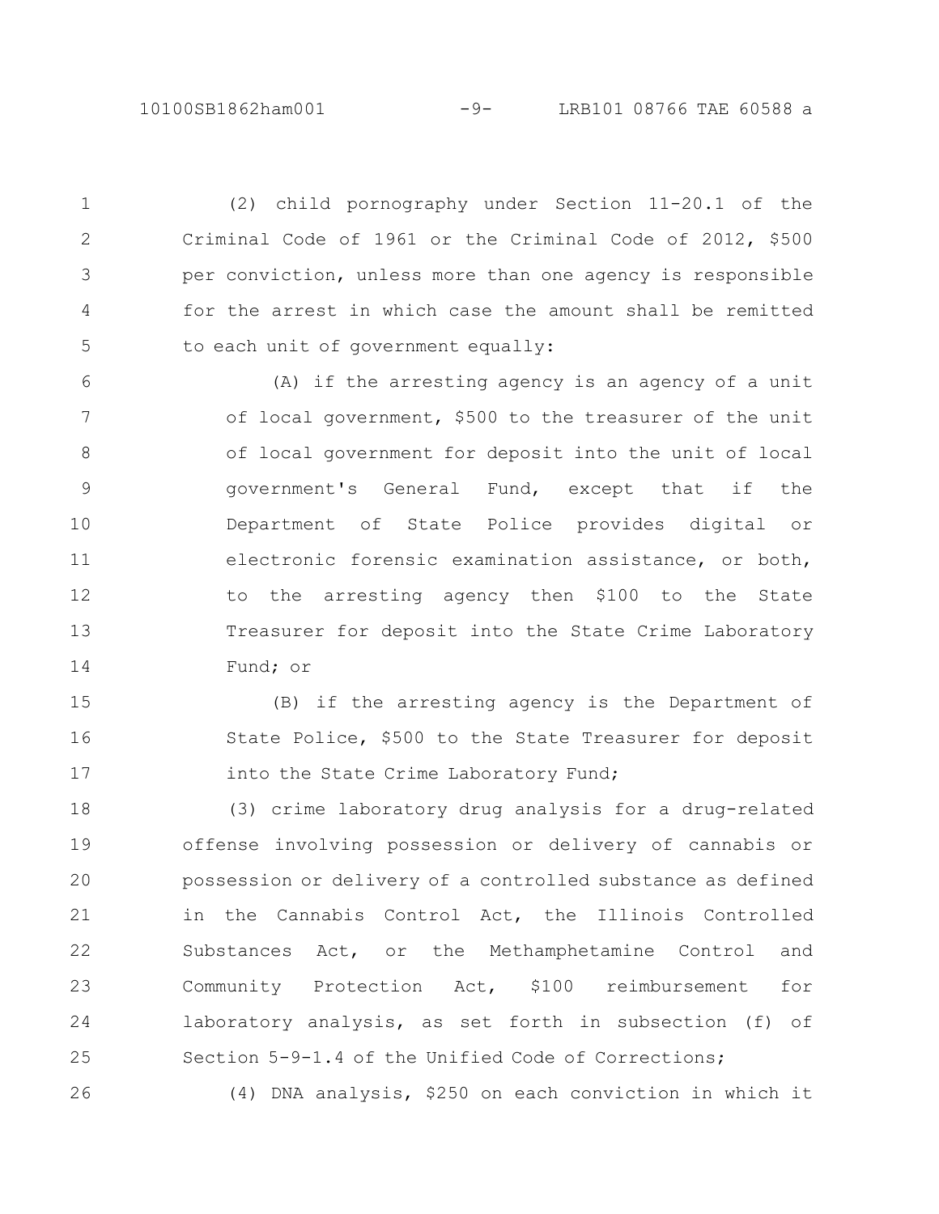(2) child pornography under Section 11-20.1 of the Criminal Code of 1961 or the Criminal Code of 2012, $500 per conviction, unless more than one agency is responsible for the arrest in which case the amount shall be remitted to each unit of government equally:

(A) if the arresting agency is an agency of a unit of local government, $500 to the treasurer of the unit of local government for deposit into the unit of local government's General Fund, except that if the Department of State Police provides digital or electronic forensic examination assistance, or both, to the arresting agency then $100 to the State Treasurer for deposit into the State Crime Laboratory Fund; or

(B) if the arresting agency is the Department of State Police, $500 to the State Treasurer for deposit into the State Crime Laboratory Fund;

(3) crime laboratory drug analysis for a drug-related offense involving possession or delivery of cannabis or possession or delivery of a controlled substance as defined in the Cannabis Control Act, the Illinois Controlled Substances Act, or the Methamphetamine Control and Community Protection Act, $100 reimbursement for laboratory analysis, as set forth in subsection (f) of Section 5-9-1.4 of the Unified Code of Corrections;

(4) DNA analysis, $250 on each conviction in which it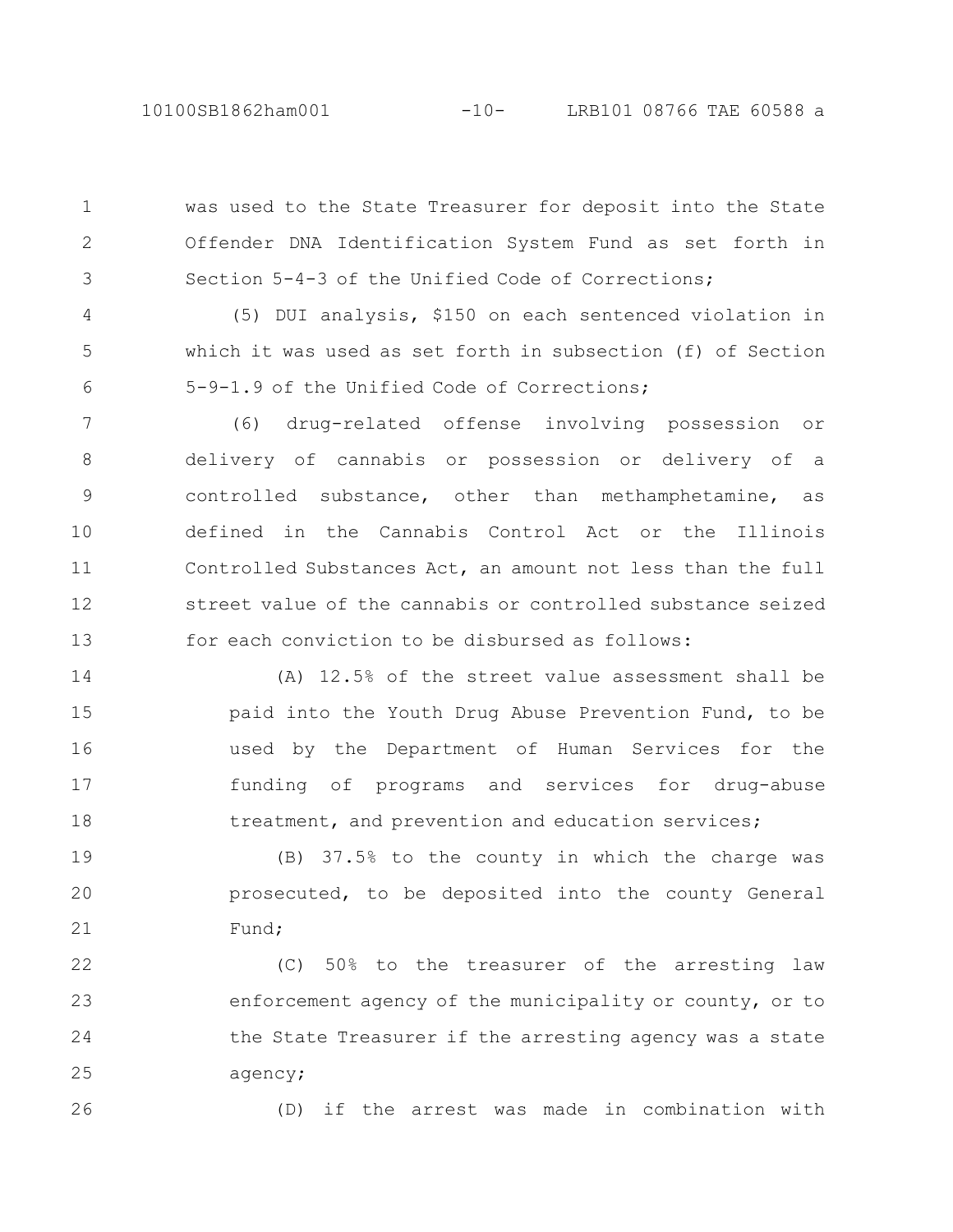was used to the State Treasurer for deposit into the State Offender DNA Identification System Fund as set forth in Section 5-4-3 of the Unified Code of Corrections;

(5) DUI analysis, $150 on each sentenced violation in which it was used as set forth in subsection (f) of Section 5-9-1.9 of the Unified Code of Corrections;

(6) drug-related offense involving possession or delivery of cannabis or possession or delivery of a controlled substance, other than methamphetamine, as defined in the Cannabis Control Act or the Illinois Controlled Substances Act, an amount not less than the full street value of the cannabis or controlled substance seized for each conviction to be disbursed as follows:

(A) 12.5% of the street value assessment shall be paid into the Youth Drug Abuse Prevention Fund, to be used by the Department of Human Services for the funding of programs and services for drug-abuse treatment, and prevention and education services;

(B) 37.5% to the county in which the charge was prosecuted, to be deposited into the county General Fund;

(C) 50% to the treasurer of the arresting law enforcement agency of the municipality or county, or to the State Treasurer if the arresting agency was a state agency;

(D) if the arrest was made in combination with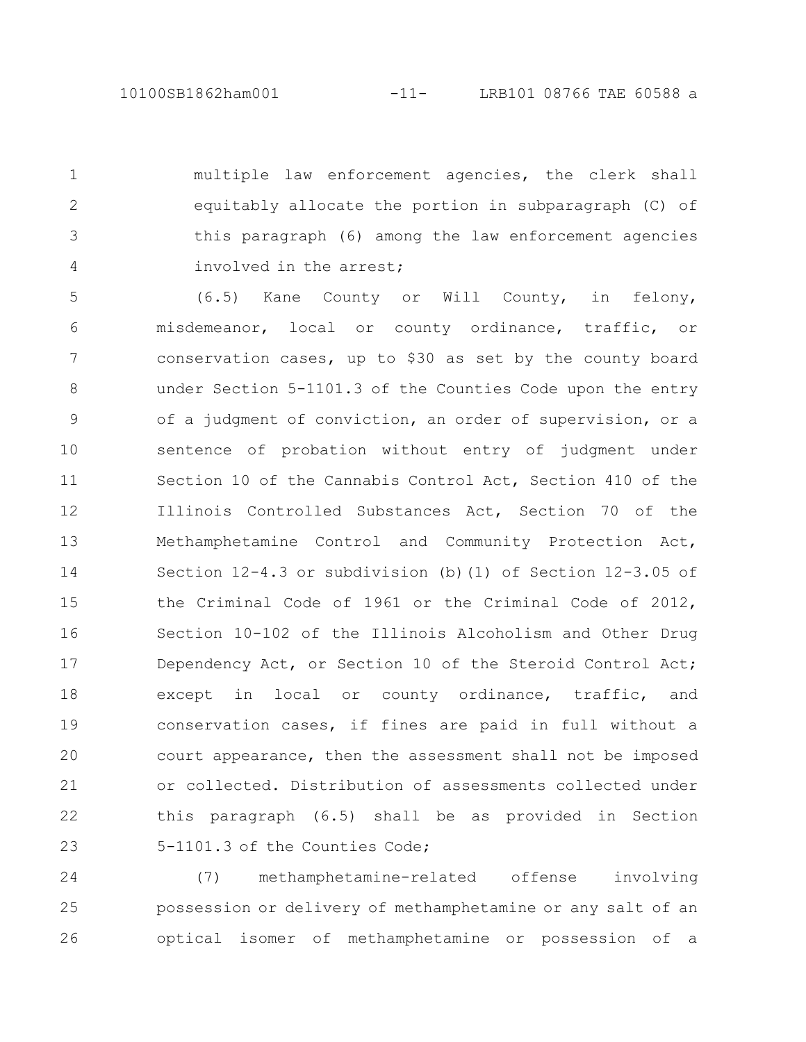multiple law enforcement agencies, the clerk shall equitably allocate the portion in subparagraph (C) of this paragraph (6) among the law enforcement agencies involved in the arrest;

(6.5) Kane County or Will County, in felony, misdemeanor, local or county ordinance, traffic, or conservation cases, up to $30 as set by the county board under Section 5-1101.3 of the Counties Code upon the entry of a judgment of conviction, an order of supervision, or a sentence of probation without entry of judgment under Section 10 of the Cannabis Control Act, Section 410 of the Illinois Controlled Substances Act, Section 70 of the Methamphetamine Control and Community Protection Act, Section 12-4.3 or subdivision (b)(1) of Section 12-3.05 of the Criminal Code of 1961 or the Criminal Code of 2012, Section 10-102 of the Illinois Alcoholism and Other Drug Dependency Act, or Section 10 of the Steroid Control Act; except in local or county ordinance, traffic, and conservation cases, if fines are paid in full without a court appearance, then the assessment shall not be imposed or collected. Distribution of assessments collected under this paragraph (6.5) shall be as provided in Section 5-1101.3 of the Counties Code;

(7) methamphetamine-related offense involving possession or delivery of methamphetamine or any salt of an optical isomer of methamphetamine or possession of a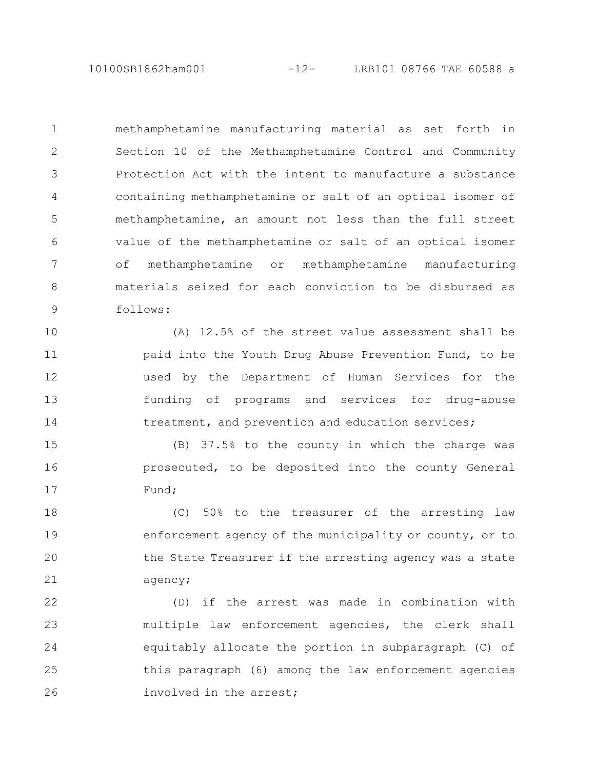methamphetamine manufacturing material as set forth in Section 10 of the Methamphetamine Control and Community Protection Act with the intent to manufacture a substance containing methamphetamine or salt of an optical isomer of methamphetamine, an amount not less than the full street value of the methamphetamine or salt of an optical isomer of methamphetamine or methamphetamine manufacturing materials seized for each conviction to be disbursed as follows:

(A) 12.5% of the street value assessment shall be paid into the Youth Drug Abuse Prevention Fund, to be used by the Department of Human Services for the funding of programs and services for drug-abuse treatment, and prevention and education services;

(B) 37.5% to the county in which the charge was prosecuted, to be deposited into the county General Fund;

(C) 50% to the treasurer of the arresting law enforcement agency of the municipality or county, or to the State Treasurer if the arresting agency was a state agency;

(D) if the arrest was made in combination with multiple law enforcement agencies, the clerk shall equitably allocate the portion in subparagraph (C) of this paragraph (6) among the law enforcement agencies involved in the arrest;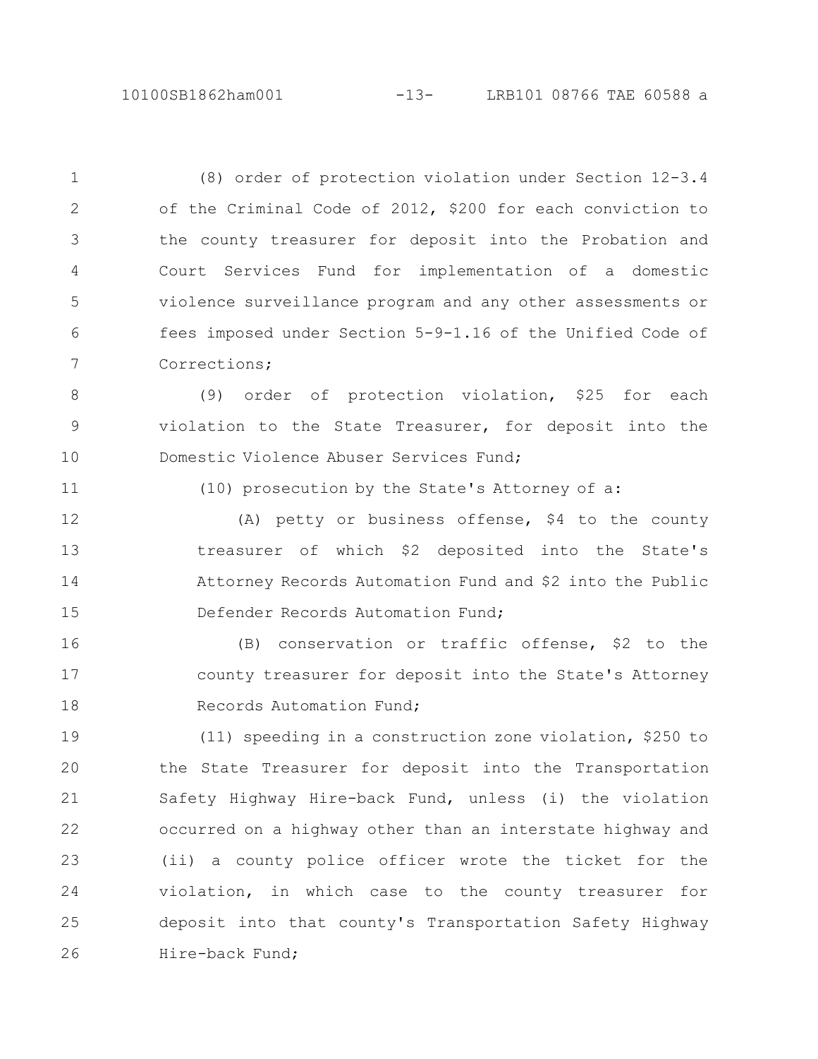(8) order of protection violation under Section 12-3.4 of the Criminal Code of 2012, $200 for each conviction to the county treasurer for deposit into the Probation and Court Services Fund for implementation of a domestic violence surveillance program and any other assessments or fees imposed under Section 5-9-1.16 of the Unified Code of Corrections;

(9) order of protection violation, $25 for each violation to the State Treasurer, for deposit into the Domestic Violence Abuser Services Fund;

(10) prosecution by the State's Attorney of a:

(A) petty or business offense, $4 to the county treasurer of which $2 deposited into the State's Attorney Records Automation Fund and $2 into the Public Defender Records Automation Fund;

(B) conservation or traffic offense, $2 to the county treasurer for deposit into the State's Attorney Records Automation Fund;

(11) speeding in a construction zone violation, $250 to the State Treasurer for deposit into the Transportation Safety Highway Hire-back Fund, unless (i) the violation occurred on a highway other than an interstate highway and (ii) a county police officer wrote the ticket for the violation, in which case to the county treasurer for deposit into that county's Transportation Safety Highway Hire-back Fund;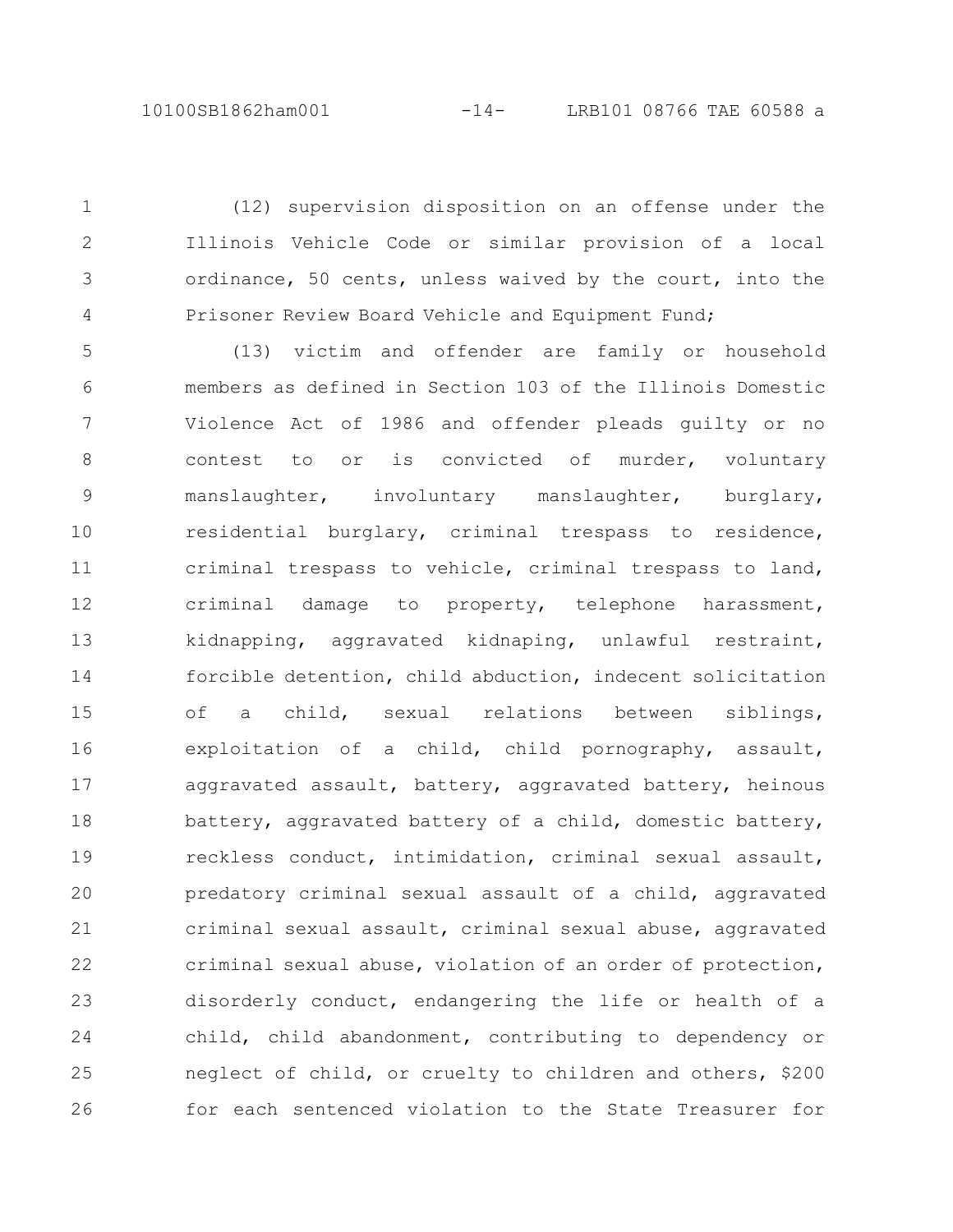(12) supervision disposition on an offense under the Illinois Vehicle Code or similar provision of a local ordinance, 50 cents, unless waived by the court, into the Prisoner Review Board Vehicle and Equipment Fund;

(13) victim and offender are family or household members as defined in Section 103 of the Illinois Domestic Violence Act of 1986 and offender pleads guilty or no contest to or is convicted of murder, voluntary manslaughter, involuntary manslaughter, burglary, residential burglary, criminal trespass to residence, criminal trespass to vehicle, criminal trespass to land, criminal damage to property, telephone harassment, kidnapping, aggravated kidnaping, unlawful restraint, forcible detention, child abduction, indecent solicitation of a child, sexual relations between siblings, exploitation of a child, child pornography, assault, aggravated assault, battery, aggravated battery, heinous battery, aggravated battery of a child, domestic battery, reckless conduct, intimidation, criminal sexual assault, predatory criminal sexual assault of a child, aggravated criminal sexual assault, criminal sexual abuse, aggravated criminal sexual abuse, violation of an order of protection, disorderly conduct, endangering the life or health of a child, child abandonment, contributing to dependency or neglect of child, or cruelty to children and others, $200 for each sentenced violation to the State Treasurer for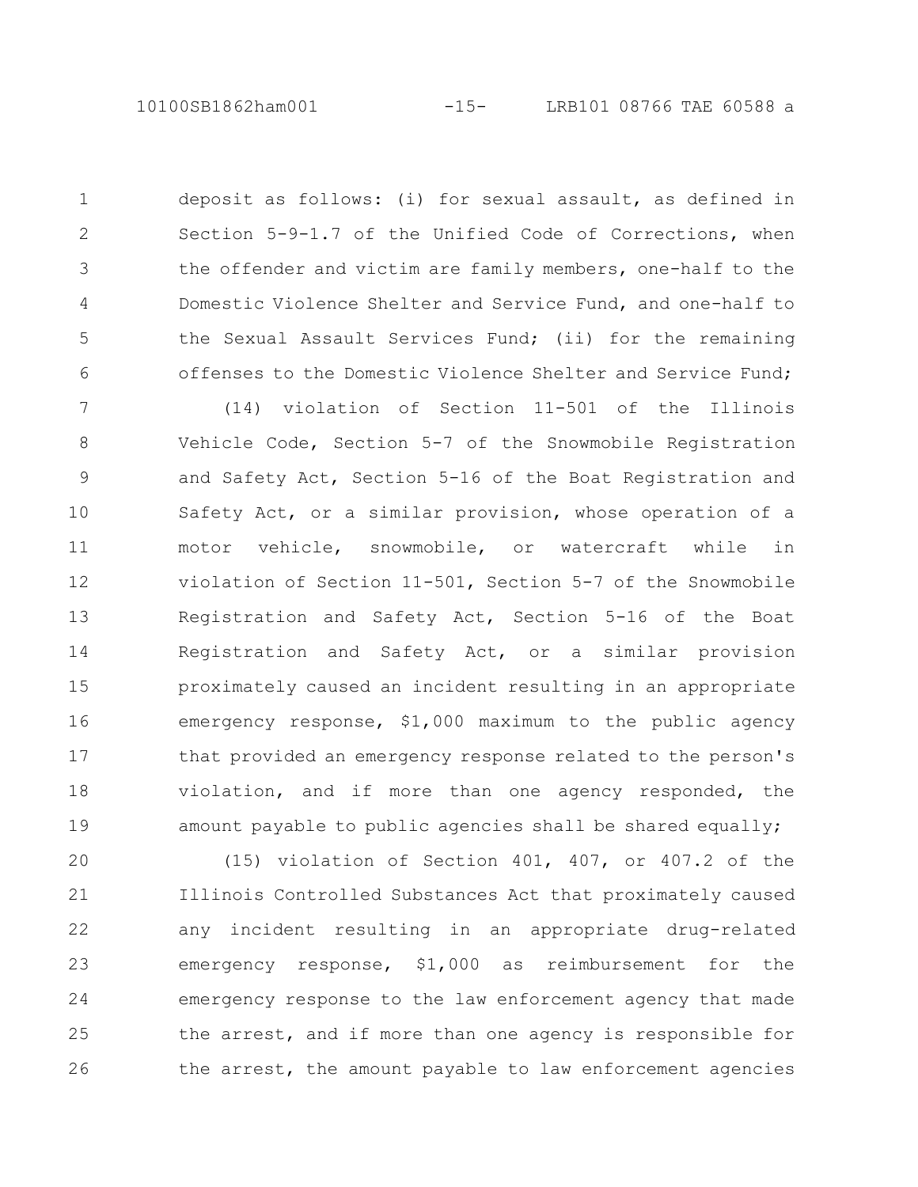deposit as follows: (i) for sexual assault, as defined in Section 5-9-1.7 of the Unified Code of Corrections, when the offender and victim are family members, one-half to the Domestic Violence Shelter and Service Fund, and one-half to the Sexual Assault Services Fund; (ii) for the remaining offenses to the Domestic Violence Shelter and Service Fund;

(14) violation of Section 11-501 of the Illinois Vehicle Code, Section 5-7 of the Snowmobile Registration and Safety Act, Section 5-16 of the Boat Registration and Safety Act, or a similar provision, whose operation of a motor vehicle, snowmobile, or watercraft while in violation of Section 11-501, Section 5-7 of the Snowmobile Registration and Safety Act, Section 5-16 of the Boat Registration and Safety Act, or a similar provision proximately caused an incident resulting in an appropriate emergency response, $1,000 maximum to the public agency that provided an emergency response related to the person's violation, and if more than one agency responded, the amount payable to public agencies shall be shared equally;

(15) violation of Section 401, 407, or 407.2 of the Illinois Controlled Substances Act that proximately caused any incident resulting in an appropriate drug-related emergency response, $1,000 as reimbursement for the emergency response to the law enforcement agency that made the arrest, and if more than one agency is responsible for the arrest, the amount payable to law enforcement agencies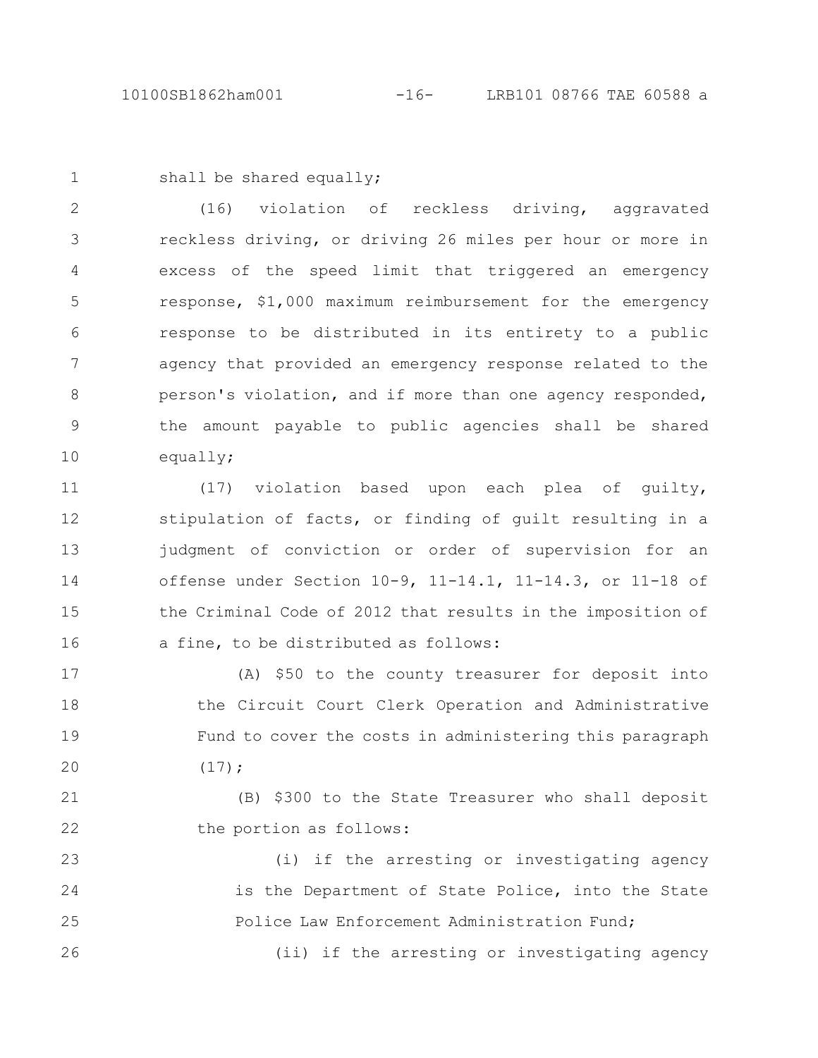shall be shared equally;

(16) violation of reckless driving, aggravated reckless driving, or driving 26 miles per hour or more in excess of the speed limit that triggered an emergency response, $1,000 maximum reimbursement for the emergency response to be distributed in its entirety to a public agency that provided an emergency response related to the person's violation, and if more than one agency responded, the amount payable to public agencies shall be shared equally;

(17) violation based upon each plea of guilty, stipulation of facts, or finding of guilt resulting in a judgment of conviction or order of supervision for an offense under Section 10-9, 11-14.1, 11-14.3, or 11-18 of the Criminal Code of 2012 that results in the imposition of a fine, to be distributed as follows:

(A) $50 to the county treasurer for deposit into the Circuit Court Clerk Operation and Administrative Fund to cover the costs in administering this paragraph (17);

(B) $300 to the State Treasurer who shall deposit the portion as follows:

(i) if the arresting or investigating agency is the Department of State Police, into the State Police Law Enforcement Administration Fund;

(ii) if the arresting or investigating agency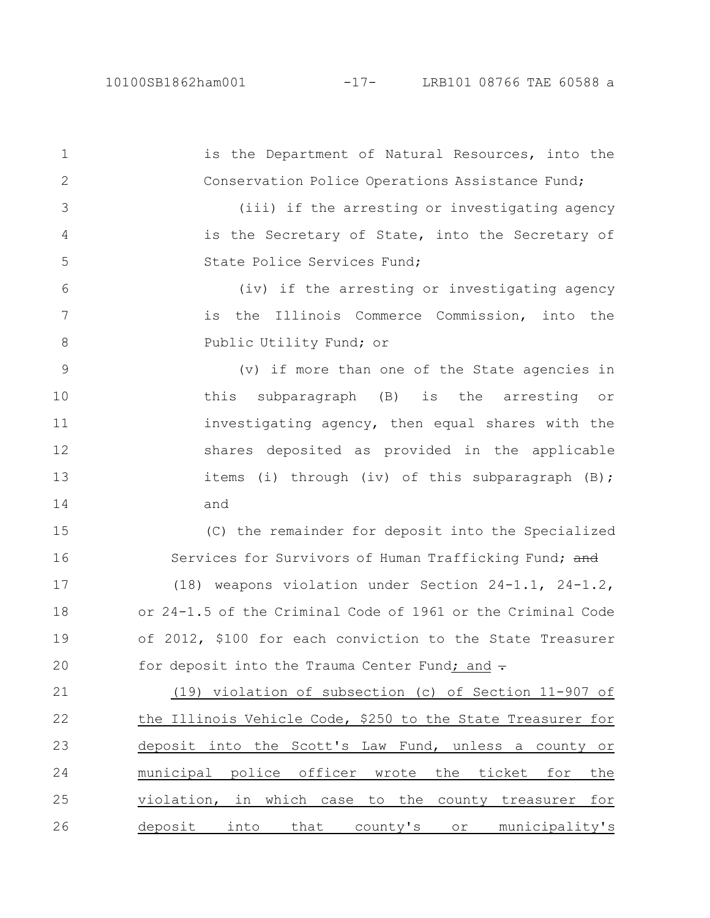is the Department of Natural Resources, into the Conservation Police Operations Assistance Fund;

(iii) if the arresting or investigating agency is the Secretary of State, into the Secretary of State Police Services Fund;

(iv) if the arresting or investigating agency is the Illinois Commerce Commission, into the Public Utility Fund; or

(v) if more than one of the State agencies in this subparagraph (B) is the arresting or investigating agency, then equal shares with the shares deposited as provided in the applicable items (i) through (iv) of this subparagraph (B); and

(C) the remainder for deposit into the Specialized Services for Survivors of Human Trafficking Fund; ~~and~~

(18) weapons violation under Section 24-1.1, 24-1.2, or 24-1.5 of the Criminal Code of 1961 or the Criminal Code of 2012, \$100 for each conviction to the State Treasurer for deposit into the Trauma Center Fund; and ~~.~~

(19) violation of subsection (c) of Section 11-907 of the Illinois Vehicle Code, \$250 to the State Treasurer for deposit into the Scott's Law Fund, unless a county or municipal police officer wrote the ticket for the violation, in which case to the county treasurer for deposit into that county's or municipality's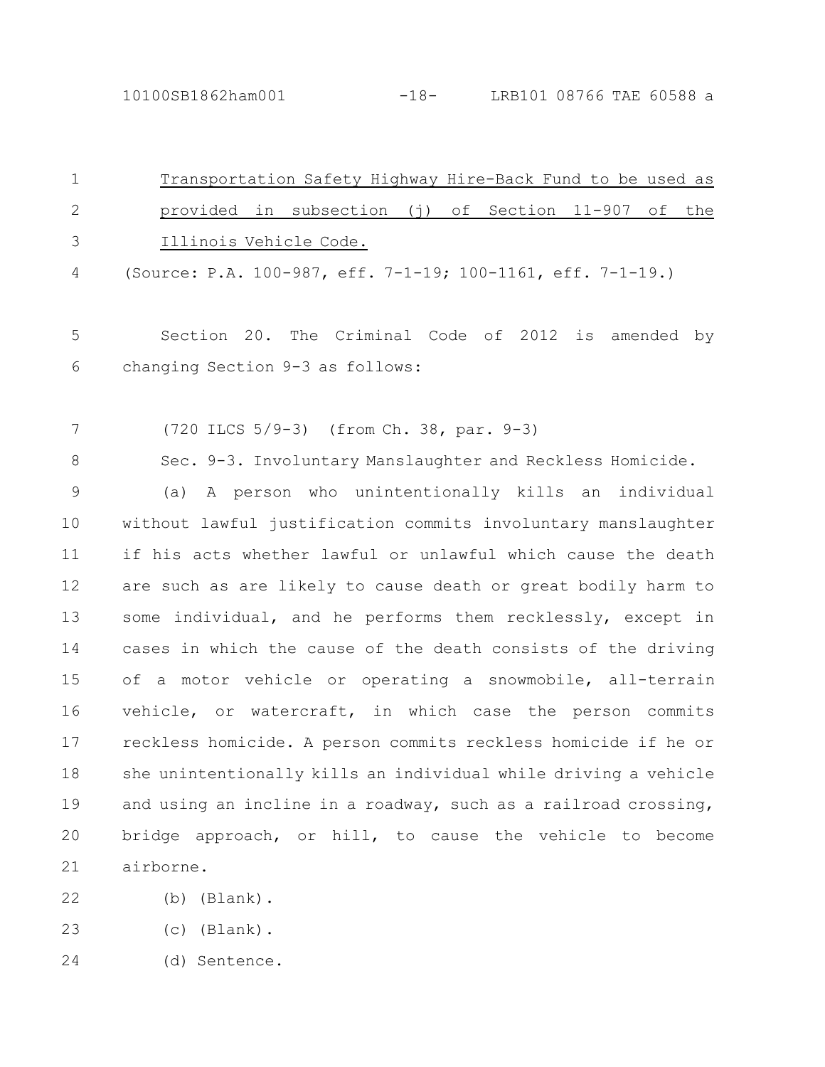Transportation Safety Highway Hire-Back Fund to be used as provided in subsection (j) of Section 11-907 of the Illinois Vehicle Code.

(Source: P.A. 100-987, eff. 7-1-19; 100-1161, eff. 7-1-19.)

Section 20. The Criminal Code of 2012 is amended by changing Section 9-3 as follows:

(720 ILCS 5/9-3) (from Ch. 38, par. 9-3)

Sec. 9-3. Involuntary Manslaughter and Reckless Homicide.

(a) A person who unintentionally kills an individual without lawful justification commits involuntary manslaughter if his acts whether lawful or unlawful which cause the death are such as are likely to cause death or great bodily harm to some individual, and he performs them recklessly, except in cases in which the cause of the death consists of the driving of a motor vehicle or operating a snowmobile, all-terrain vehicle, or watercraft, in which case the person commits reckless homicide. A person commits reckless homicide if he or she unintentionally kills an individual while driving a vehicle and using an incline in a roadway, such as a railroad crossing, bridge approach, or hill, to cause the vehicle to become airborne.

(b) (Blank).

(c) (Blank).

(d) Sentence.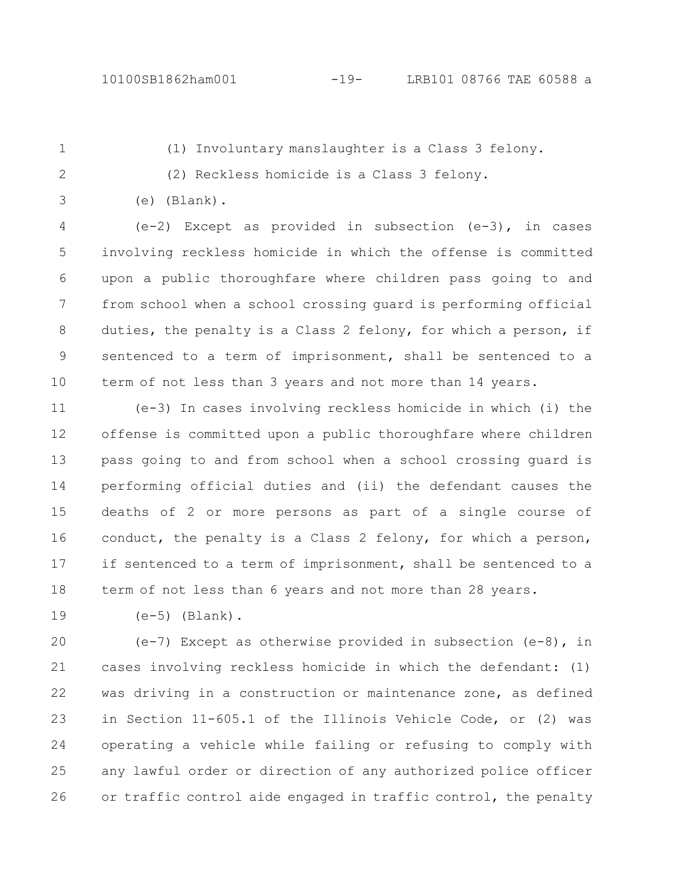(1) Involuntary manslaughter is a Class 3 felony.

(2) Reckless homicide is a Class 3 felony.

(e) (Blank).

(e-2) Except as provided in subsection (e-3), in cases involving reckless homicide in which the offense is committed upon a public thoroughfare where children pass going to and from school when a school crossing guard is performing official duties, the penalty is a Class 2 felony, for which a person, if sentenced to a term of imprisonment, shall be sentenced to a term of not less than 3 years and not more than 14 years.

(e-3) In cases involving reckless homicide in which (i) the offense is committed upon a public thoroughfare where children pass going to and from school when a school crossing guard is performing official duties and (ii) the defendant causes the deaths of 2 or more persons as part of a single course of conduct, the penalty is a Class 2 felony, for which a person, if sentenced to a term of imprisonment, shall be sentenced to a term of not less than 6 years and not more than 28 years.

(e-5) (Blank).

(e-7) Except as otherwise provided in subsection (e-8), in cases involving reckless homicide in which the defendant: (1) was driving in a construction or maintenance zone, as defined in Section 11-605.1 of the Illinois Vehicle Code, or (2) was operating a vehicle while failing or refusing to comply with any lawful order or direction of any authorized police officer or traffic control aide engaged in traffic control, the penalty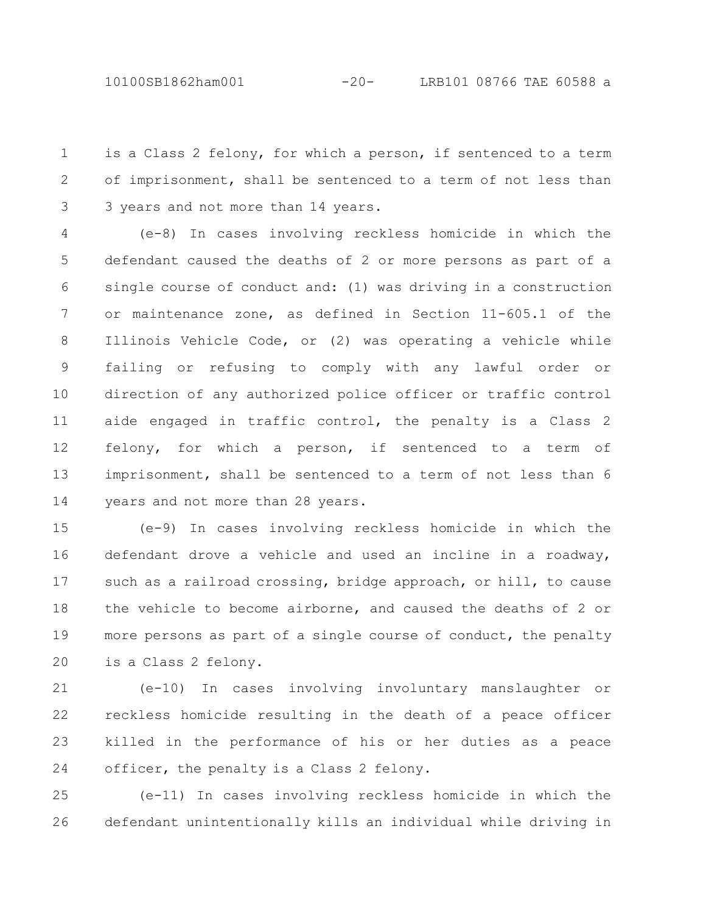is a Class 2 felony, for which a person, if sentenced to a term of imprisonment, shall be sentenced to a term of not less than 3 years and not more than 14 years.

(e-8) In cases involving reckless homicide in which the defendant caused the deaths of 2 or more persons as part of a single course of conduct and: (1) was driving in a construction or maintenance zone, as defined in Section 11-605.1 of the Illinois Vehicle Code, or (2) was operating a vehicle while failing or refusing to comply with any lawful order or direction of any authorized police officer or traffic control aide engaged in traffic control, the penalty is a Class 2 felony, for which a person, if sentenced to a term of imprisonment, shall be sentenced to a term of not less than 6 years and not more than 28 years.

(e-9) In cases involving reckless homicide in which the defendant drove a vehicle and used an incline in a roadway, such as a railroad crossing, bridge approach, or hill, to cause the vehicle to become airborne, and caused the deaths of 2 or more persons as part of a single course of conduct, the penalty is a Class 2 felony.

(e-10) In cases involving involuntary manslaughter or reckless homicide resulting in the death of a peace officer killed in the performance of his or her duties as a peace officer, the penalty is a Class 2 felony.

(e-11) In cases involving reckless homicide in which the defendant unintentionally kills an individual while driving in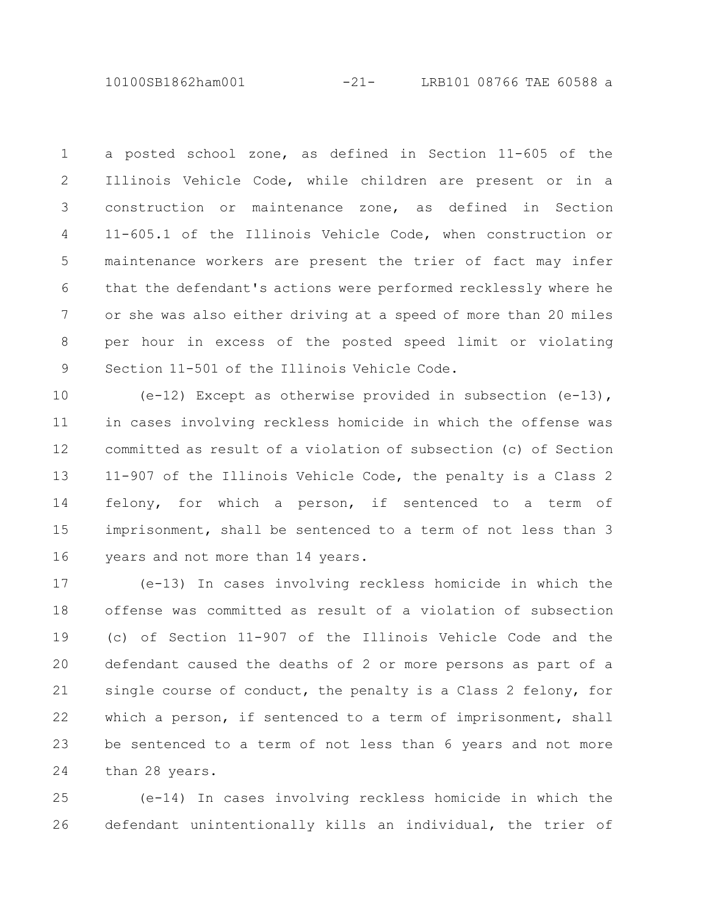a posted school zone, as defined in Section 11-605 of the Illinois Vehicle Code, while children are present or in a construction or maintenance zone, as defined in Section 11-605.1 of the Illinois Vehicle Code, when construction or maintenance workers are present the trier of fact may infer that the defendant's actions were performed recklessly where he or she was also either driving at a speed of more than 20 miles per hour in excess of the posted speed limit or violating Section 11-501 of the Illinois Vehicle Code.

(e-12) Except as otherwise provided in subsection (e-13), in cases involving reckless homicide in which the offense was committed as result of a violation of subsection (c) of Section 11-907 of the Illinois Vehicle Code, the penalty is a Class 2 felony, for which a person, if sentenced to a term of imprisonment, shall be sentenced to a term of not less than 3 years and not more than 14 years.

(e-13) In cases involving reckless homicide in which the offense was committed as result of a violation of subsection (c) of Section 11-907 of the Illinois Vehicle Code and the defendant caused the deaths of 2 or more persons as part of a single course of conduct, the penalty is a Class 2 felony, for which a person, if sentenced to a term of imprisonment, shall be sentenced to a term of not less than 6 years and not more than 28 years.

(e-14) In cases involving reckless homicide in which the defendant unintentionally kills an individual, the trier of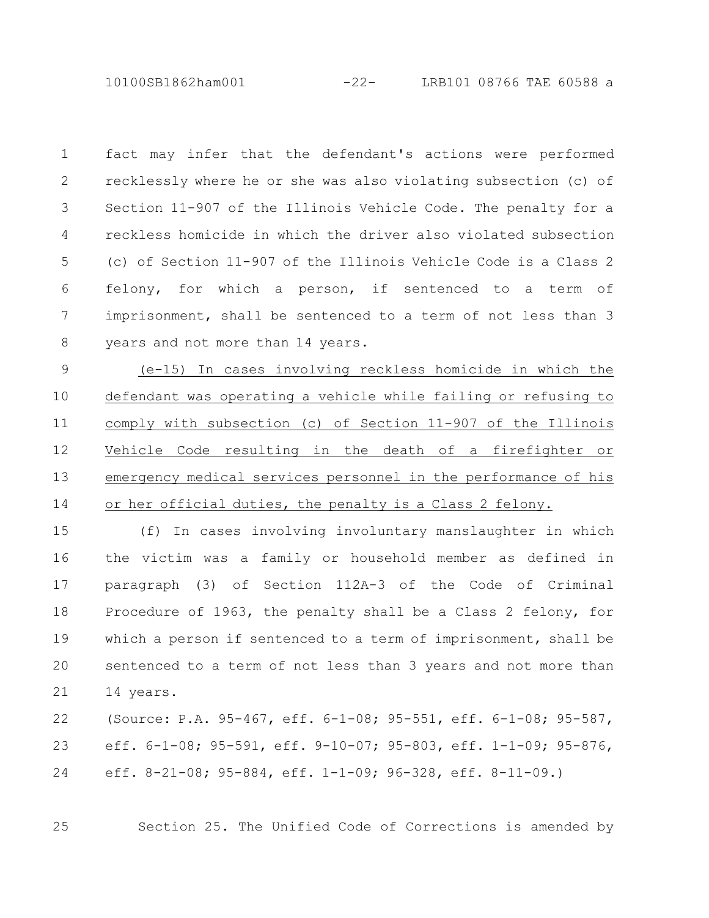fact may infer that the defendant's actions were performed recklessly where he or she was also violating subsection (c) of Section 11-907 of the Illinois Vehicle Code. The penalty for a reckless homicide in which the driver also violated subsection (c) of Section 11-907 of the Illinois Vehicle Code is a Class 2 felony, for which a person, if sentenced to a term of imprisonment, shall be sentenced to a term of not less than 3 years and not more than 14 years.

<u>(e-15) In cases involving reckless homicide in which the defendant was operating a vehicle while failing or refusing to comply with subsection (c) of Section 11-907 of the Illinois Vehicle Code resulting in the death of a firefighter or emergency medical services personnel in the performance of his or her official duties, the penalty is a Class 2 felony.</u>

(f) In cases involving involuntary manslaughter in which the victim was a family or household member as defined in paragraph (3) of Section 112A-3 of the Code of Criminal Procedure of 1963, the penalty shall be a Class 2 felony, for which a person if sentenced to a term of imprisonment, shall be sentenced to a term of not less than 3 years and not more than 14 years.

(Source: P.A. 95-467, eff. 6-1-08; 95-551, eff. 6-1-08; 95-587, eff. 6-1-08; 95-591, eff. 9-10-07; 95-803, eff. 1-1-09; 95-876, eff. 8-21-08; 95-884, eff. 1-1-09; 96-328, eff. 8-11-09.)

Section 25. The Unified Code of Corrections is amended by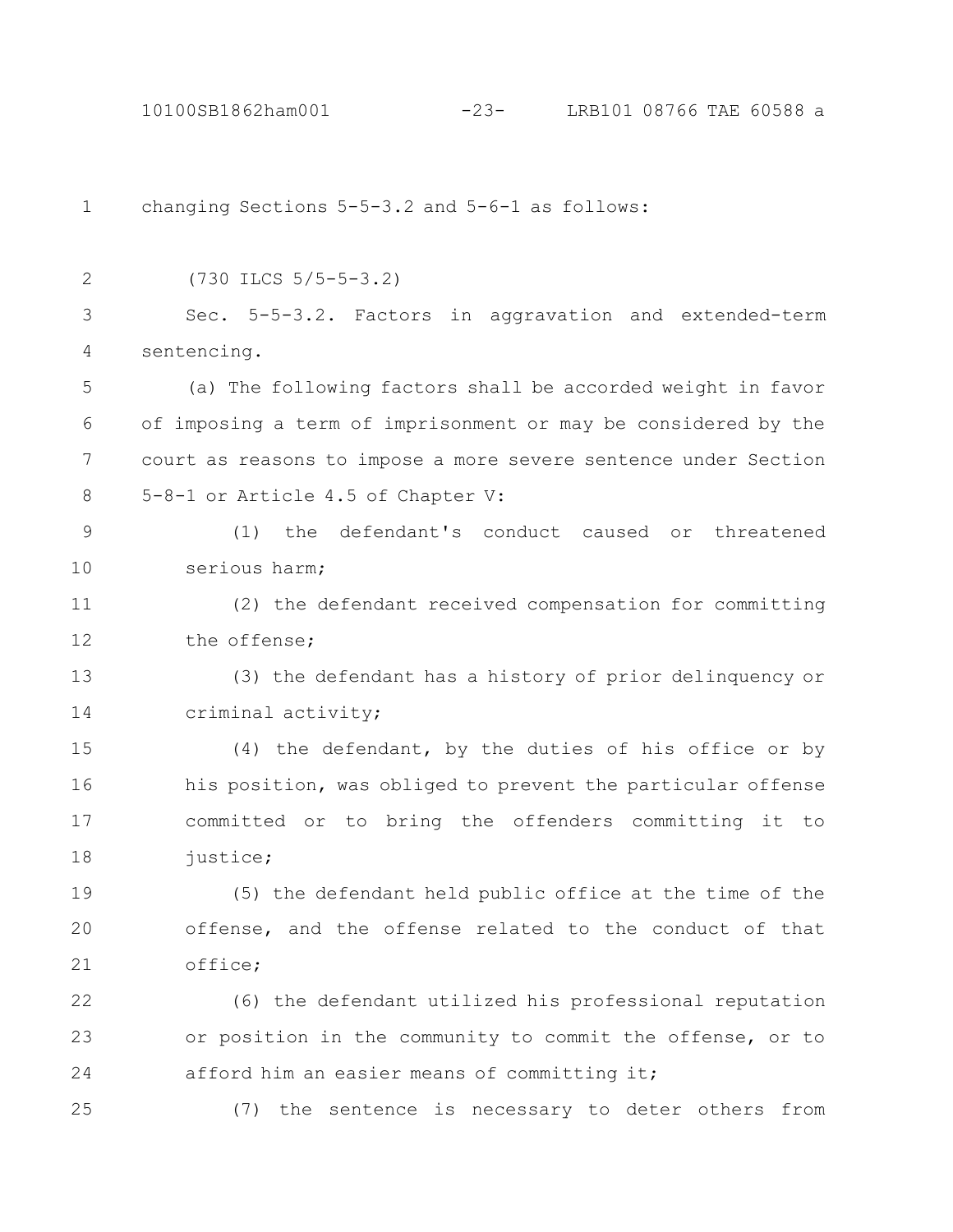changing Sections 5-5-3.2 and 5-6-1 as follows:

(730 ILCS 5/5-5-3.2)

Sec. 5-5-3.2. Factors in aggravation and extended-term sentencing.

(a) The following factors shall be accorded weight in favor of imposing a term of imprisonment or may be considered by the court as reasons to impose a more severe sentence under Section 5-8-1 or Article 4.5 of Chapter V:

(1) the defendant's conduct caused or threatened serious harm;

(2) the defendant received compensation for committing the offense;

(3) the defendant has a history of prior delinquency or criminal activity;

(4) the defendant, by the duties of his office or by his position, was obliged to prevent the particular offense committed or to bring the offenders committing it to justice;

(5) the defendant held public office at the time of the offense, and the offense related to the conduct of that office;

(6) the defendant utilized his professional reputation or position in the community to commit the offense, or to afford him an easier means of committing it;

(7) the sentence is necessary to deter others from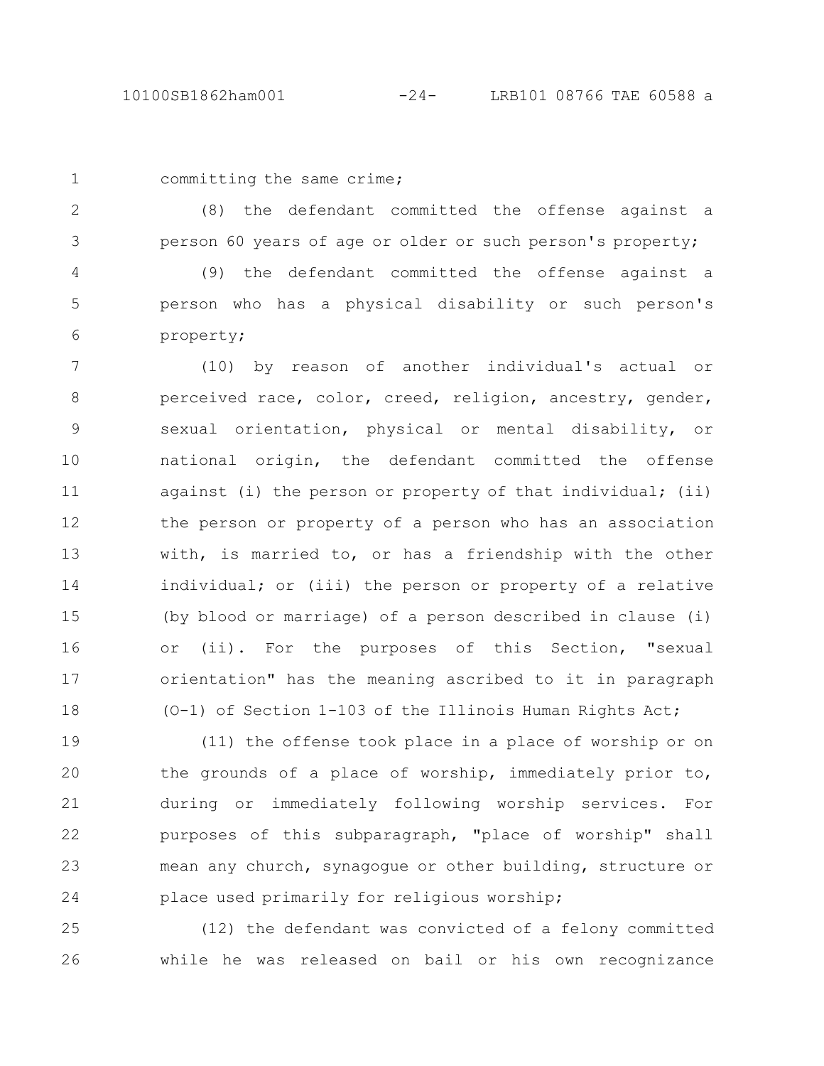committing the same crime;

(8) the defendant committed the offense against a person 60 years of age or older or such person's property;

(9) the defendant committed the offense against a person who has a physical disability or such person's property;

(10) by reason of another individual's actual or perceived race, color, creed, religion, ancestry, gender, sexual orientation, physical or mental disability, or national origin, the defendant committed the offense against (i) the person or property of that individual; (ii) the person or property of a person who has an association with, is married to, or has a friendship with the other individual; or (iii) the person or property of a relative (by blood or marriage) of a person described in clause (i) or (ii). For the purposes of this Section, "sexual orientation" has the meaning ascribed to it in paragraph (O-1) of Section 1-103 of the Illinois Human Rights Act;

(11) the offense took place in a place of worship or on the grounds of a place of worship, immediately prior to, during or immediately following worship services. For purposes of this subparagraph, "place of worship" shall mean any church, synagogue or other building, structure or place used primarily for religious worship;

(12) the defendant was convicted of a felony committed while he was released on bail or his own recognizance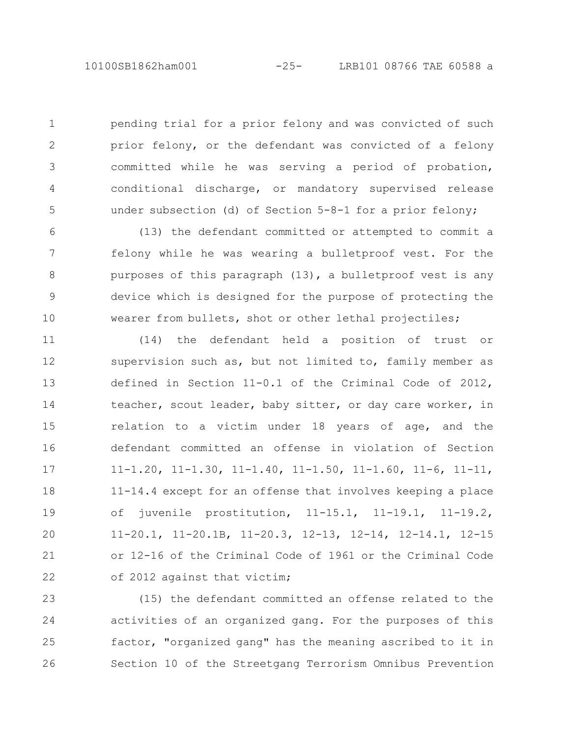pending trial for a prior felony and was convicted of such prior felony, or the defendant was convicted of a felony committed while he was serving a period of probation, conditional discharge, or mandatory supervised release under subsection (d) of Section 5-8-1 for a prior felony;

(13) the defendant committed or attempted to commit a felony while he was wearing a bulletproof vest. For the purposes of this paragraph (13), a bulletproof vest is any device which is designed for the purpose of protecting the wearer from bullets, shot or other lethal projectiles;

(14) the defendant held a position of trust or supervision such as, but not limited to, family member as defined in Section 11-0.1 of the Criminal Code of 2012, teacher, scout leader, baby sitter, or day care worker, in relation to a victim under 18 years of age, and the defendant committed an offense in violation of Section 11-1.20, 11-1.30, 11-1.40, 11-1.50, 11-1.60, 11-6, 11-11, 11-14.4 except for an offense that involves keeping a place of juvenile prostitution, 11-15.1, 11-19.1, 11-19.2, 11-20.1, 11-20.1B, 11-20.3, 12-13, 12-14, 12-14.1, 12-15 or 12-16 of the Criminal Code of 1961 or the Criminal Code of 2012 against that victim;

(15) the defendant committed an offense related to the activities of an organized gang. For the purposes of this factor, "organized gang" has the meaning ascribed to it in Section 10 of the Streetgang Terrorism Omnibus Prevention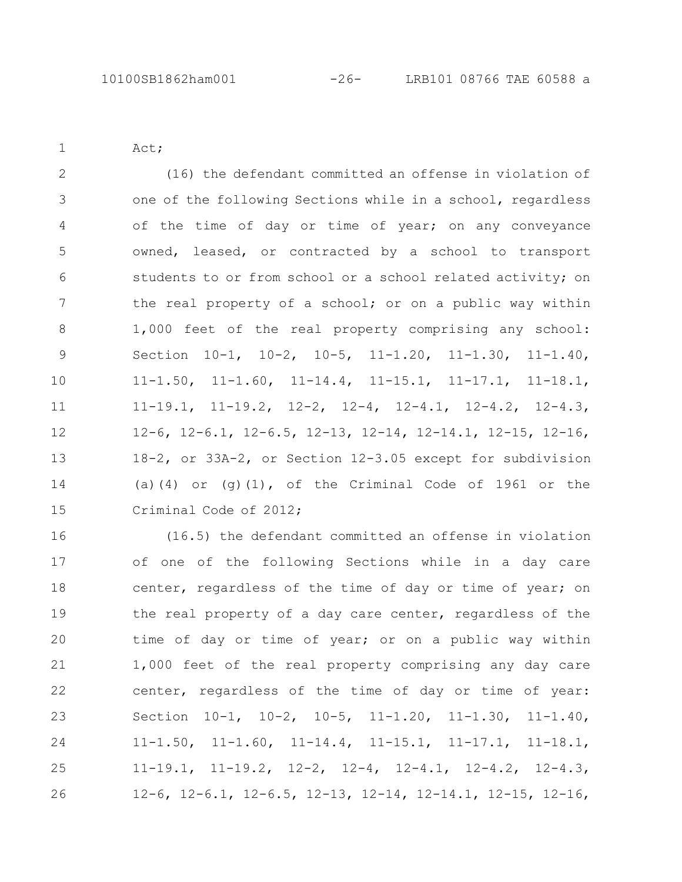Act;

(16) the defendant committed an offense in violation of one of the following Sections while in a school, regardless of the time of day or time of year; on any conveyance owned, leased, or contracted by a school to transport students to or from school or a school related activity; on the real property of a school; or on a public way within 1,000 feet of the real property comprising any school: Section 10-1, 10-2, 10-5, 11-1.20, 11-1.30, 11-1.40, 11-1.50, 11-1.60, 11-14.4, 11-15.1, 11-17.1, 11-18.1, 11-19.1, 11-19.2, 12-2, 12-4, 12-4.1, 12-4.2, 12-4.3, 12-6, 12-6.1, 12-6.5, 12-13, 12-14, 12-14.1, 12-15, 12-16, 18-2, or 33A-2, or Section 12-3.05 except for subdivision (a)(4) or (g)(1), of the Criminal Code of 1961 or the Criminal Code of 2012;

(16.5) the defendant committed an offense in violation of one of the following Sections while in a day care center, regardless of the time of day or time of year; on the real property of a day care center, regardless of the time of day or time of year; or on a public way within 1,000 feet of the real property comprising any day care center, regardless of the time of day or time of year: Section 10-1, 10-2, 10-5, 11-1.20, 11-1.30, 11-1.40, 11-1.50, 11-1.60, 11-14.4, 11-15.1, 11-17.1, 11-18.1, 11-19.1, 11-19.2, 12-2, 12-4, 12-4.1, 12-4.2, 12-4.3, 12-6, 12-6.1, 12-6.5, 12-13, 12-14, 12-14.1, 12-15, 12-16,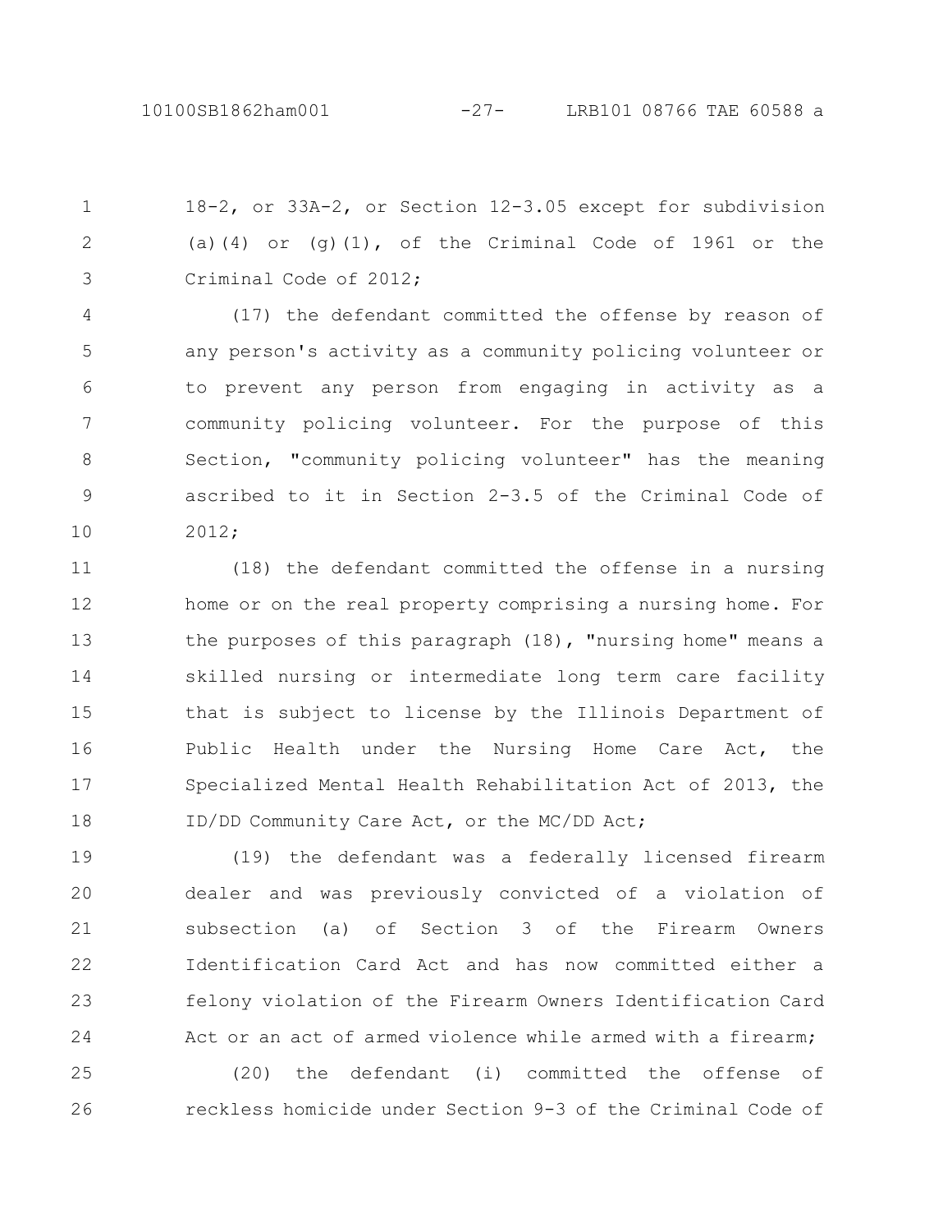18-2, or 33A-2, or Section 12-3.05 except for subdivision (a)(4) or (g)(1), of the Criminal Code of 1961 or the Criminal Code of 2012;

(17) the defendant committed the offense by reason of any person's activity as a community policing volunteer or to prevent any person from engaging in activity as a community policing volunteer. For the purpose of this Section, "community policing volunteer" has the meaning ascribed to it in Section 2-3.5 of the Criminal Code of 2012;

(18) the defendant committed the offense in a nursing home or on the real property comprising a nursing home. For the purposes of this paragraph (18), "nursing home" means a skilled nursing or intermediate long term care facility that is subject to license by the Illinois Department of Public Health under the Nursing Home Care Act, the Specialized Mental Health Rehabilitation Act of 2013, the ID/DD Community Care Act, or the MC/DD Act;

(19) the defendant was a federally licensed firearm dealer and was previously convicted of a violation of subsection (a) of Section 3 of the Firearm Owners Identification Card Act and has now committed either a felony violation of the Firearm Owners Identification Card Act or an act of armed violence while armed with a firearm;

(20) the defendant (i) committed the offense of reckless homicide under Section 9-3 of the Criminal Code of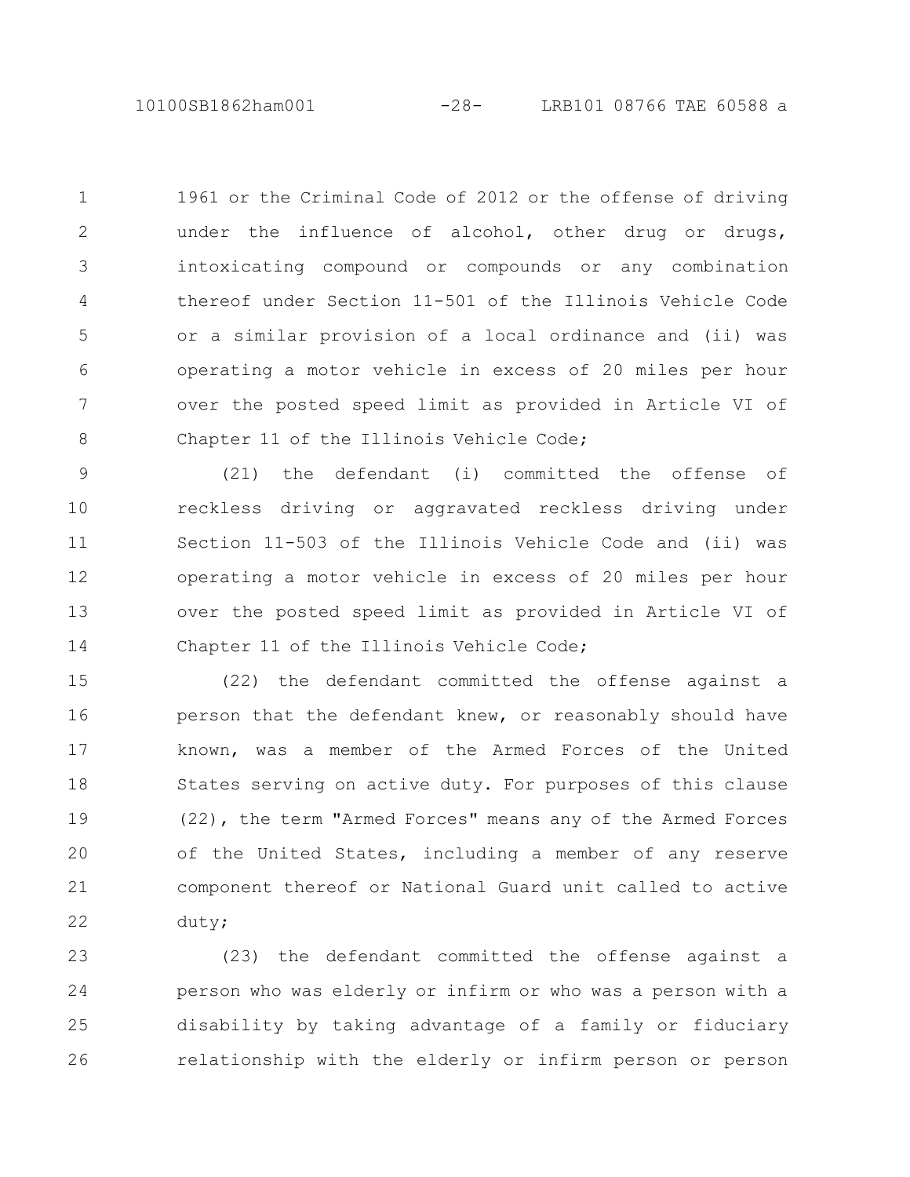1961 or the Criminal Code of 2012 or the offense of driving under the influence of alcohol, other drug or drugs, intoxicating compound or compounds or any combination thereof under Section 11-501 of the Illinois Vehicle Code or a similar provision of a local ordinance and (ii) was operating a motor vehicle in excess of 20 miles per hour over the posted speed limit as provided in Article VI of Chapter 11 of the Illinois Vehicle Code;

(21) the defendant (i) committed the offense of reckless driving or aggravated reckless driving under Section 11-503 of the Illinois Vehicle Code and (ii) was operating a motor vehicle in excess of 20 miles per hour over the posted speed limit as provided in Article VI of Chapter 11 of the Illinois Vehicle Code;

(22) the defendant committed the offense against a person that the defendant knew, or reasonably should have known, was a member of the Armed Forces of the United States serving on active duty. For purposes of this clause (22), the term "Armed Forces" means any of the Armed Forces of the United States, including a member of any reserve component thereof or National Guard unit called to active duty;

(23) the defendant committed the offense against a person who was elderly or infirm or who was a person with a disability by taking advantage of a family or fiduciary relationship with the elderly or infirm person or person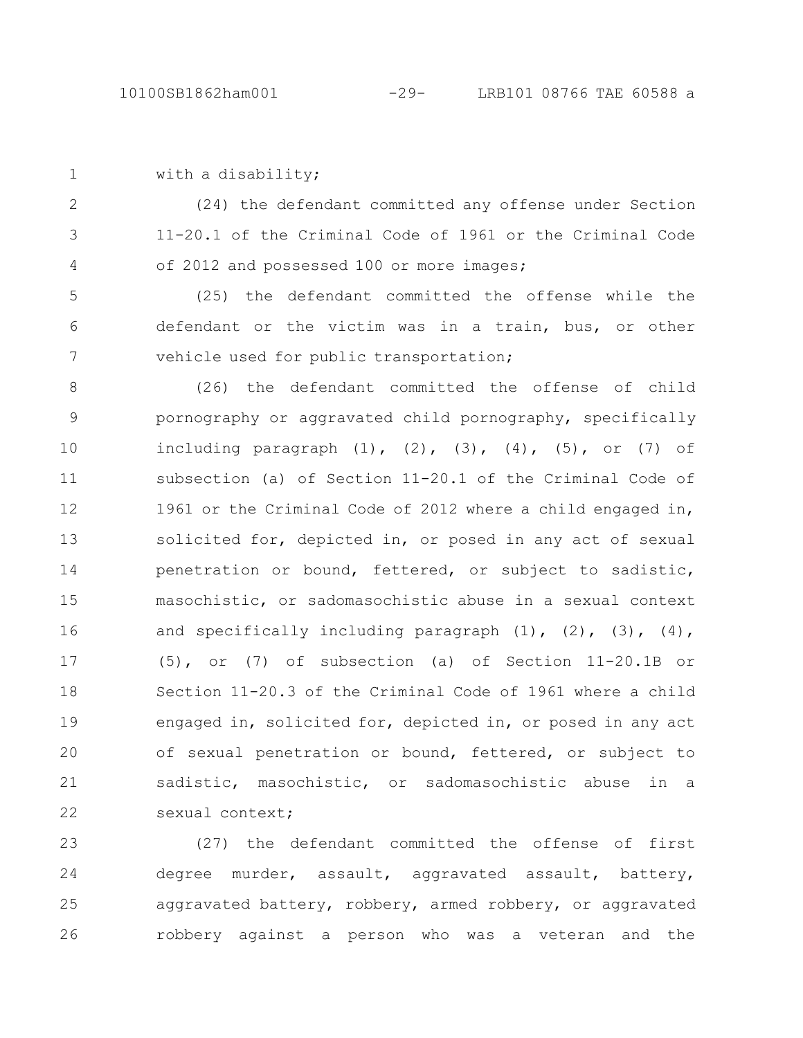with a disability;

(24) the defendant committed any offense under Section 11-20.1 of the Criminal Code of 1961 or the Criminal Code of 2012 and possessed 100 or more images;

(25) the defendant committed the offense while the defendant or the victim was in a train, bus, or other vehicle used for public transportation;

(26) the defendant committed the offense of child pornography or aggravated child pornography, specifically including paragraph (1), (2), (3), (4), (5), or (7) of subsection (a) of Section 11-20.1 of the Criminal Code of 1961 or the Criminal Code of 2012 where a child engaged in, solicited for, depicted in, or posed in any act of sexual penetration or bound, fettered, or subject to sadistic, masochistic, or sadomasochistic abuse in a sexual context and specifically including paragraph (1), (2), (3), (4), (5), or (7) of subsection (a) of Section 11-20.1B or Section 11-20.3 of the Criminal Code of 1961 where a child engaged in, solicited for, depicted in, or posed in any act of sexual penetration or bound, fettered, or subject to sadistic, masochistic, or sadomasochistic abuse in a sexual context;

(27) the defendant committed the offense of first degree murder, assault, aggravated assault, battery, aggravated battery, robbery, armed robbery, or aggravated robbery against a person who was a veteran and the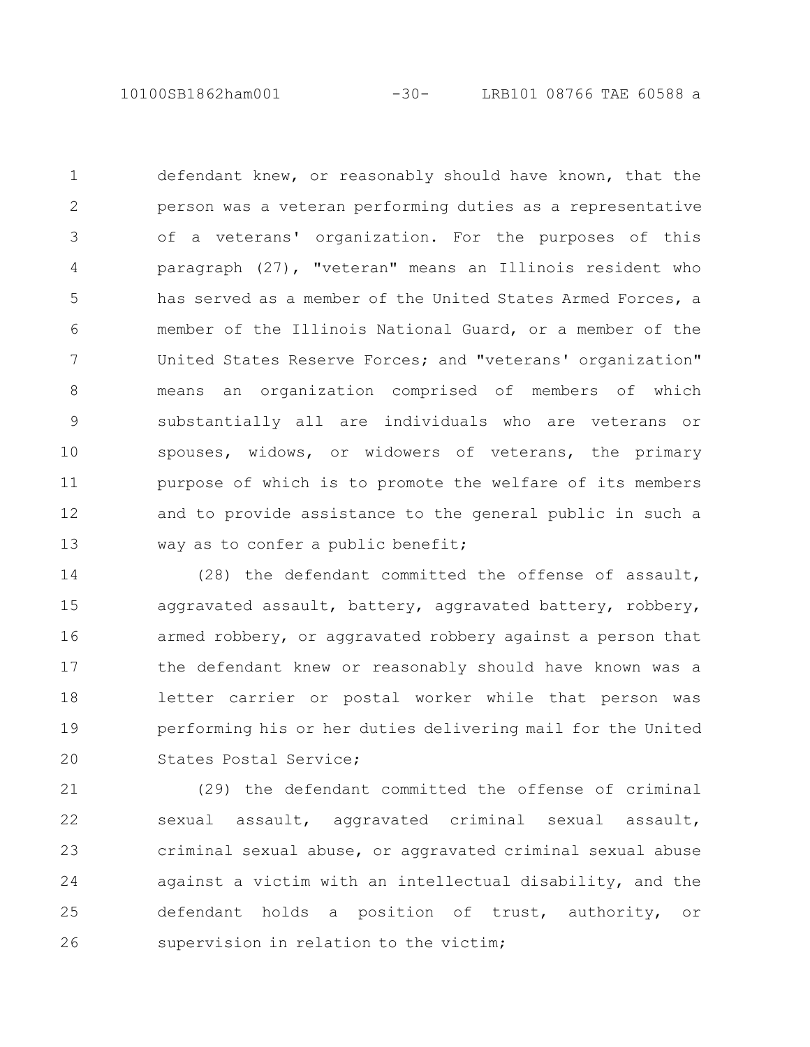defendant knew, or reasonably should have known, that the person was a veteran performing duties as a representative of a veterans' organization. For the purposes of this paragraph (27), "veteran" means an Illinois resident who has served as a member of the United States Armed Forces, a member of the Illinois National Guard, or a member of the United States Reserve Forces; and "veterans' organization" means an organization comprised of members of which substantially all are individuals who are veterans or spouses, widows, or widowers of veterans, the primary purpose of which is to promote the welfare of its members and to provide assistance to the general public in such a way as to confer a public benefit;

(28) the defendant committed the offense of assault, aggravated assault, battery, aggravated battery, robbery, armed robbery, or aggravated robbery against a person that the defendant knew or reasonably should have known was a letter carrier or postal worker while that person was performing his or her duties delivering mail for the United States Postal Service;

(29) the defendant committed the offense of criminal sexual assault, aggravated criminal sexual assault, criminal sexual abuse, or aggravated criminal sexual abuse against a victim with an intellectual disability, and the defendant holds a position of trust, authority, or supervision in relation to the victim;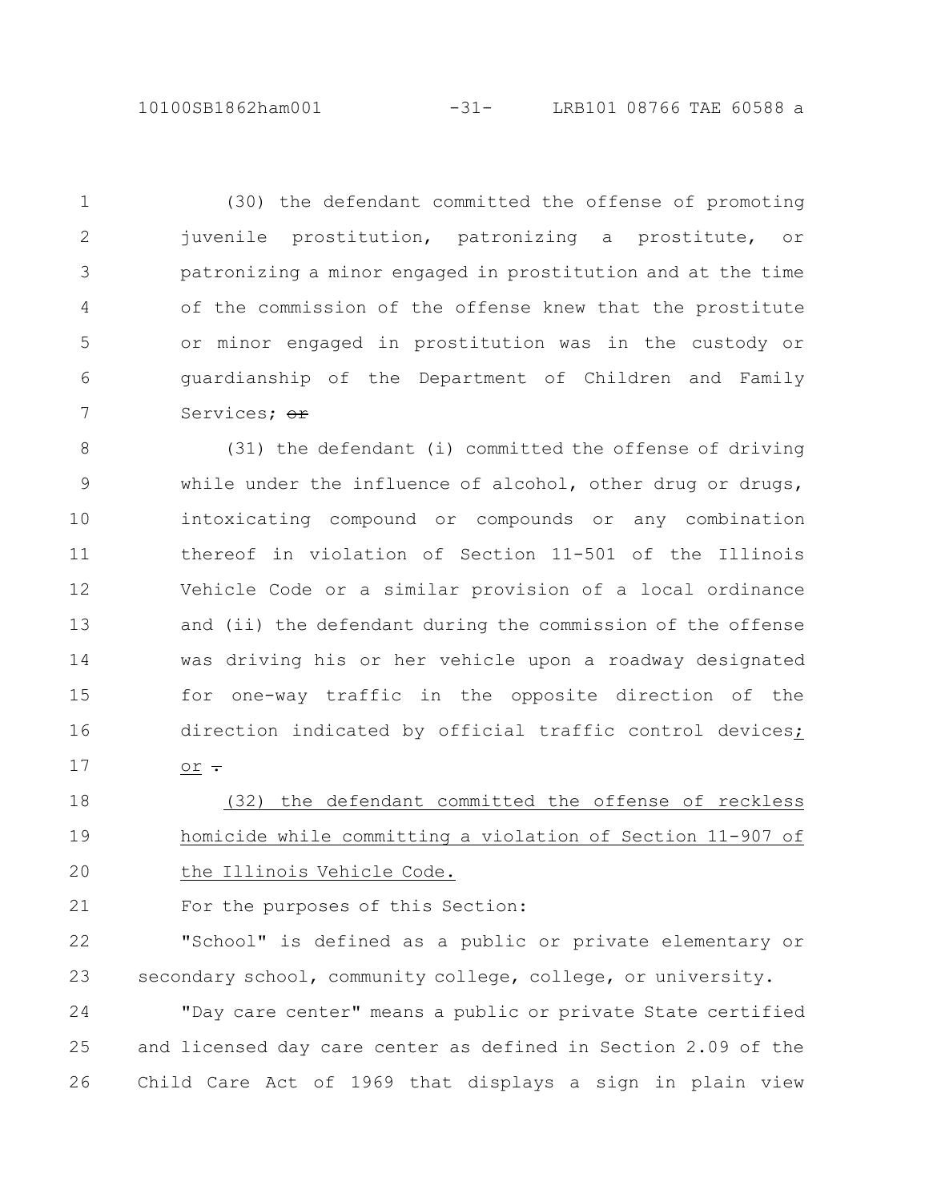(30) the defendant committed the offense of promoting juvenile prostitution, patronizing a prostitute, or patronizing a minor engaged in prostitution and at the time of the commission of the offense knew that the prostitute or minor engaged in prostitution was in the custody or guardianship of the Department of Children and Family Services; ~~or~~

(31) the defendant (i) committed the offense of driving while under the influence of alcohol, other drug or drugs, intoxicating compound or compounds or any combination thereof in violation of Section 11-501 of the Illinois Vehicle Code or a similar provision of a local ordinance and (ii) the defendant during the commission of the offense was driving his or her vehicle upon a roadway designated for one-way traffic in the opposite direction of the direction indicated by official traffic control devices<u>; or</u> ~~.~~

<u>(32) the defendant committed the offense of reckless homicide while committing a violation of Section 11-907 of the Illinois Vehicle Code.</u>

For the purposes of this Section:

"School" is defined as a public or private elementary or secondary school, community college, college, or university.

"Day care center" means a public or private State certified and licensed day care center as defined in Section 2.09 of the Child Care Act of 1969 that displays a sign in plain view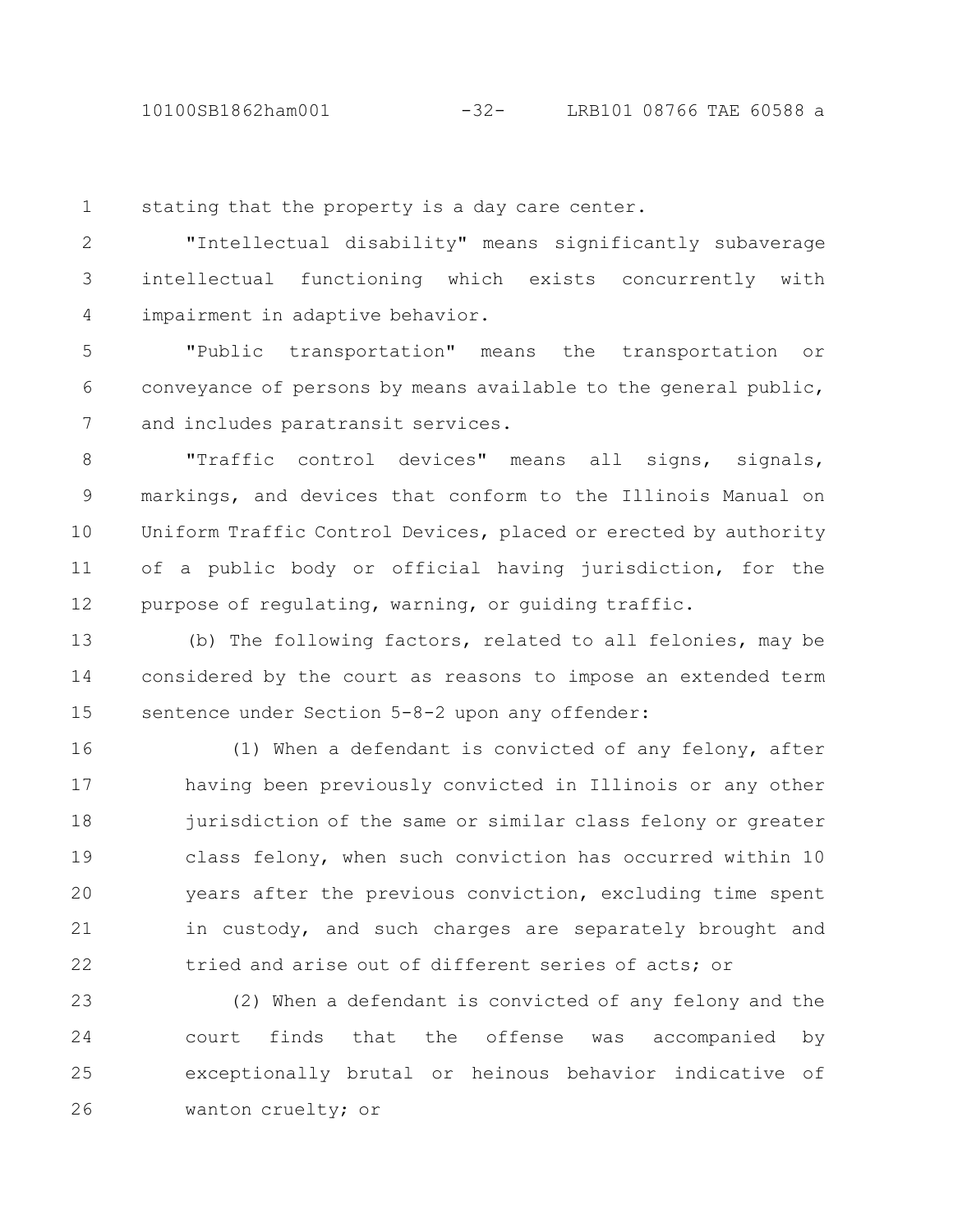stating that the property is a day care center.

"Intellectual disability" means significantly subaverage intellectual functioning which exists concurrently with impairment in adaptive behavior.

"Public transportation" means the transportation or conveyance of persons by means available to the general public, and includes paratransit services.

"Traffic control devices" means all signs, signals, markings, and devices that conform to the Illinois Manual on Uniform Traffic Control Devices, placed or erected by authority of a public body or official having jurisdiction, for the purpose of regulating, warning, or guiding traffic.

(b) The following factors, related to all felonies, may be considered by the court as reasons to impose an extended term sentence under Section 5-8-2 upon any offender:

(1) When a defendant is convicted of any felony, after having been previously convicted in Illinois or any other jurisdiction of the same or similar class felony or greater class felony, when such conviction has occurred within 10 years after the previous conviction, excluding time spent in custody, and such charges are separately brought and tried and arise out of different series of acts; or

(2) When a defendant is convicted of any felony and the court finds that the offense was accompanied by exceptionally brutal or heinous behavior indicative of wanton cruelty; or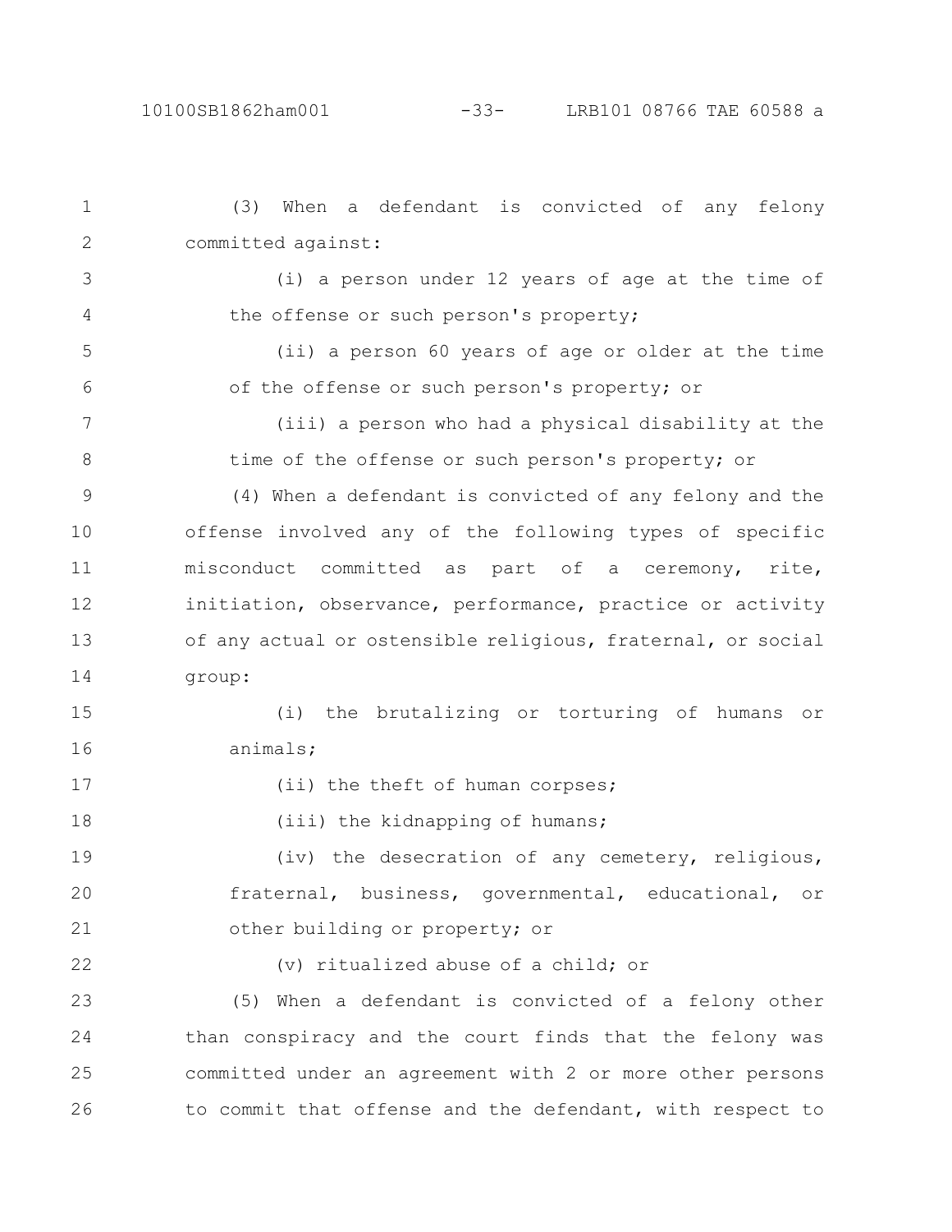(3) When a defendant is convicted of any felony committed against:

(i) a person under 12 years of age at the time of the offense or such person's property;

(ii) a person 60 years of age or older at the time of the offense or such person's property; or

(iii) a person who had a physical disability at the time of the offense or such person's property; or

(4) When a defendant is convicted of any felony and the offense involved any of the following types of specific misconduct committed as part of a ceremony, rite, initiation, observance, performance, practice or activity of any actual or ostensible religious, fraternal, or social group:

(i) the brutalizing or torturing of humans or animals;

(ii) the theft of human corpses;

(iii) the kidnapping of humans;

(iv) the desecration of any cemetery, religious, fraternal, business, governmental, educational, or other building or property; or

(v) ritualized abuse of a child; or

(5) When a defendant is convicted of a felony other than conspiracy and the court finds that the felony was committed under an agreement with 2 or more other persons to commit that offense and the defendant, with respect to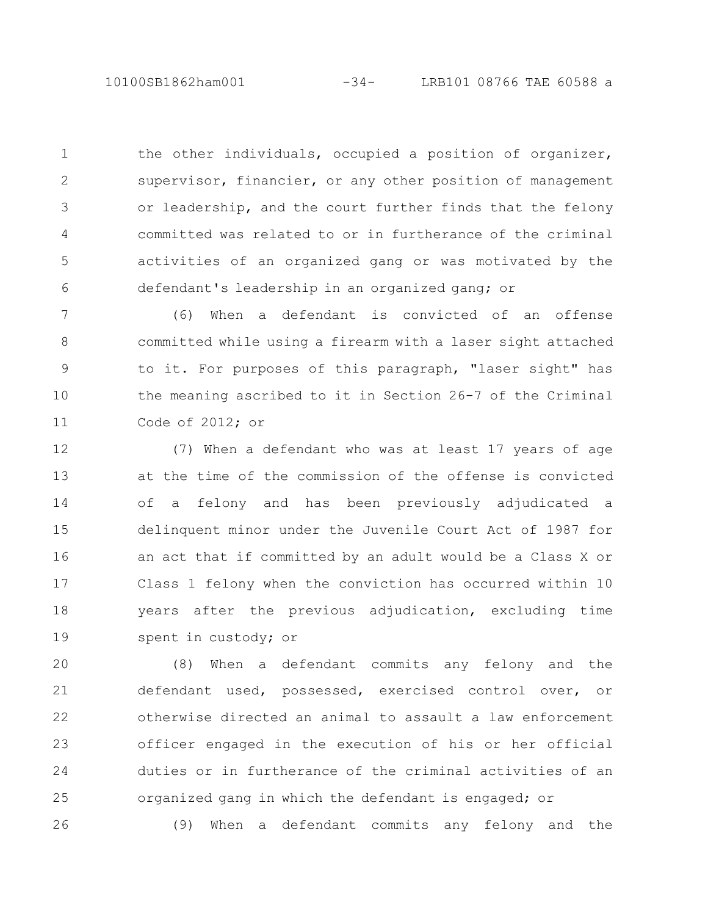the other individuals, occupied a position of organizer, supervisor, financier, or any other position of management or leadership, and the court further finds that the felony committed was related to or in furtherance of the criminal activities of an organized gang or was motivated by the defendant's leadership in an organized gang; or

(6) When a defendant is convicted of an offense committed while using a firearm with a laser sight attached to it. For purposes of this paragraph, "laser sight" has the meaning ascribed to it in Section 26-7 of the Criminal Code of 2012; or

(7) When a defendant who was at least 17 years of age at the time of the commission of the offense is convicted of a felony and has been previously adjudicated a delinquent minor under the Juvenile Court Act of 1987 for an act that if committed by an adult would be a Class X or Class 1 felony when the conviction has occurred within 10 years after the previous adjudication, excluding time spent in custody; or

(8) When a defendant commits any felony and the defendant used, possessed, exercised control over, or otherwise directed an animal to assault a law enforcement officer engaged in the execution of his or her official duties or in furtherance of the criminal activities of an organized gang in which the defendant is engaged; or

(9) When a defendant commits any felony and the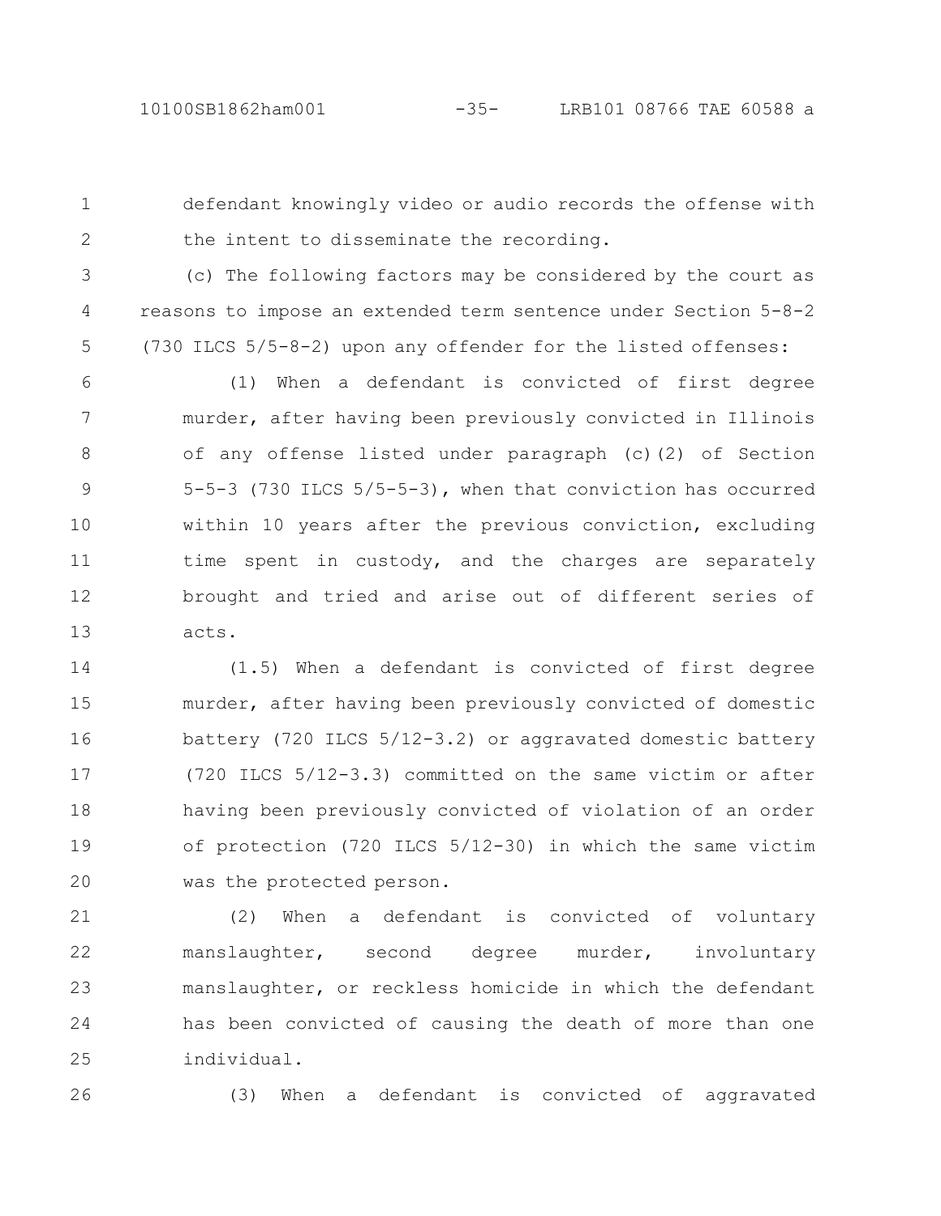defendant knowingly video or audio records the offense with the intent to disseminate the recording.

(c) The following factors may be considered by the court as reasons to impose an extended term sentence under Section 5-8-2 (730 ILCS 5/5-8-2) upon any offender for the listed offenses:

(1) When a defendant is convicted of first degree murder, after having been previously convicted in Illinois of any offense listed under paragraph (c)(2) of Section 5-5-3 (730 ILCS 5/5-5-3), when that conviction has occurred within 10 years after the previous conviction, excluding time spent in custody, and the charges are separately brought and tried and arise out of different series of acts.

(1.5) When a defendant is convicted of first degree murder, after having been previously convicted of domestic battery (720 ILCS 5/12-3.2) or aggravated domestic battery (720 ILCS 5/12-3.3) committed on the same victim or after having been previously convicted of violation of an order of protection (720 ILCS 5/12-30) in which the same victim was the protected person.

(2) When a defendant is convicted of voluntary manslaughter, second degree murder, involuntary manslaughter, or reckless homicide in which the defendant has been convicted of causing the death of more than one individual.

(3) When a defendant is convicted of aggravated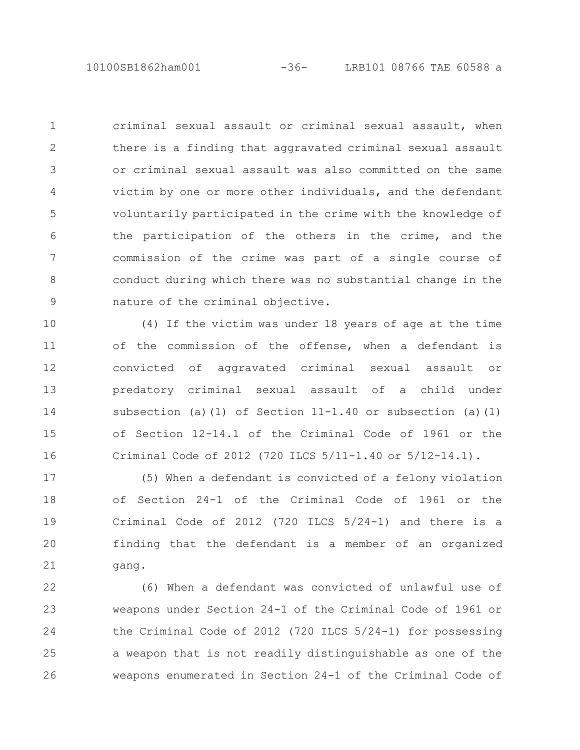criminal sexual assault or criminal sexual assault, when there is a finding that aggravated criminal sexual assault or criminal sexual assault was also committed on the same victim by one or more other individuals, and the defendant voluntarily participated in the crime with the knowledge of the participation of the others in the crime, and the commission of the crime was part of a single course of conduct during which there was no substantial change in the nature of the criminal objective.

(4) If the victim was under 18 years of age at the time of the commission of the offense, when a defendant is convicted of aggravated criminal sexual assault or predatory criminal sexual assault of a child under subsection (a)(1) of Section 11-1.40 or subsection (a)(1) of Section 12-14.1 of the Criminal Code of 1961 or the Criminal Code of 2012 (720 ILCS 5/11-1.40 or 5/12-14.1).

(5) When a defendant is convicted of a felony violation of Section 24-1 of the Criminal Code of 1961 or the Criminal Code of 2012 (720 ILCS 5/24-1) and there is a finding that the defendant is a member of an organized gang.

(6) When a defendant was convicted of unlawful use of weapons under Section 24-1 of the Criminal Code of 1961 or the Criminal Code of 2012 (720 ILCS 5/24-1) for possessing a weapon that is not readily distinguishable as one of the weapons enumerated in Section 24-1 of the Criminal Code of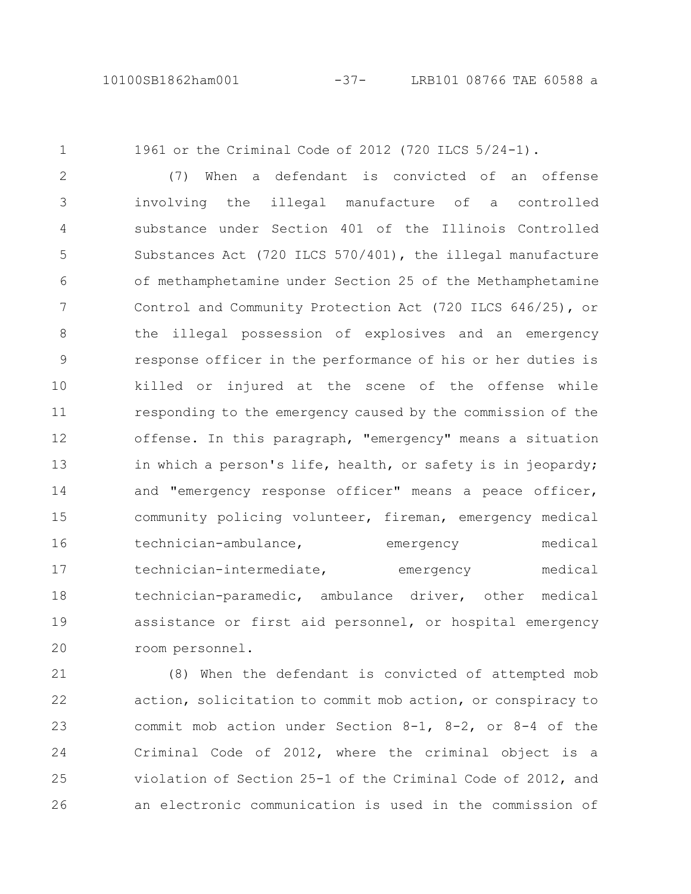1961 or the Criminal Code of 2012 (720 ILCS 5/24-1).

(7) When a defendant is convicted of an offense involving the illegal manufacture of a controlled substance under Section 401 of the Illinois Controlled Substances Act (720 ILCS 570/401), the illegal manufacture of methamphetamine under Section 25 of the Methamphetamine Control and Community Protection Act (720 ILCS 646/25), or the illegal possession of explosives and an emergency response officer in the performance of his or her duties is killed or injured at the scene of the offense while responding to the emergency caused by the commission of the offense. In this paragraph, "emergency" means a situation in which a person's life, health, or safety is in jeopardy; and "emergency response officer" means a peace officer, community policing volunteer, fireman, emergency medical technician-ambulance, emergency medical technician-intermediate, emergency medical technician-paramedic, ambulance driver, other medical assistance or first aid personnel, or hospital emergency room personnel.

(8) When the defendant is convicted of attempted mob action, solicitation to commit mob action, or conspiracy to commit mob action under Section 8-1, 8-2, or 8-4 of the Criminal Code of 2012, where the criminal object is a violation of Section 25-1 of the Criminal Code of 2012, and an electronic communication is used in the commission of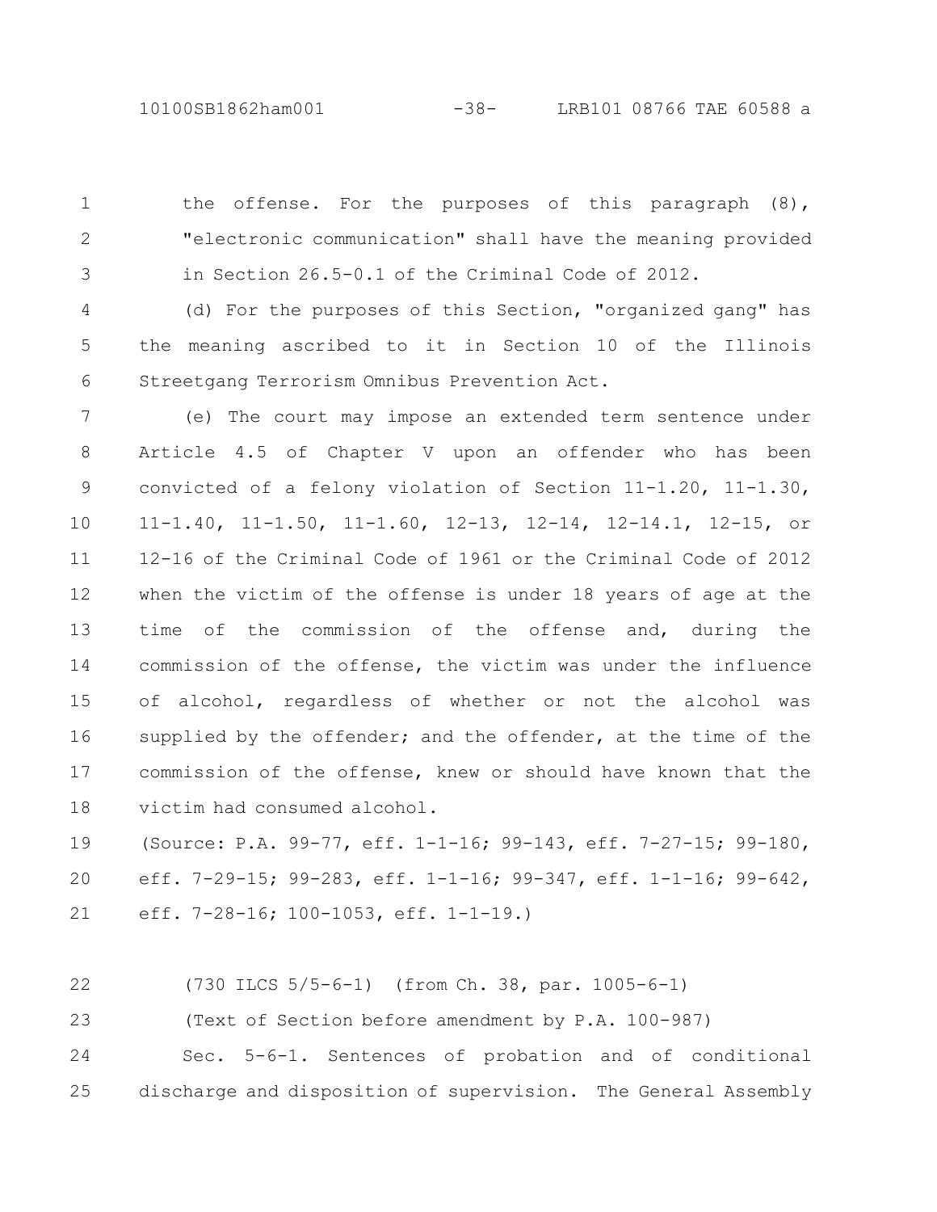the offense. For the purposes of this paragraph (8), "electronic communication" shall have the meaning provided in Section 26.5-0.1 of the Criminal Code of 2012.

(d) For the purposes of this Section, "organized gang" has the meaning ascribed to it in Section 10 of the Illinois Streetgang Terrorism Omnibus Prevention Act.

(e) The court may impose an extended term sentence under Article 4.5 of Chapter V upon an offender who has been convicted of a felony violation of Section 11-1.20, 11-1.30, 11-1.40, 11-1.50, 11-1.60, 12-13, 12-14, 12-14.1, 12-15, or 12-16 of the Criminal Code of 1961 or the Criminal Code of 2012 when the victim of the offense is under 18 years of age at the time of the commission of the offense and, during the commission of the offense, the victim was under the influence of alcohol, regardless of whether or not the alcohol was supplied by the offender; and the offender, at the time of the commission of the offense, knew or should have known that the victim had consumed alcohol.

(Source: P.A. 99-77, eff. 1-1-16; 99-143, eff. 7-27-15; 99-180, eff. 7-29-15; 99-283, eff. 1-1-16; 99-347, eff. 1-1-16; 99-642, eff. 7-28-16; 100-1053, eff. 1-1-19.)

(730 ILCS 5/5-6-1) (from Ch. 38, par. 1005-6-1)

(Text of Section before amendment by P.A. 100-987)

Sec. 5-6-1. Sentences of probation and of conditional discharge and disposition of supervision. The General Assembly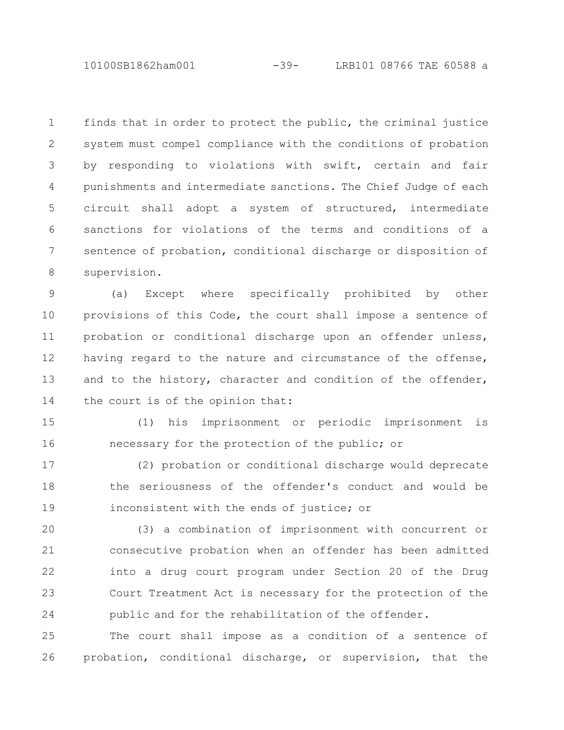finds that in order to protect the public, the criminal justice system must compel compliance with the conditions of probation by responding to violations with swift, certain and fair punishments and intermediate sanctions. The Chief Judge of each circuit shall adopt a system of structured, intermediate sanctions for violations of the terms and conditions of a sentence of probation, conditional discharge or disposition of supervision.

(a) Except where specifically prohibited by other provisions of this Code, the court shall impose a sentence of probation or conditional discharge upon an offender unless, having regard to the nature and circumstance of the offense, and to the history, character and condition of the offender, the court is of the opinion that:

(1) his imprisonment or periodic imprisonment is necessary for the protection of the public; or

(2) probation or conditional discharge would deprecate the seriousness of the offender's conduct and would be inconsistent with the ends of justice; or

(3) a combination of imprisonment with concurrent or consecutive probation when an offender has been admitted into a drug court program under Section 20 of the Drug Court Treatment Act is necessary for the protection of the public and for the rehabilitation of the offender.

The court shall impose as a condition of a sentence of probation, conditional discharge, or supervision, that the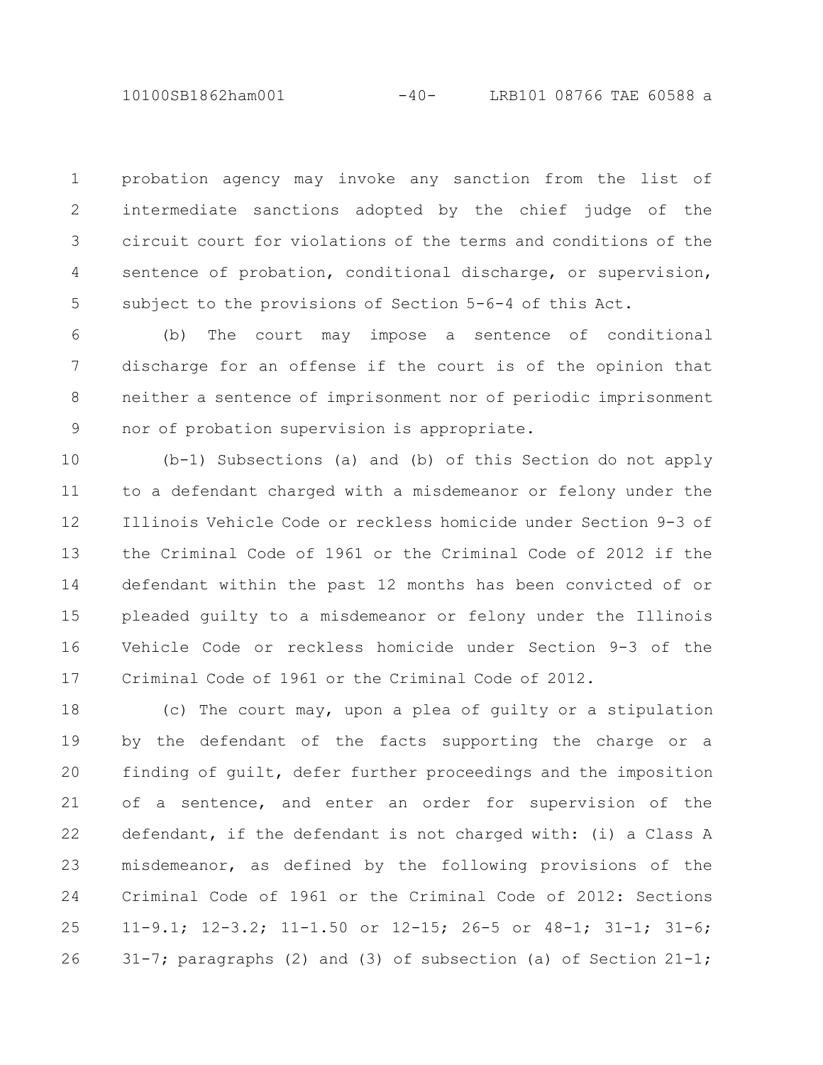probation agency may invoke any sanction from the list of intermediate sanctions adopted by the chief judge of the circuit court for violations of the terms and conditions of the sentence of probation, conditional discharge, or supervision, subject to the provisions of Section 5-6-4 of this Act.

(b) The court may impose a sentence of conditional discharge for an offense if the court is of the opinion that neither a sentence of imprisonment nor of periodic imprisonment nor of probation supervision is appropriate.

(b-1) Subsections (a) and (b) of this Section do not apply to a defendant charged with a misdemeanor or felony under the Illinois Vehicle Code or reckless homicide under Section 9-3 of the Criminal Code of 1961 or the Criminal Code of 2012 if the defendant within the past 12 months has been convicted of or pleaded guilty to a misdemeanor or felony under the Illinois Vehicle Code or reckless homicide under Section 9-3 of the Criminal Code of 1961 or the Criminal Code of 2012.

(c) The court may, upon a plea of guilty or a stipulation by the defendant of the facts supporting the charge or a finding of guilt, defer further proceedings and the imposition of a sentence, and enter an order for supervision of the defendant, if the defendant is not charged with: (i) a Class A misdemeanor, as defined by the following provisions of the Criminal Code of 1961 or the Criminal Code of 2012: Sections 11-9.1; 12-3.2; 11-1.50 or 12-15; 26-5 or 48-1; 31-1; 31-6; 31-7; paragraphs (2) and (3) of subsection (a) of Section 21-1;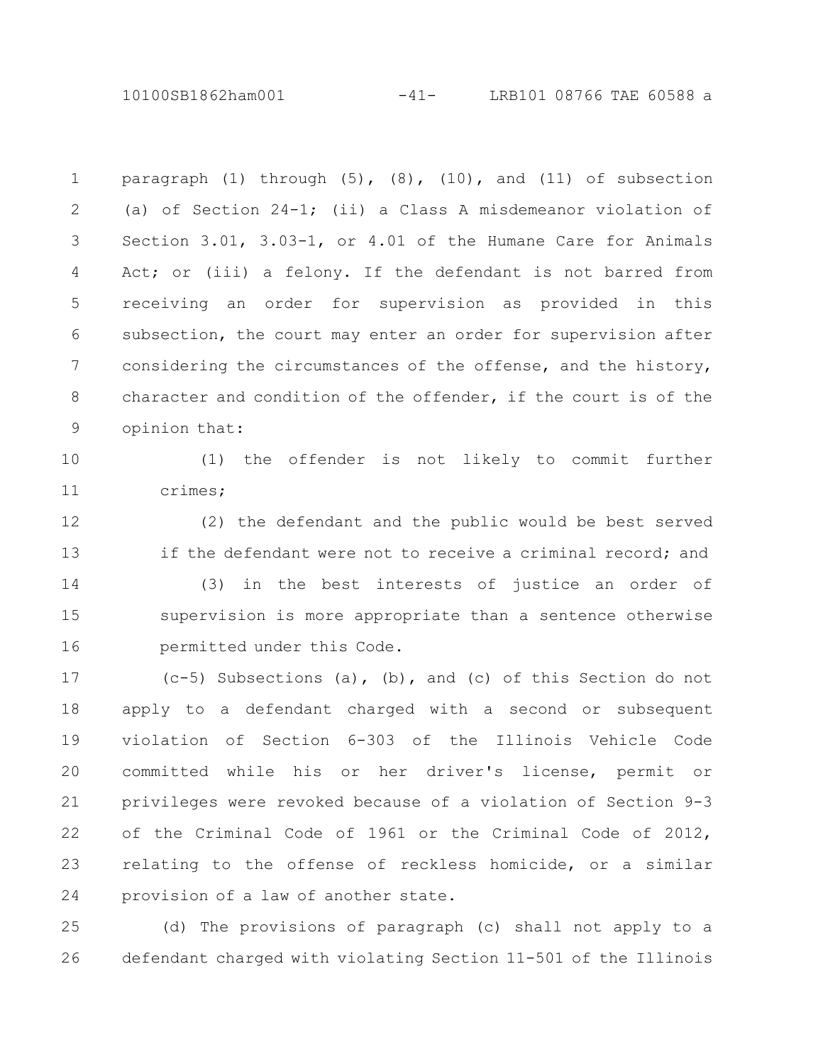paragraph (1) through (5), (8), (10), and (11) of subsection (a) of Section 24-1; (ii) a Class A misdemeanor violation of Section 3.01, 3.03-1, or 4.01 of the Humane Care for Animals Act; or (iii) a felony. If the defendant is not barred from receiving an order for supervision as provided in this subsection, the court may enter an order for supervision after considering the circumstances of the offense, and the history, character and condition of the offender, if the court is of the opinion that:

(1) the offender is not likely to commit further crimes;

(2) the defendant and the public would be best served if the defendant were not to receive a criminal record; and

(3) in the best interests of justice an order of supervision is more appropriate than a sentence otherwise permitted under this Code.

(c-5) Subsections (a), (b), and (c) of this Section do not apply to a defendant charged with a second or subsequent violation of Section 6-303 of the Illinois Vehicle Code committed while his or her driver's license, permit or privileges were revoked because of a violation of Section 9-3 of the Criminal Code of 1961 or the Criminal Code of 2012, relating to the offense of reckless homicide, or a similar provision of a law of another state.

(d) The provisions of paragraph (c) shall not apply to a defendant charged with violating Section 11-501 of the Illinois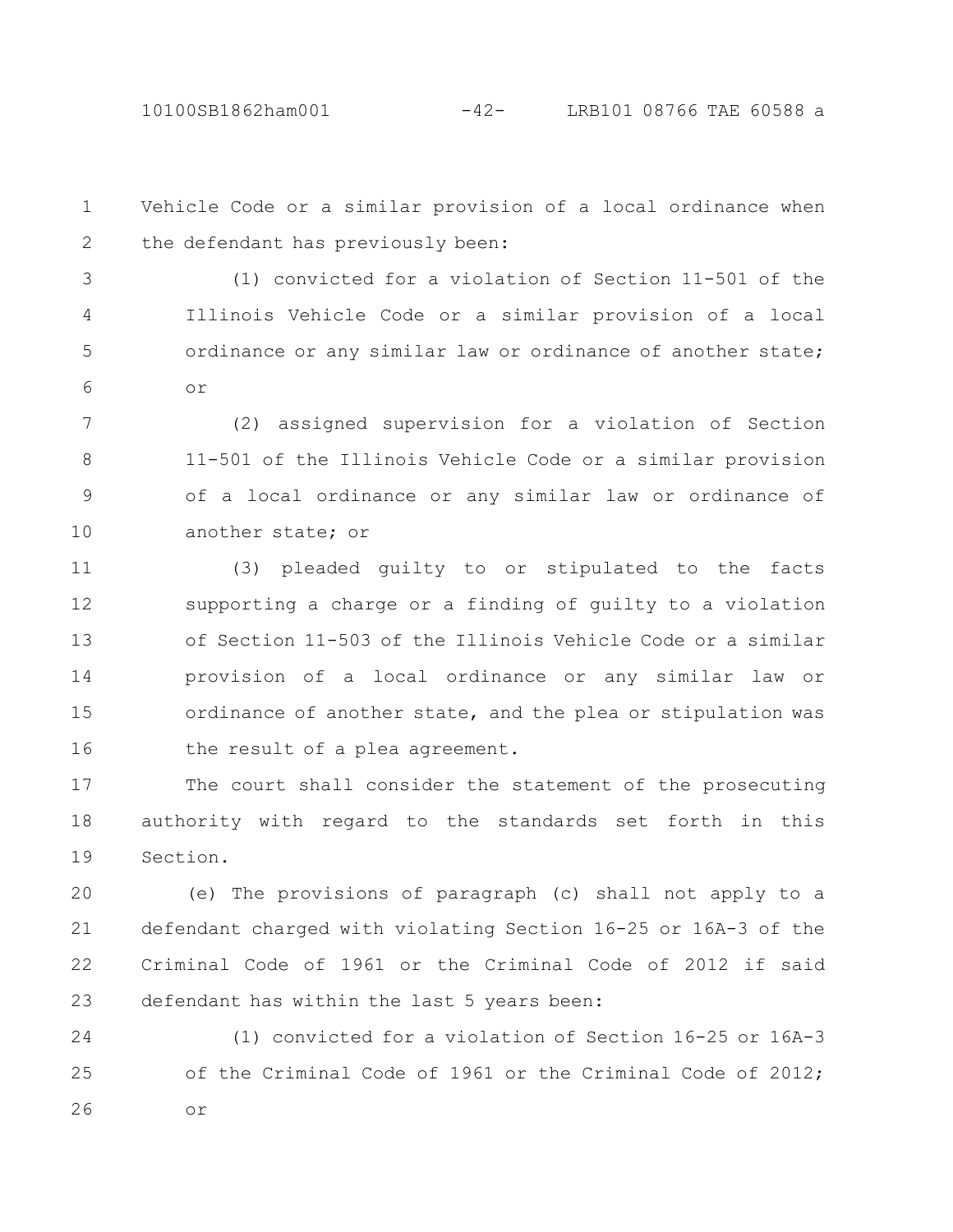Vehicle Code or a similar provision of a local ordinance when the defendant has previously been:

(1) convicted for a violation of Section 11-501 of the Illinois Vehicle Code or a similar provision of a local ordinance or any similar law or ordinance of another state; or

(2) assigned supervision for a violation of Section 11-501 of the Illinois Vehicle Code or a similar provision of a local ordinance or any similar law or ordinance of another state; or

(3) pleaded guilty to or stipulated to the facts supporting a charge or a finding of guilty to a violation of Section 11-503 of the Illinois Vehicle Code or a similar provision of a local ordinance or any similar law or ordinance of another state, and the plea or stipulation was the result of a plea agreement.

The court shall consider the statement of the prosecuting authority with regard to the standards set forth in this Section.

(e) The provisions of paragraph (c) shall not apply to a defendant charged with violating Section 16-25 or 16A-3 of the Criminal Code of 1961 or the Criminal Code of 2012 if said defendant has within the last 5 years been:

(1) convicted for a violation of Section 16-25 or 16A-3 of the Criminal Code of 1961 or the Criminal Code of 2012; or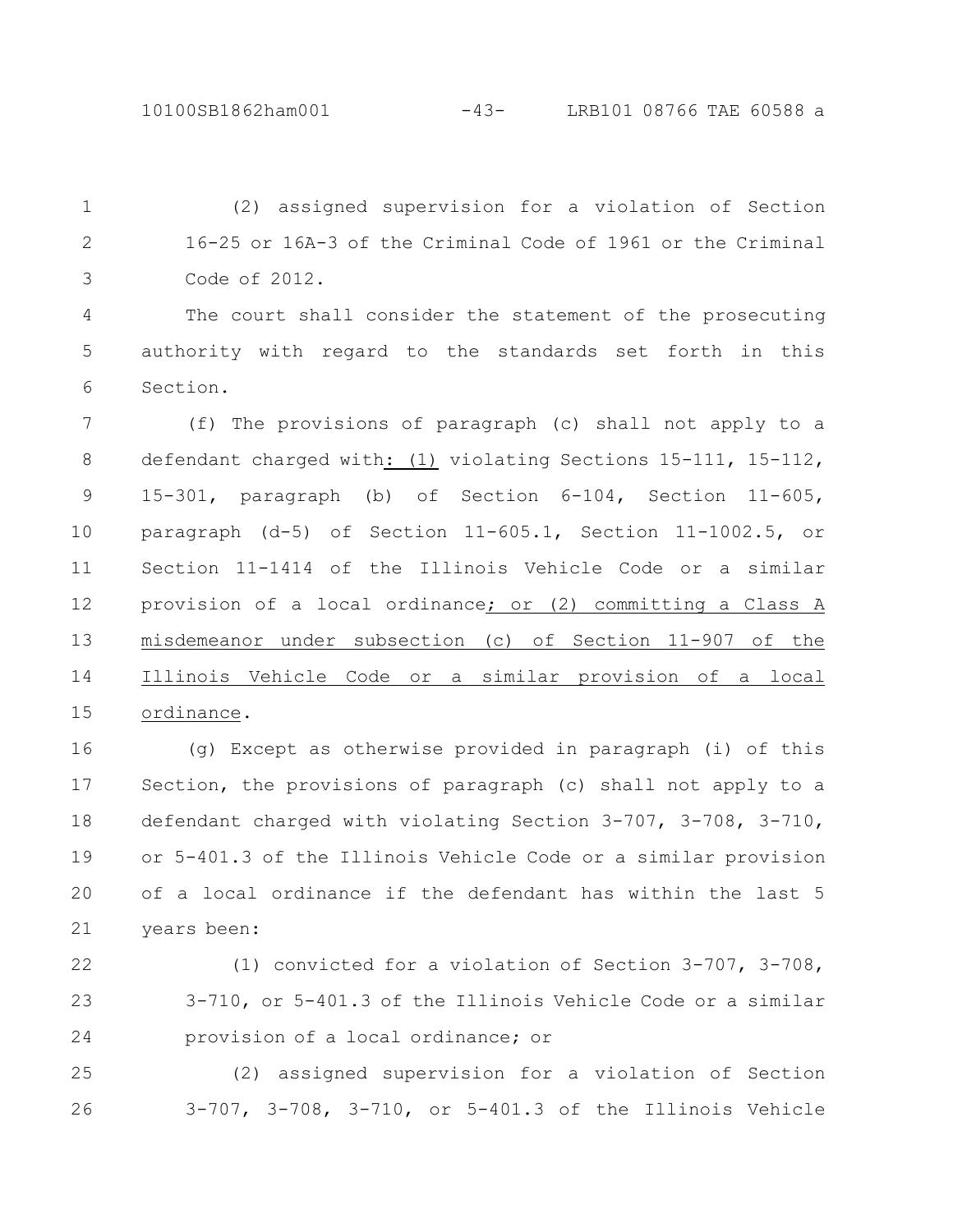(2) assigned supervision for a violation of Section 16-25 or 16A-3 of the Criminal Code of 1961 or the Criminal Code of 2012.

The court shall consider the statement of the prosecuting authority with regard to the standards set forth in this Section.

(f) The provisions of paragraph (c) shall not apply to a defendant charged with: (1) violating Sections 15-111, 15-112, 15-301, paragraph (b) of Section 6-104, Section 11-605, paragraph (d-5) of Section 11-605.1, Section 11-1002.5, or Section 11-1414 of the Illinois Vehicle Code or a similar provision of a local ordinance; or (2) committing a Class A misdemeanor under subsection (c) of Section 11-907 of the Illinois Vehicle Code or a similar provision of a local ordinance.

(g) Except as otherwise provided in paragraph (i) of this Section, the provisions of paragraph (c) shall not apply to a defendant charged with violating Section 3-707, 3-708, 3-710, or 5-401.3 of the Illinois Vehicle Code or a similar provision of a local ordinance if the defendant has within the last 5 years been:

(1) convicted for a violation of Section 3-707, 3-708, 3-710, or 5-401.3 of the Illinois Vehicle Code or a similar provision of a local ordinance; or

(2) assigned supervision for a violation of Section 3-707, 3-708, 3-710, or 5-401.3 of the Illinois Vehicle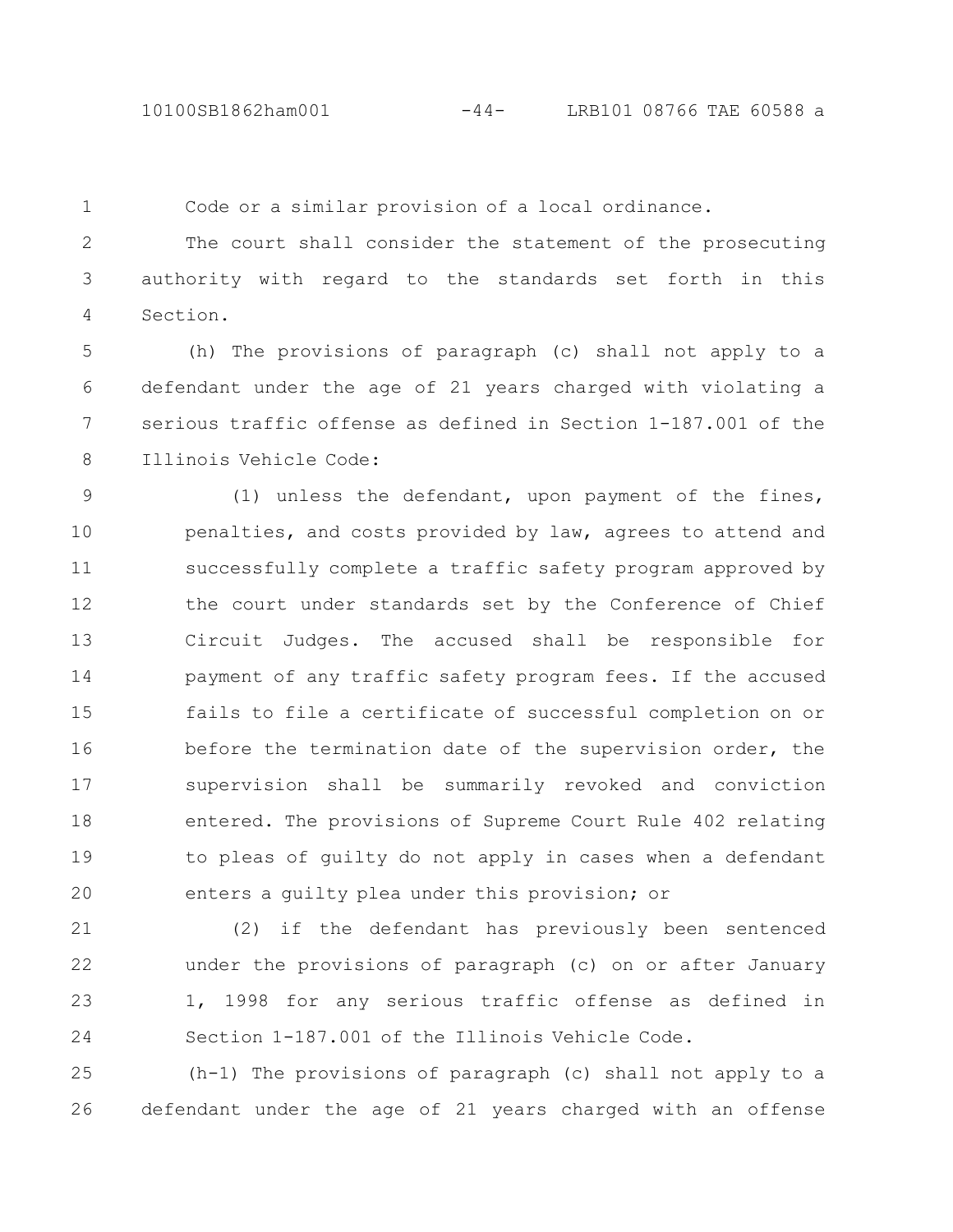Code or a similar provision of a local ordinance.

The court shall consider the statement of the prosecuting authority with regard to the standards set forth in this Section.

(h) The provisions of paragraph (c) shall not apply to a defendant under the age of 21 years charged with violating a serious traffic offense as defined in Section 1-187.001 of the Illinois Vehicle Code:

(1) unless the defendant, upon payment of the fines, penalties, and costs provided by law, agrees to attend and successfully complete a traffic safety program approved by the court under standards set by the Conference of Chief Circuit Judges. The accused shall be responsible for payment of any traffic safety program fees. If the accused fails to file a certificate of successful completion on or before the termination date of the supervision order, the supervision shall be summarily revoked and conviction entered. The provisions of Supreme Court Rule 402 relating to pleas of guilty do not apply in cases when a defendant enters a guilty plea under this provision; or

(2) if the defendant has previously been sentenced under the provisions of paragraph (c) on or after January 1, 1998 for any serious traffic offense as defined in Section 1-187.001 of the Illinois Vehicle Code.

(h-1) The provisions of paragraph (c) shall not apply to a defendant under the age of 21 years charged with an offense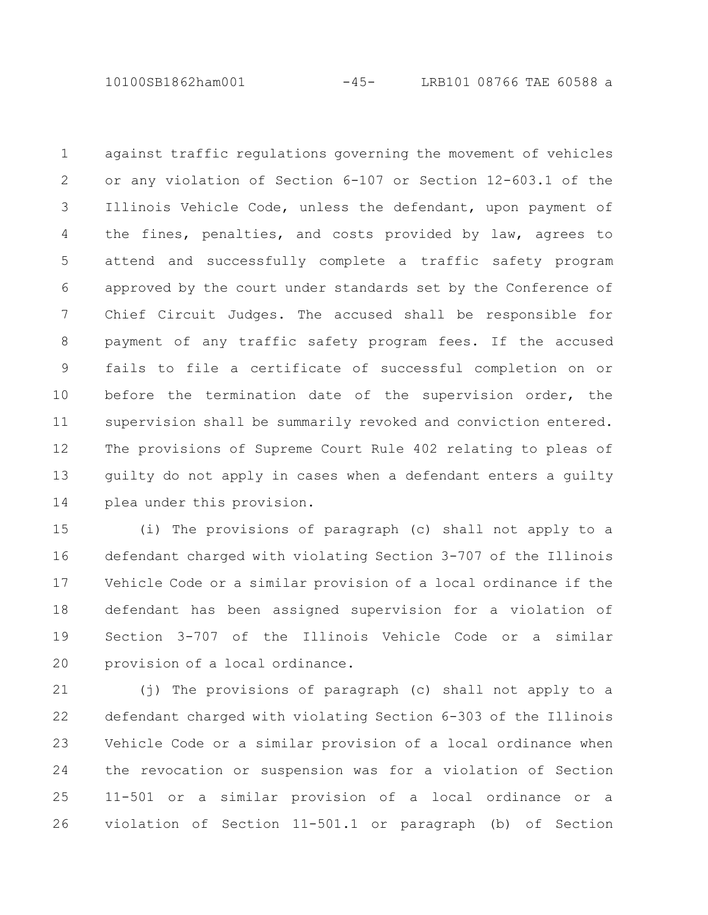against traffic regulations governing the movement of vehicles or any violation of Section 6-107 or Section 12-603.1 of the Illinois Vehicle Code, unless the defendant, upon payment of the fines, penalties, and costs provided by law, agrees to attend and successfully complete a traffic safety program approved by the court under standards set by the Conference of Chief Circuit Judges. The accused shall be responsible for payment of any traffic safety program fees. If the accused fails to file a certificate of successful completion on or before the termination date of the supervision order, the supervision shall be summarily revoked and conviction entered. The provisions of Supreme Court Rule 402 relating to pleas of guilty do not apply in cases when a defendant enters a guilty plea under this provision.

(i) The provisions of paragraph (c) shall not apply to a defendant charged with violating Section 3-707 of the Illinois Vehicle Code or a similar provision of a local ordinance if the defendant has been assigned supervision for a violation of Section 3-707 of the Illinois Vehicle Code or a similar provision of a local ordinance.

(j) The provisions of paragraph (c) shall not apply to a defendant charged with violating Section 6-303 of the Illinois Vehicle Code or a similar provision of a local ordinance when the revocation or suspension was for a violation of Section 11-501 or a similar provision of a local ordinance or a violation of Section 11-501.1 or paragraph (b) of Section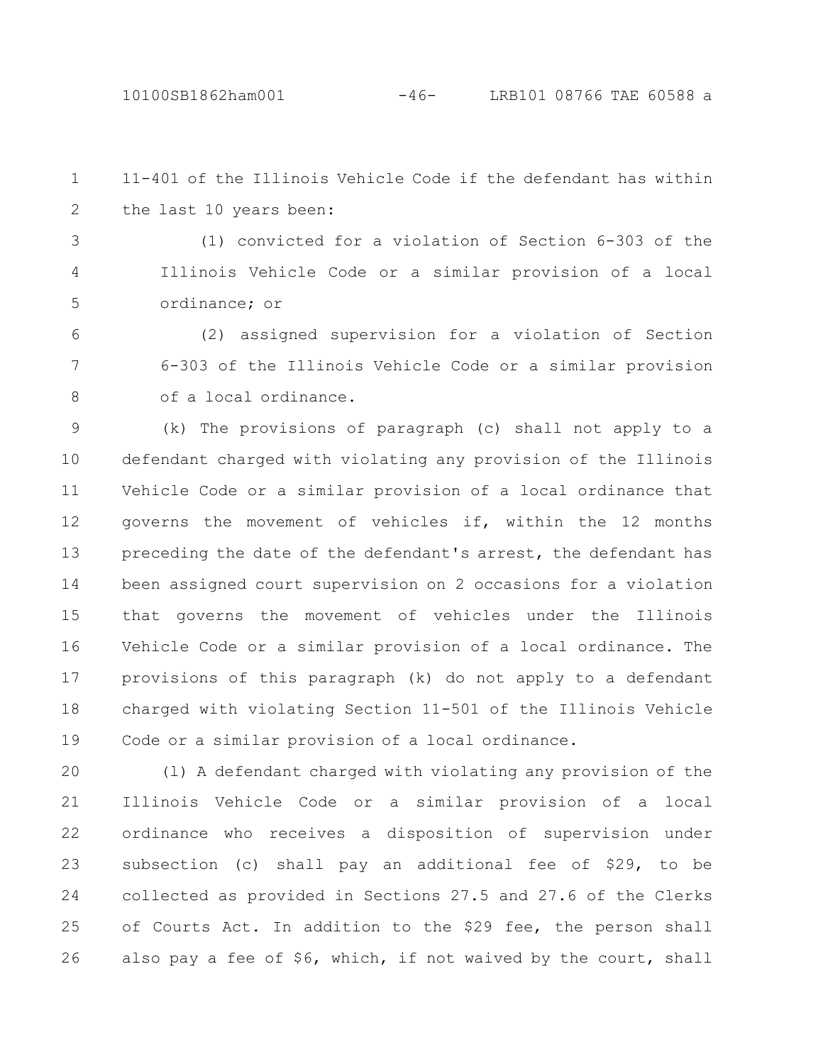11-401 of the Illinois Vehicle Code if the defendant has within the last 10 years been:

(1) convicted for a violation of Section 6-303 of the Illinois Vehicle Code or a similar provision of a local ordinance; or

(2) assigned supervision for a violation of Section 6-303 of the Illinois Vehicle Code or a similar provision of a local ordinance.

(k) The provisions of paragraph (c) shall not apply to a defendant charged with violating any provision of the Illinois Vehicle Code or a similar provision of a local ordinance that governs the movement of vehicles if, within the 12 months preceding the date of the defendant's arrest, the defendant has been assigned court supervision on 2 occasions for a violation that governs the movement of vehicles under the Illinois Vehicle Code or a similar provision of a local ordinance. The provisions of this paragraph (k) do not apply to a defendant charged with violating Section 11-501 of the Illinois Vehicle Code or a similar provision of a local ordinance.

(l) A defendant charged with violating any provision of the Illinois Vehicle Code or a similar provision of a local ordinance who receives a disposition of supervision under subsection (c) shall pay an additional fee of $29, to be collected as provided in Sections 27.5 and 27.6 of the Clerks of Courts Act. In addition to the $29 fee, the person shall also pay a fee of $6, which, if not waived by the court, shall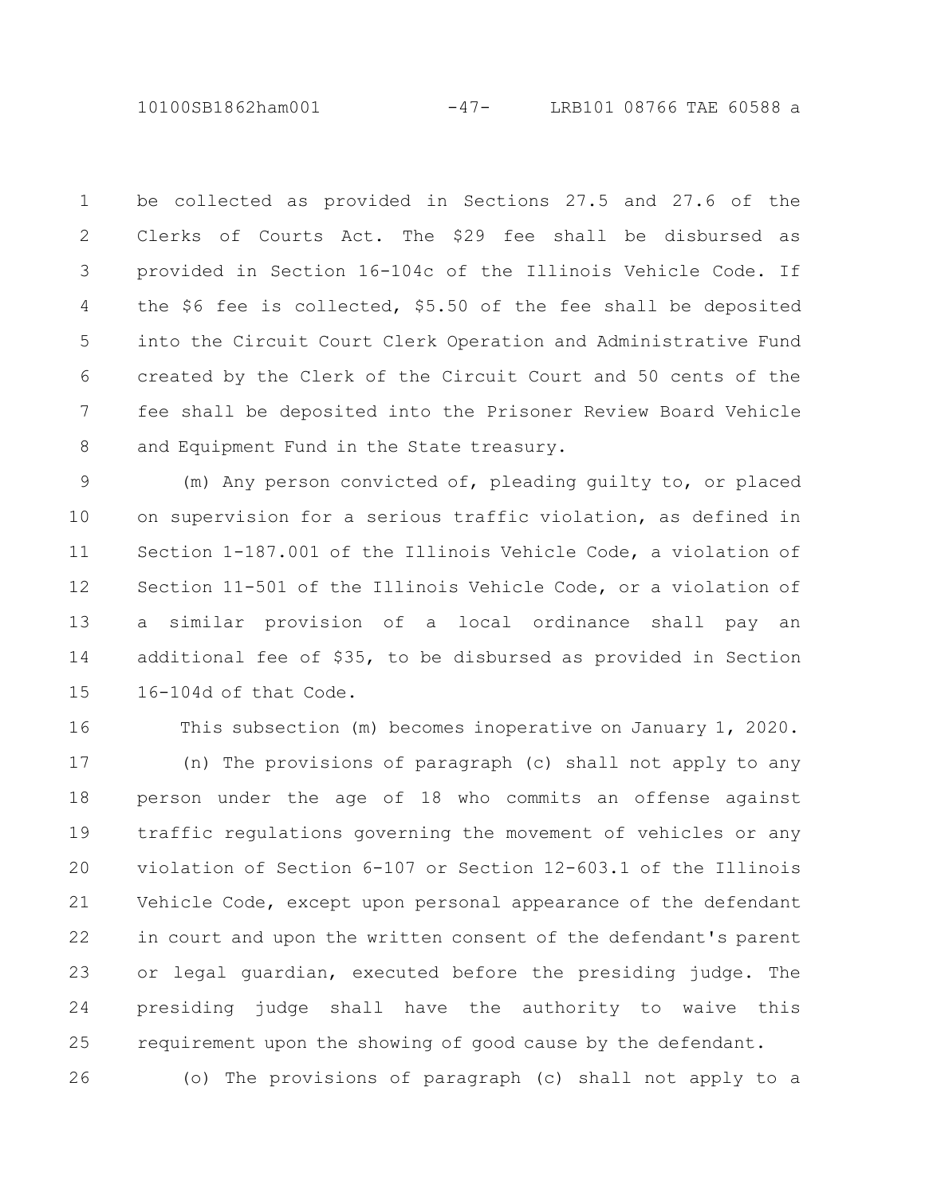be collected as provided in Sections 27.5 and 27.6 of the Clerks of Courts Act. The $29 fee shall be disbursed as provided in Section 16-104c of the Illinois Vehicle Code. If the $6 fee is collected, $5.50 of the fee shall be deposited into the Circuit Court Clerk Operation and Administrative Fund created by the Clerk of the Circuit Court and 50 cents of the fee shall be deposited into the Prisoner Review Board Vehicle and Equipment Fund in the State treasury.

(m) Any person convicted of, pleading guilty to, or placed on supervision for a serious traffic violation, as defined in Section 1-187.001 of the Illinois Vehicle Code, a violation of Section 11-501 of the Illinois Vehicle Code, or a violation of a similar provision of a local ordinance shall pay an additional fee of $35, to be disbursed as provided in Section 16-104d of that Code.

This subsection (m) becomes inoperative on January 1, 2020.

(n) The provisions of paragraph (c) shall not apply to any person under the age of 18 who commits an offense against traffic regulations governing the movement of vehicles or any violation of Section 6-107 or Section 12-603.1 of the Illinois Vehicle Code, except upon personal appearance of the defendant in court and upon the written consent of the defendant's parent or legal guardian, executed before the presiding judge. The presiding judge shall have the authority to waive this requirement upon the showing of good cause by the defendant.

(o) The provisions of paragraph (c) shall not apply to a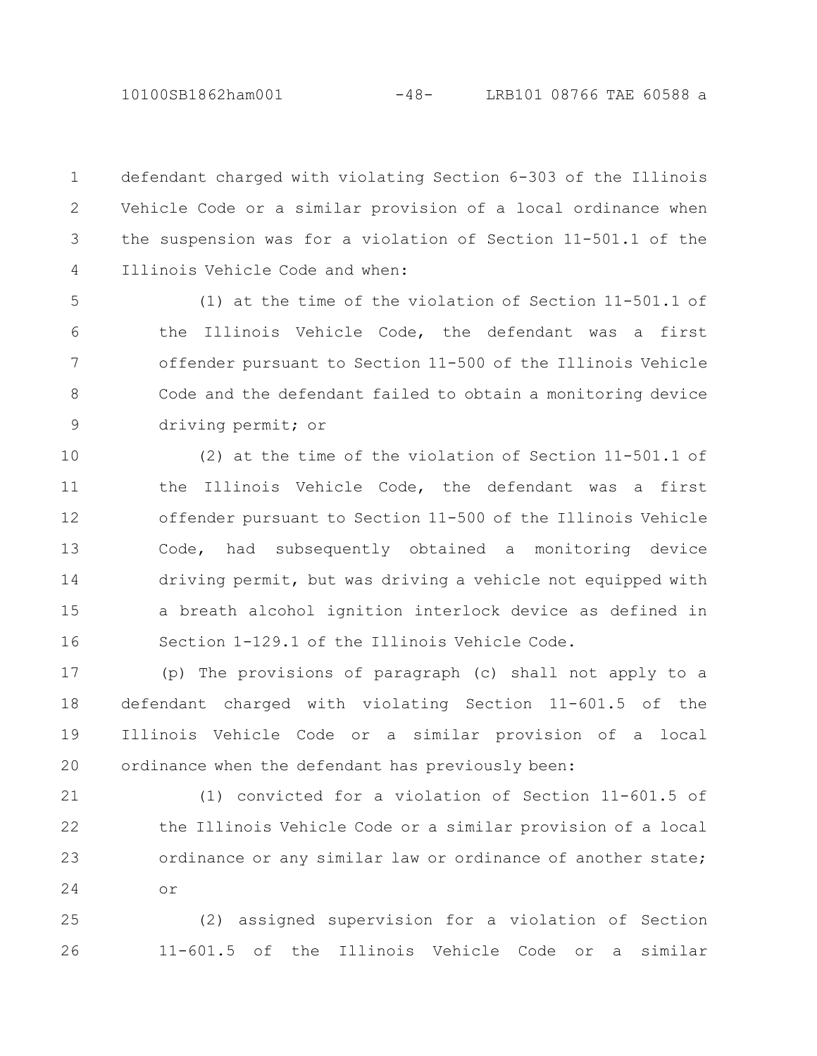defendant charged with violating Section 6-303 of the Illinois Vehicle Code or a similar provision of a local ordinance when the suspension was for a violation of Section 11-501.1 of the Illinois Vehicle Code and when:

(1) at the time of the violation of Section 11-501.1 of the Illinois Vehicle Code, the defendant was a first offender pursuant to Section 11-500 of the Illinois Vehicle Code and the defendant failed to obtain a monitoring device driving permit; or

(2) at the time of the violation of Section 11-501.1 of the Illinois Vehicle Code, the defendant was a first offender pursuant to Section 11-500 of the Illinois Vehicle Code, had subsequently obtained a monitoring device driving permit, but was driving a vehicle not equipped with a breath alcohol ignition interlock device as defined in Section 1-129.1 of the Illinois Vehicle Code.

(p) The provisions of paragraph (c) shall not apply to a defendant charged with violating Section 11-601.5 of the Illinois Vehicle Code or a similar provision of a local ordinance when the defendant has previously been:

(1) convicted for a violation of Section 11-601.5 of the Illinois Vehicle Code or a similar provision of a local ordinance or any similar law or ordinance of another state; or

(2) assigned supervision for a violation of Section 11-601.5 of the Illinois Vehicle Code or a similar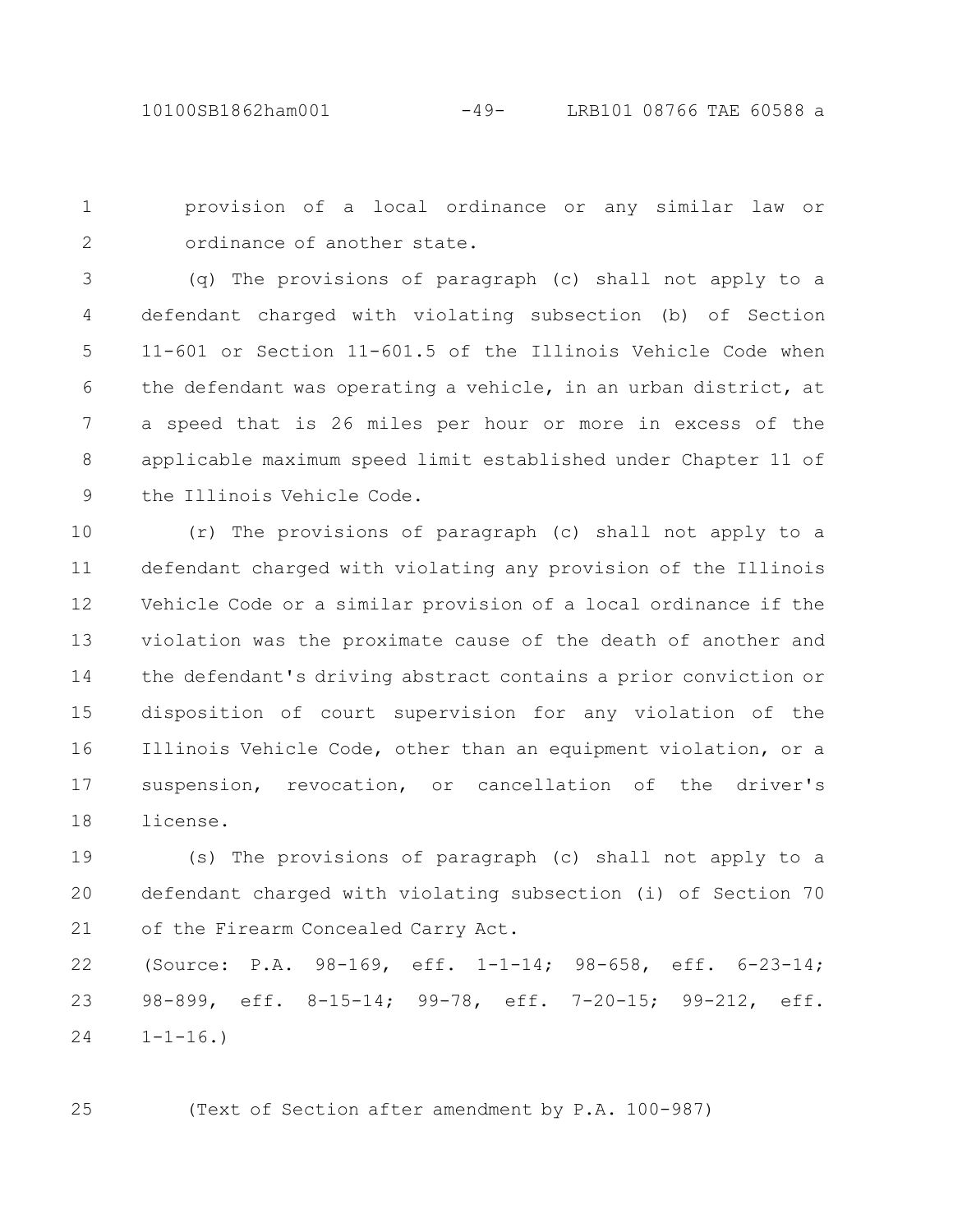provision of a local ordinance or any similar law or ordinance of another state.

(q) The provisions of paragraph (c) shall not apply to a defendant charged with violating subsection (b) of Section 11-601 or Section 11-601.5 of the Illinois Vehicle Code when the defendant was operating a vehicle, in an urban district, at a speed that is 26 miles per hour or more in excess of the applicable maximum speed limit established under Chapter 11 of the Illinois Vehicle Code.

(r) The provisions of paragraph (c) shall not apply to a defendant charged with violating any provision of the Illinois Vehicle Code or a similar provision of a local ordinance if the violation was the proximate cause of the death of another and the defendant's driving abstract contains a prior conviction or disposition of court supervision for any violation of the Illinois Vehicle Code, other than an equipment violation, or a suspension, revocation, or cancellation of the driver's license.

(s) The provisions of paragraph (c) shall not apply to a defendant charged with violating subsection (i) of Section 70 of the Firearm Concealed Carry Act.

(Source: P.A. 98-169, eff. 1-1-14; 98-658, eff. 6-23-14; 98-899, eff. 8-15-14; 99-78, eff. 7-20-15; 99-212, eff. 1-1-16.)

(Text of Section after amendment by P.A. 100-987)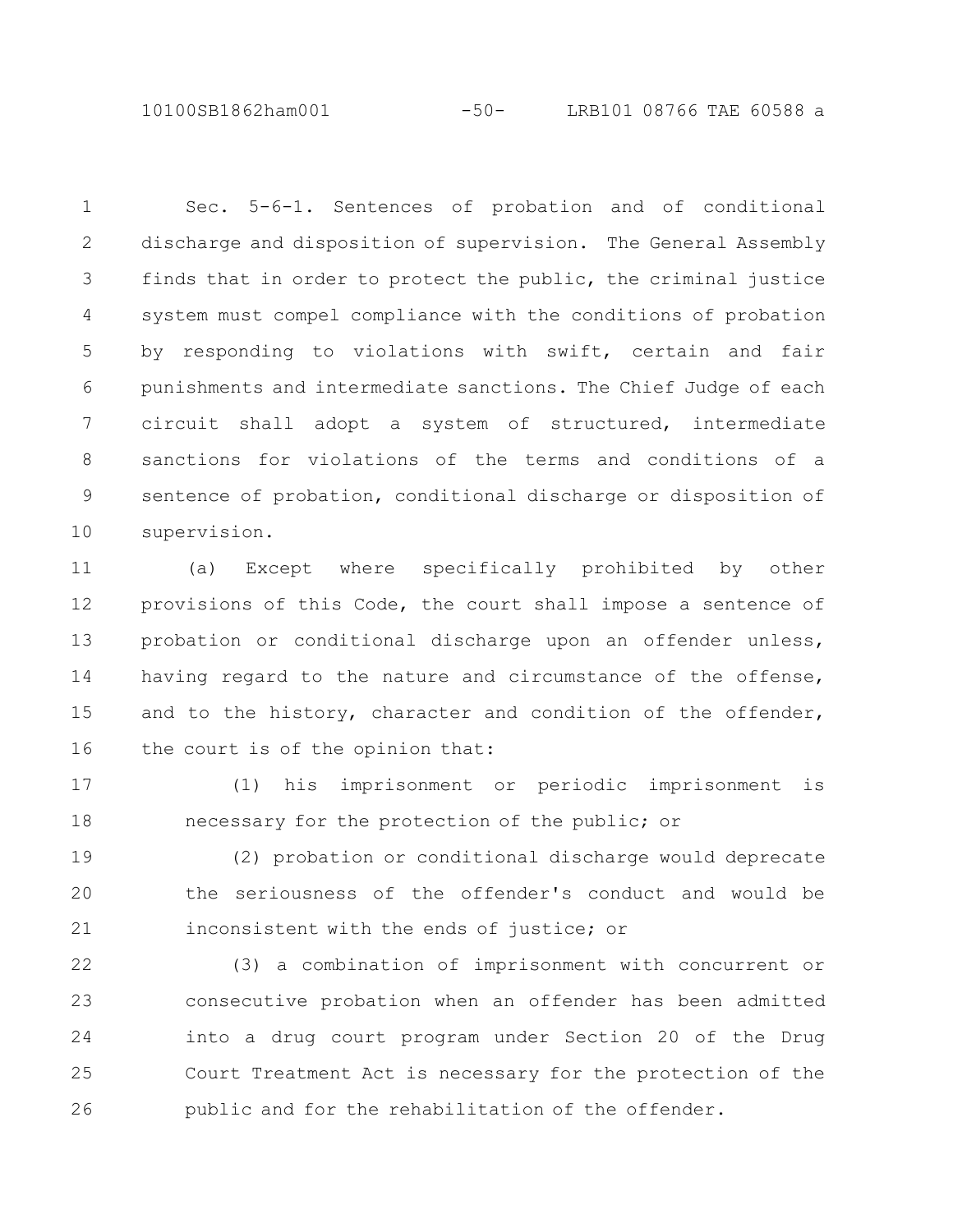Sec. 5-6-1. Sentences of probation and of conditional discharge and disposition of supervision. The General Assembly finds that in order to protect the public, the criminal justice system must compel compliance with the conditions of probation by responding to violations with swift, certain and fair punishments and intermediate sanctions. The Chief Judge of each circuit shall adopt a system of structured, intermediate sanctions for violations of the terms and conditions of a sentence of probation, conditional discharge or disposition of supervision.

(a) Except where specifically prohibited by other provisions of this Code, the court shall impose a sentence of probation or conditional discharge upon an offender unless, having regard to the nature and circumstance of the offense, and to the history, character and condition of the offender, the court is of the opinion that:

(1) his imprisonment or periodic imprisonment is necessary for the protection of the public; or

(2) probation or conditional discharge would deprecate the seriousness of the offender's conduct and would be inconsistent with the ends of justice; or

(3) a combination of imprisonment with concurrent or consecutive probation when an offender has been admitted into a drug court program under Section 20 of the Drug Court Treatment Act is necessary for the protection of the public and for the rehabilitation of the offender.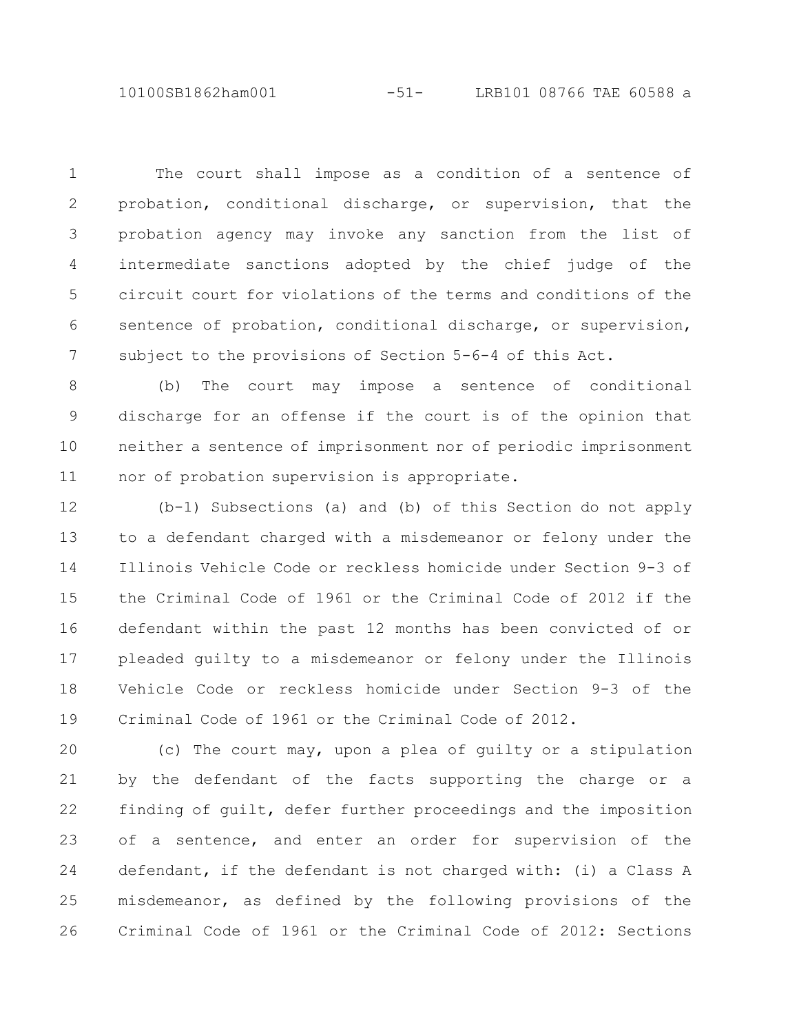The court shall impose as a condition of a sentence of probation, conditional discharge, or supervision, that the probation agency may invoke any sanction from the list of intermediate sanctions adopted by the chief judge of the circuit court for violations of the terms and conditions of the sentence of probation, conditional discharge, or supervision, subject to the provisions of Section 5-6-4 of this Act.

(b) The court may impose a sentence of conditional discharge for an offense if the court is of the opinion that neither a sentence of imprisonment nor of periodic imprisonment nor of probation supervision is appropriate.

(b-1) Subsections (a) and (b) of this Section do not apply to a defendant charged with a misdemeanor or felony under the Illinois Vehicle Code or reckless homicide under Section 9-3 of the Criminal Code of 1961 or the Criminal Code of 2012 if the defendant within the past 12 months has been convicted of or pleaded guilty to a misdemeanor or felony under the Illinois Vehicle Code or reckless homicide under Section 9-3 of the Criminal Code of 1961 or the Criminal Code of 2012.

(c) The court may, upon a plea of guilty or a stipulation by the defendant of the facts supporting the charge or a finding of guilt, defer further proceedings and the imposition of a sentence, and enter an order for supervision of the defendant, if the defendant is not charged with: (i) a Class A misdemeanor, as defined by the following provisions of the Criminal Code of 1961 or the Criminal Code of 2012: Sections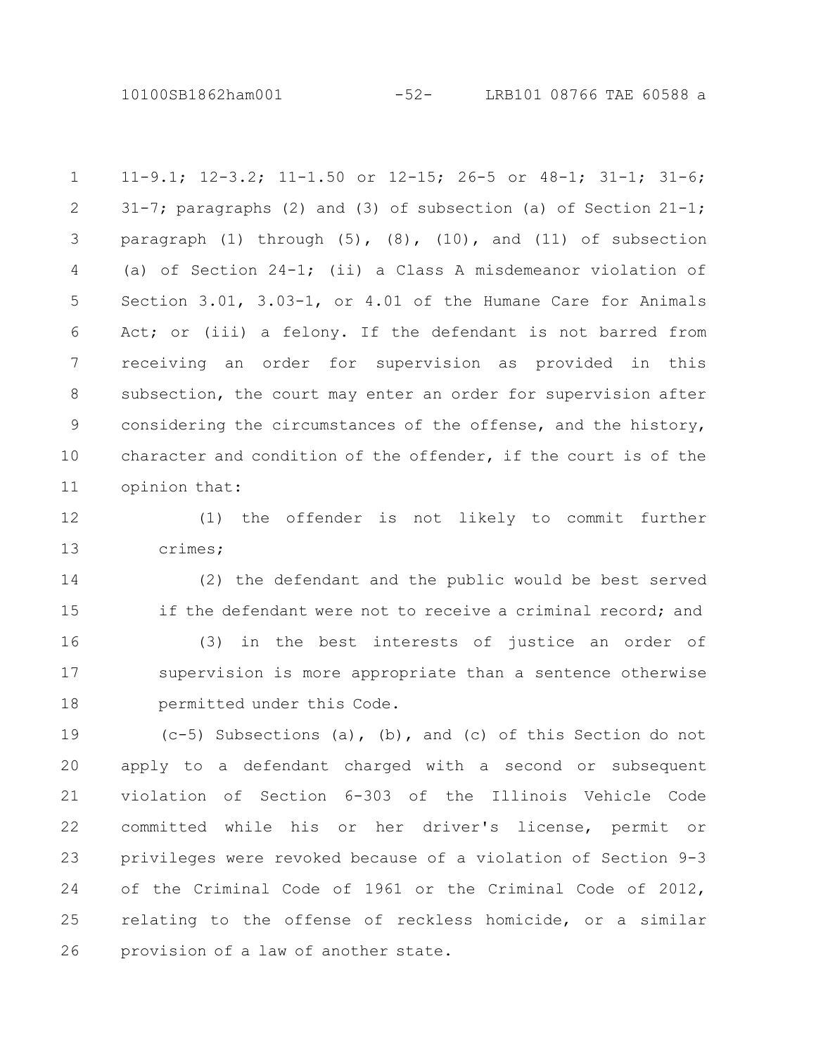11-9.1; 12-3.2; 11-1.50 or 12-15; 26-5 or 48-1; 31-1; 31-6; 31-7; paragraphs (2) and (3) of subsection (a) of Section 21-1; paragraph (1) through (5), (8), (10), and (11) of subsection (a) of Section 24-1; (ii) a Class A misdemeanor violation of Section 3.01, 3.03-1, or 4.01 of the Humane Care for Animals Act; or (iii) a felony. If the defendant is not barred from receiving an order for supervision as provided in this subsection, the court may enter an order for supervision after considering the circumstances of the offense, and the history, character and condition of the offender, if the court is of the opinion that:

(1) the offender is not likely to commit further crimes;

(2) the defendant and the public would be best served if the defendant were not to receive a criminal record; and

(3) in the best interests of justice an order of supervision is more appropriate than a sentence otherwise permitted under this Code.

(c-5) Subsections (a), (b), and (c) of this Section do not apply to a defendant charged with a second or subsequent violation of Section 6-303 of the Illinois Vehicle Code committed while his or her driver's license, permit or privileges were revoked because of a violation of Section 9-3 of the Criminal Code of 1961 or the Criminal Code of 2012, relating to the offense of reckless homicide, or a similar provision of a law of another state.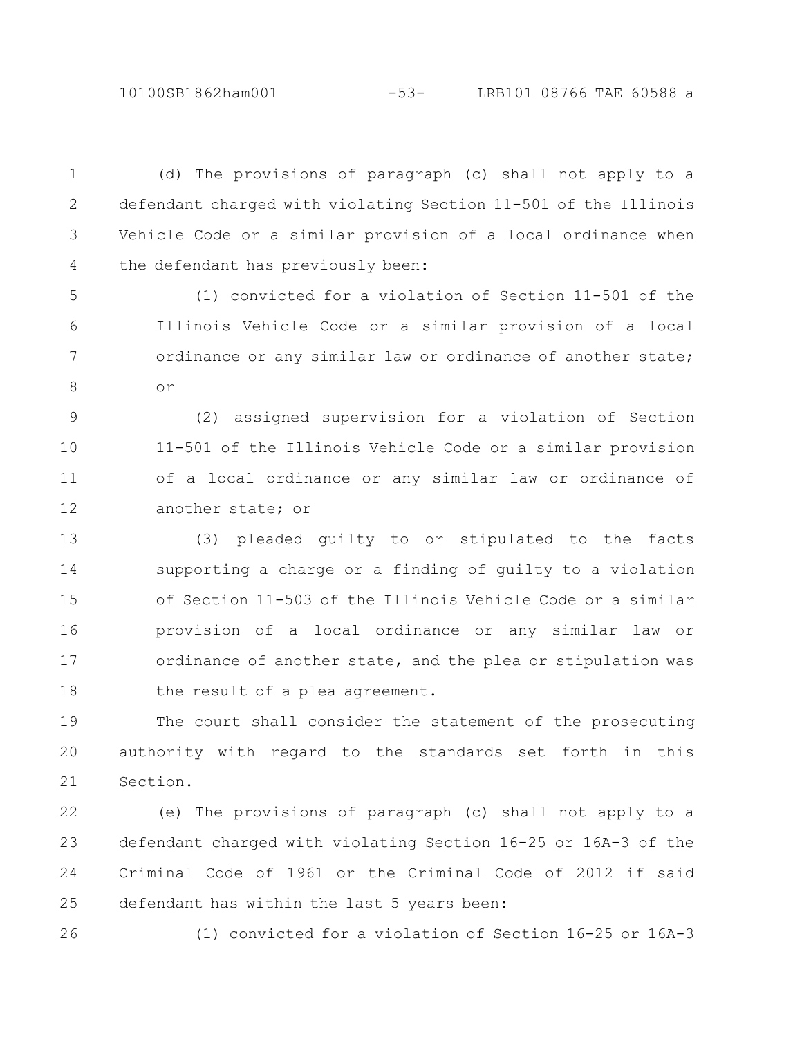(d) The provisions of paragraph (c) shall not apply to a defendant charged with violating Section 11-501 of the Illinois Vehicle Code or a similar provision of a local ordinance when the defendant has previously been:

(1) convicted for a violation of Section 11-501 of the Illinois Vehicle Code or a similar provision of a local ordinance or any similar law or ordinance of another state; or

(2) assigned supervision for a violation of Section 11-501 of the Illinois Vehicle Code or a similar provision of a local ordinance or any similar law or ordinance of another state; or

(3) pleaded guilty to or stipulated to the facts supporting a charge or a finding of guilty to a violation of Section 11-503 of the Illinois Vehicle Code or a similar provision of a local ordinance or any similar law or ordinance of another state, and the plea or stipulation was the result of a plea agreement.

The court shall consider the statement of the prosecuting authority with regard to the standards set forth in this Section.

(e) The provisions of paragraph (c) shall not apply to a defendant charged with violating Section 16-25 or 16A-3 of the Criminal Code of 1961 or the Criminal Code of 2012 if said defendant has within the last 5 years been:

(1) convicted for a violation of Section 16-25 or 16A-3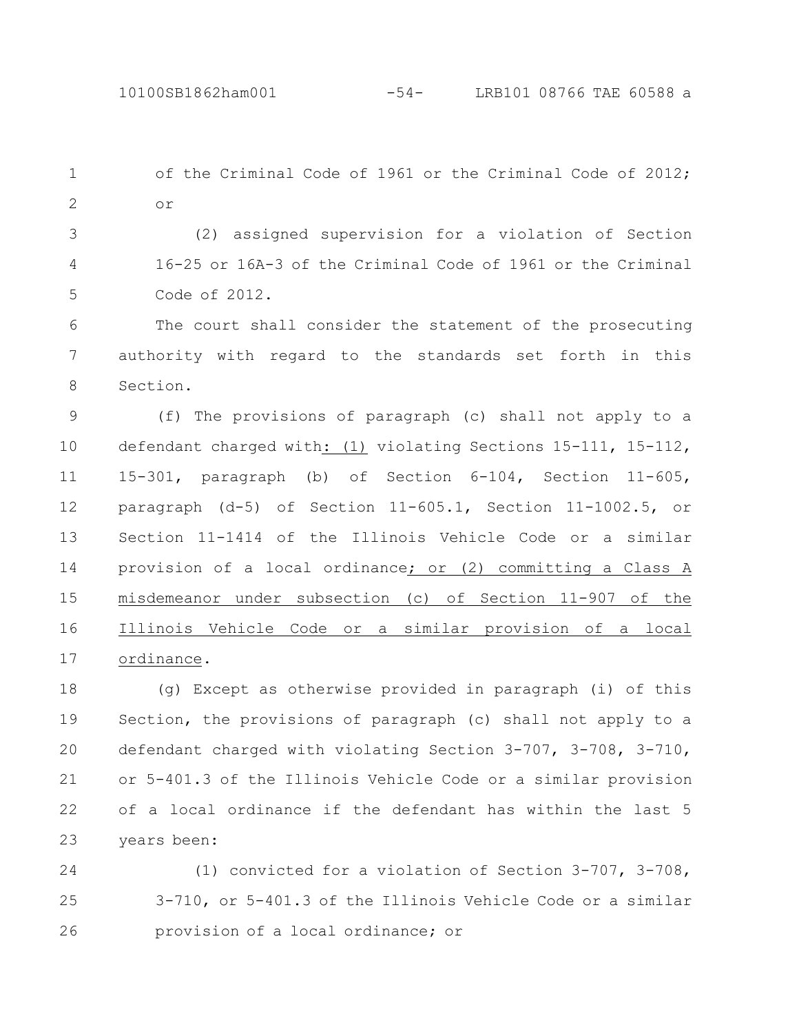of the Criminal Code of 1961 or the Criminal Code of 2012; or

(2) assigned supervision for a violation of Section 16-25 or 16A-3 of the Criminal Code of 1961 or the Criminal Code of 2012.

The court shall consider the statement of the prosecuting authority with regard to the standards set forth in this Section.

(f) The provisions of paragraph (c) shall not apply to a defendant charged with: (1) violating Sections 15-111, 15-112, 15-301, paragraph (b) of Section 6-104, Section 11-605, paragraph (d-5) of Section 11-605.1, Section 11-1002.5, or Section 11-1414 of the Illinois Vehicle Code or a similar provision of a local ordinance; or (2) committing a Class A misdemeanor under subsection (c) of Section 11-907 of the Illinois Vehicle Code or a similar provision of a local ordinance.

(g) Except as otherwise provided in paragraph (i) of this Section, the provisions of paragraph (c) shall not apply to a defendant charged with violating Section 3-707, 3-708, 3-710, or 5-401.3 of the Illinois Vehicle Code or a similar provision of a local ordinance if the defendant has within the last 5 years been:

(1) convicted for a violation of Section 3-707, 3-708, 3-710, or 5-401.3 of the Illinois Vehicle Code or a similar provision of a local ordinance; or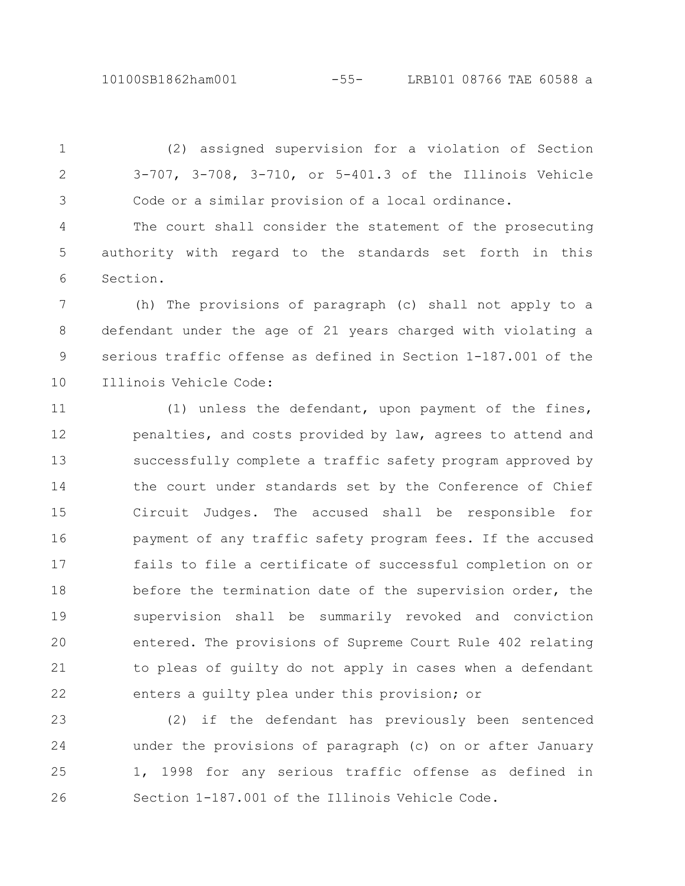(2) assigned supervision for a violation of Section 3-707, 3-708, 3-710, or 5-401.3 of the Illinois Vehicle Code or a similar provision of a local ordinance.

The court shall consider the statement of the prosecuting authority with regard to the standards set forth in this Section.

(h) The provisions of paragraph (c) shall not apply to a defendant under the age of 21 years charged with violating a serious traffic offense as defined in Section 1-187.001 of the Illinois Vehicle Code:

(1) unless the defendant, upon payment of the fines, penalties, and costs provided by law, agrees to attend and successfully complete a traffic safety program approved by the court under standards set by the Conference of Chief Circuit Judges. The accused shall be responsible for payment of any traffic safety program fees. If the accused fails to file a certificate of successful completion on or before the termination date of the supervision order, the supervision shall be summarily revoked and conviction entered. The provisions of Supreme Court Rule 402 relating to pleas of guilty do not apply in cases when a defendant enters a guilty plea under this provision; or

(2) if the defendant has previously been sentenced under the provisions of paragraph (c) on or after January 1, 1998 for any serious traffic offense as defined in Section 1-187.001 of the Illinois Vehicle Code.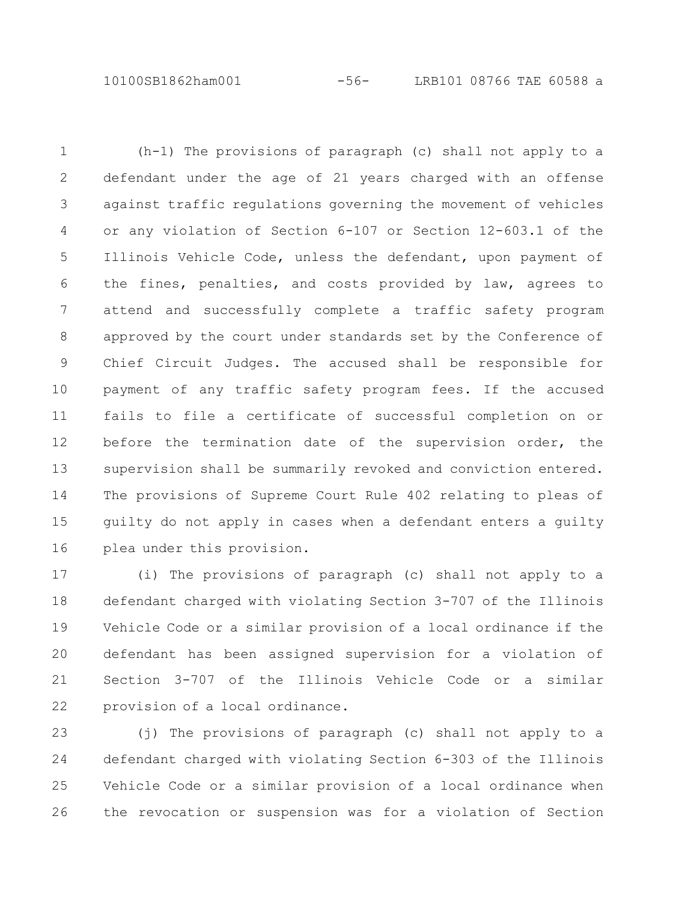(h-1) The provisions of paragraph (c) shall not apply to a defendant under the age of 21 years charged with an offense against traffic regulations governing the movement of vehicles or any violation of Section 6-107 or Section 12-603.1 of the Illinois Vehicle Code, unless the defendant, upon payment of the fines, penalties, and costs provided by law, agrees to attend and successfully complete a traffic safety program approved by the court under standards set by the Conference of Chief Circuit Judges. The accused shall be responsible for payment of any traffic safety program fees. If the accused fails to file a certificate of successful completion on or before the termination date of the supervision order, the supervision shall be summarily revoked and conviction entered. The provisions of Supreme Court Rule 402 relating to pleas of guilty do not apply in cases when a defendant enters a guilty plea under this provision.

(i) The provisions of paragraph (c) shall not apply to a defendant charged with violating Section 3-707 of the Illinois Vehicle Code or a similar provision of a local ordinance if the defendant has been assigned supervision for a violation of Section 3-707 of the Illinois Vehicle Code or a similar provision of a local ordinance.

(j) The provisions of paragraph (c) shall not apply to a defendant charged with violating Section 6-303 of the Illinois Vehicle Code or a similar provision of a local ordinance when the revocation or suspension was for a violation of Section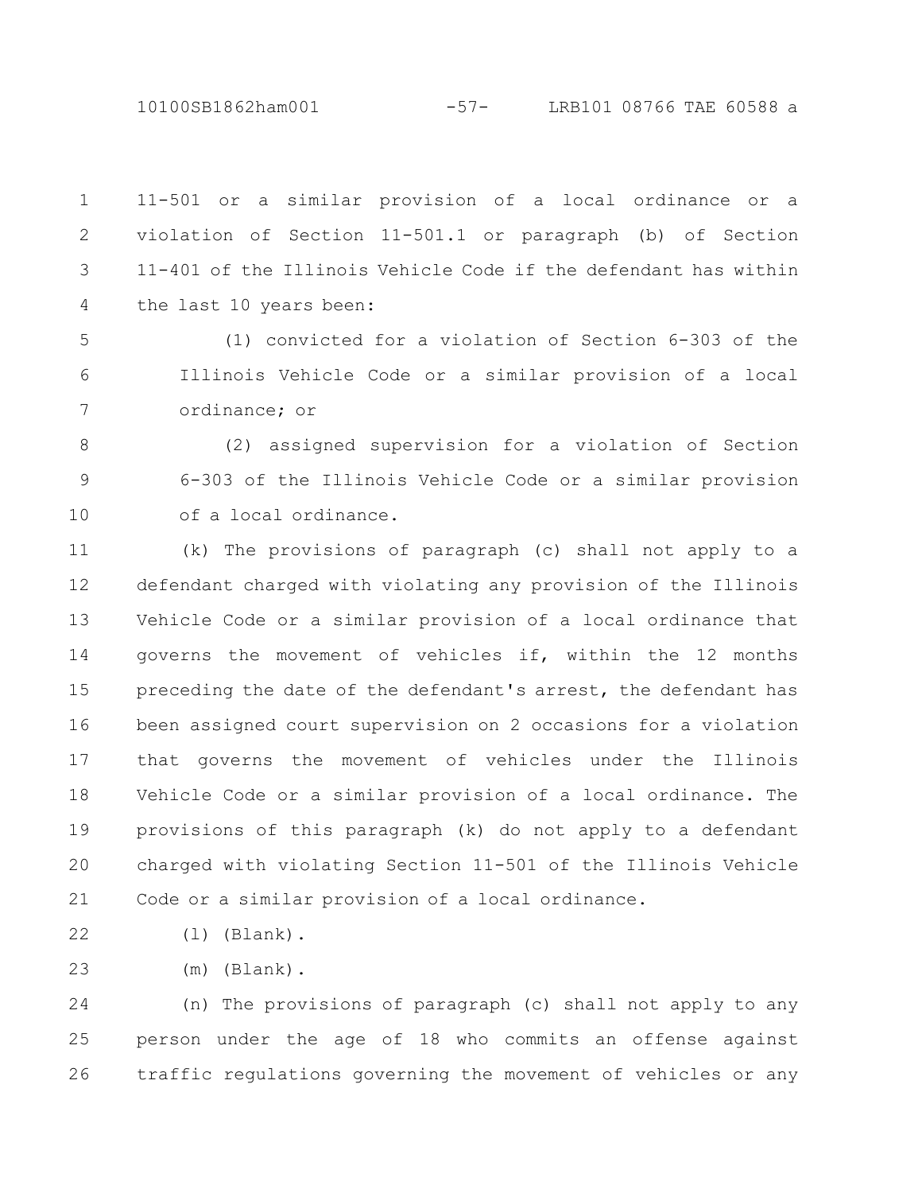11-501 or a similar provision of a local ordinance or a violation of Section 11-501.1 or paragraph (b) of Section 11-401 of the Illinois Vehicle Code if the defendant has within the last 10 years been:

(1) convicted for a violation of Section 6-303 of the Illinois Vehicle Code or a similar provision of a local ordinance; or

(2) assigned supervision for a violation of Section 6-303 of the Illinois Vehicle Code or a similar provision of a local ordinance.

(k) The provisions of paragraph (c) shall not apply to a defendant charged with violating any provision of the Illinois Vehicle Code or a similar provision of a local ordinance that governs the movement of vehicles if, within the 12 months preceding the date of the defendant's arrest, the defendant has been assigned court supervision on 2 occasions for a violation that governs the movement of vehicles under the Illinois Vehicle Code or a similar provision of a local ordinance. The provisions of this paragraph (k) do not apply to a defendant charged with violating Section 11-501 of the Illinois Vehicle Code or a similar provision of a local ordinance.

(l) (Blank).

(m) (Blank).

(n) The provisions of paragraph (c) shall not apply to any person under the age of 18 who commits an offense against traffic regulations governing the movement of vehicles or any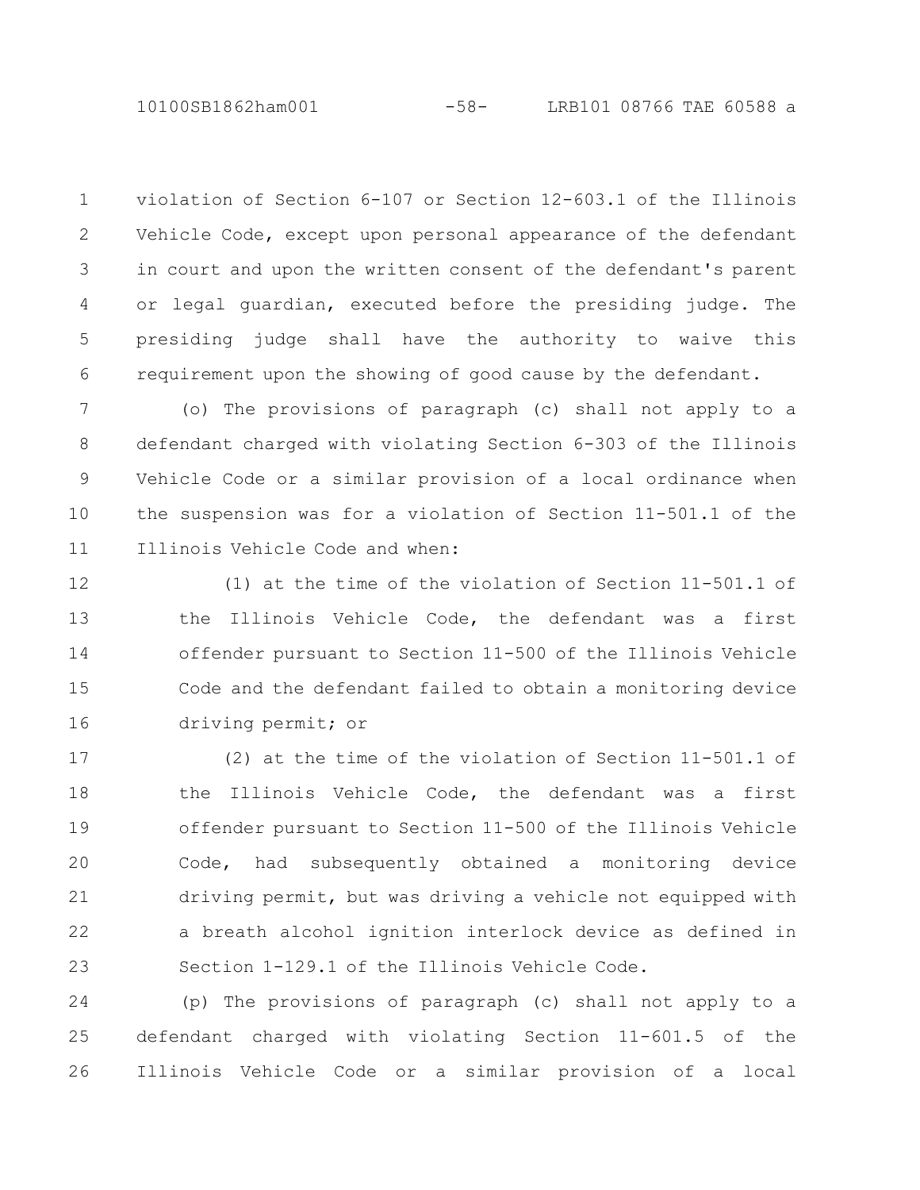violation of Section 6-107 or Section 12-603.1 of the Illinois Vehicle Code, except upon personal appearance of the defendant in court and upon the written consent of the defendant's parent or legal guardian, executed before the presiding judge. The presiding judge shall have the authority to waive this requirement upon the showing of good cause by the defendant.

(o) The provisions of paragraph (c) shall not apply to a defendant charged with violating Section 6-303 of the Illinois Vehicle Code or a similar provision of a local ordinance when the suspension was for a violation of Section 11-501.1 of the Illinois Vehicle Code and when:

(1) at the time of the violation of Section 11-501.1 of the Illinois Vehicle Code, the defendant was a first offender pursuant to Section 11-500 of the Illinois Vehicle Code and the defendant failed to obtain a monitoring device driving permit; or

(2) at the time of the violation of Section 11-501.1 of the Illinois Vehicle Code, the defendant was a first offender pursuant to Section 11-500 of the Illinois Vehicle Code, had subsequently obtained a monitoring device driving permit, but was driving a vehicle not equipped with a breath alcohol ignition interlock device as defined in Section 1-129.1 of the Illinois Vehicle Code.

(p) The provisions of paragraph (c) shall not apply to a defendant charged with violating Section 11-601.5 of the Illinois Vehicle Code or a similar provision of a local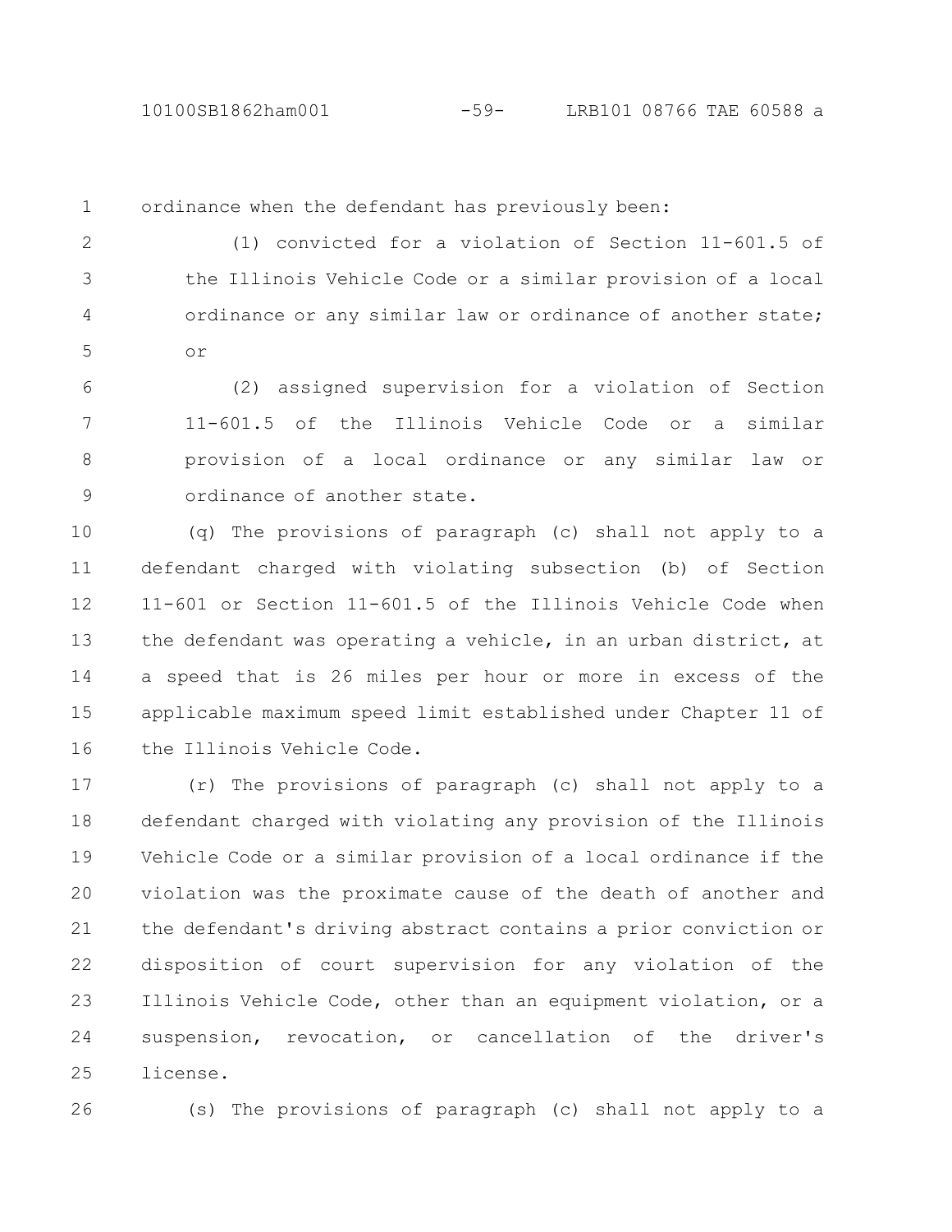ordinance when the defendant has previously been:

(1) convicted for a violation of Section 11-601.5 of the Illinois Vehicle Code or a similar provision of a local ordinance or any similar law or ordinance of another state; or

(2) assigned supervision for a violation of Section 11-601.5 of the Illinois Vehicle Code or a similar provision of a local ordinance or any similar law or ordinance of another state.

(q) The provisions of paragraph (c) shall not apply to a defendant charged with violating subsection (b) of Section 11-601 or Section 11-601.5 of the Illinois Vehicle Code when the defendant was operating a vehicle, in an urban district, at a speed that is 26 miles per hour or more in excess of the applicable maximum speed limit established under Chapter 11 of the Illinois Vehicle Code.

(r) The provisions of paragraph (c) shall not apply to a defendant charged with violating any provision of the Illinois Vehicle Code or a similar provision of a local ordinance if the violation was the proximate cause of the death of another and the defendant's driving abstract contains a prior conviction or disposition of court supervision for any violation of the Illinois Vehicle Code, other than an equipment violation, or a suspension, revocation, or cancellation of the driver's license.

(s) The provisions of paragraph (c) shall not apply to a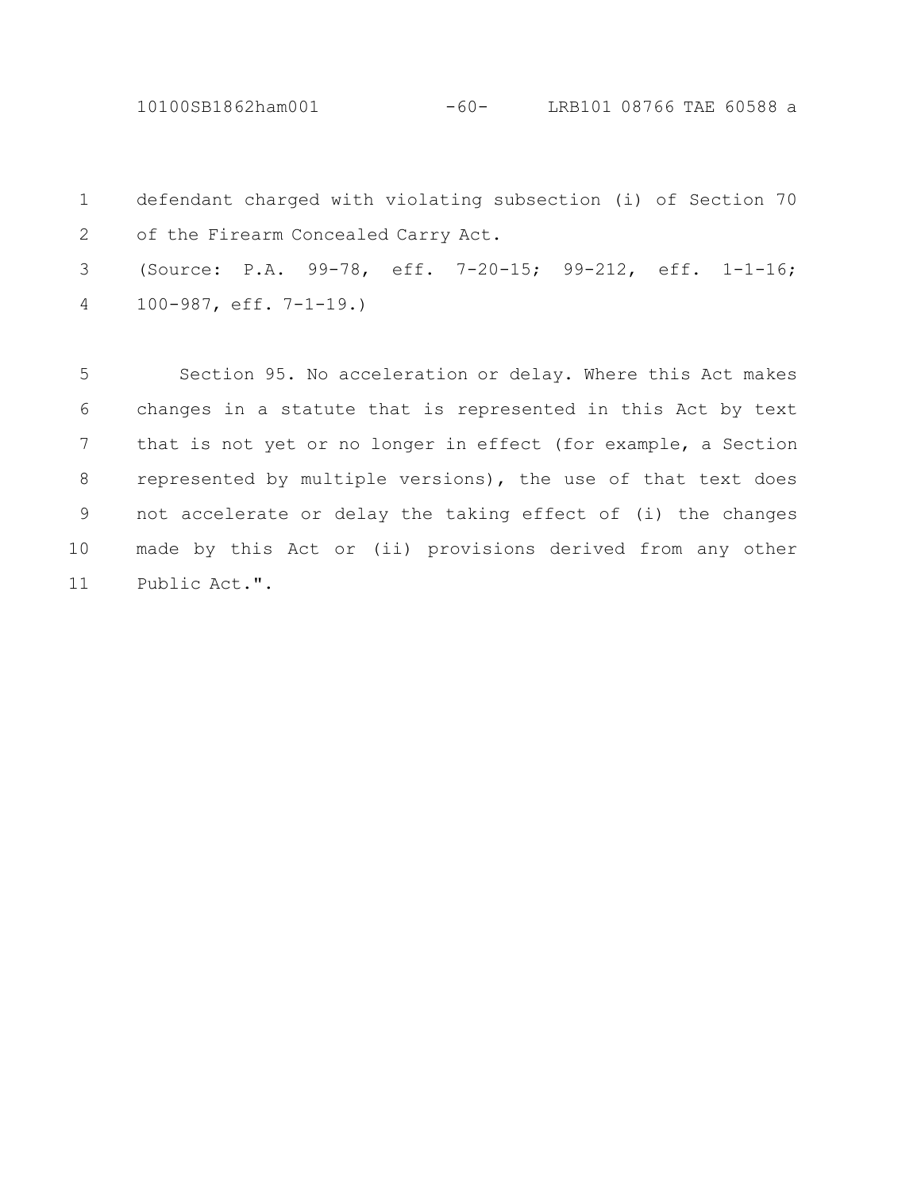defendant charged with violating subsection (i) of Section 70 of the Firearm Concealed Carry Act.

(Source: P.A. 99-78, eff. 7-20-15; 99-212, eff. 1-1-16; 100-987, eff. 7-1-19.)

Section 95. No acceleration or delay. Where this Act makes changes in a statute that is represented in this Act by text that is not yet or no longer in effect (for example, a Section represented by multiple versions), the use of that text does not accelerate or delay the taking effect of (i) the changes made by this Act or (ii) provisions derived from any other Public Act.".